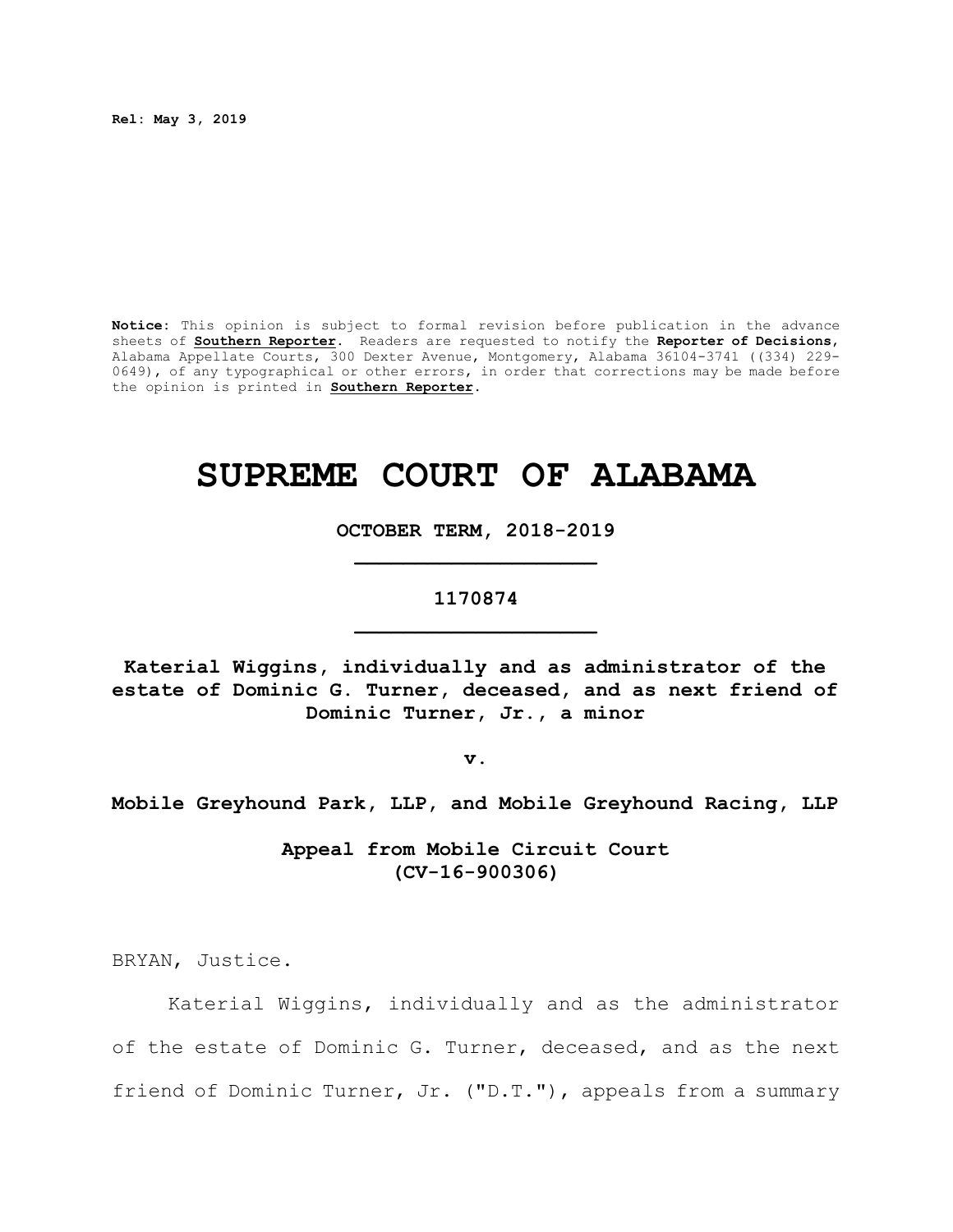**Rel: May 3, 2019**

**Notice:** This opinion is subject to formal revision before publication in the advance sheets of **Southern Reporter**. Readers are requested to notify the **Reporter of Decisions**, Alabama Appellate Courts, 300 Dexter Avenue, Montgomery, Alabama 36104-3741 ((334) 229-0649), of any typographical or other errors, in order that corrections may be made before the opinion is printed in **Southern Reporter**.

# SUPREME COURT OF ALABAMA

**OCTOBER TERM, 2018-2019**

**1170874**

**Katerial Wiggins, individually and as administrator of the estate of Dominic G. Turner, deceased, and as next friend of Dominic Turner, Jr., a minor**

**v.**

**Mobile Greyhound Park, LLP, and Mobile Greyhound Racing, LLP**

**Appeal from Mobile Circuit Court (CV-16-900306)**

BRYAN, Justice.

Katerial Wiggins, individually and as the administrator of the estate of Dominic G. Turner, deceased, and as the next friend of Dominic Turner, Jr. ("D.T."), appeals from a summary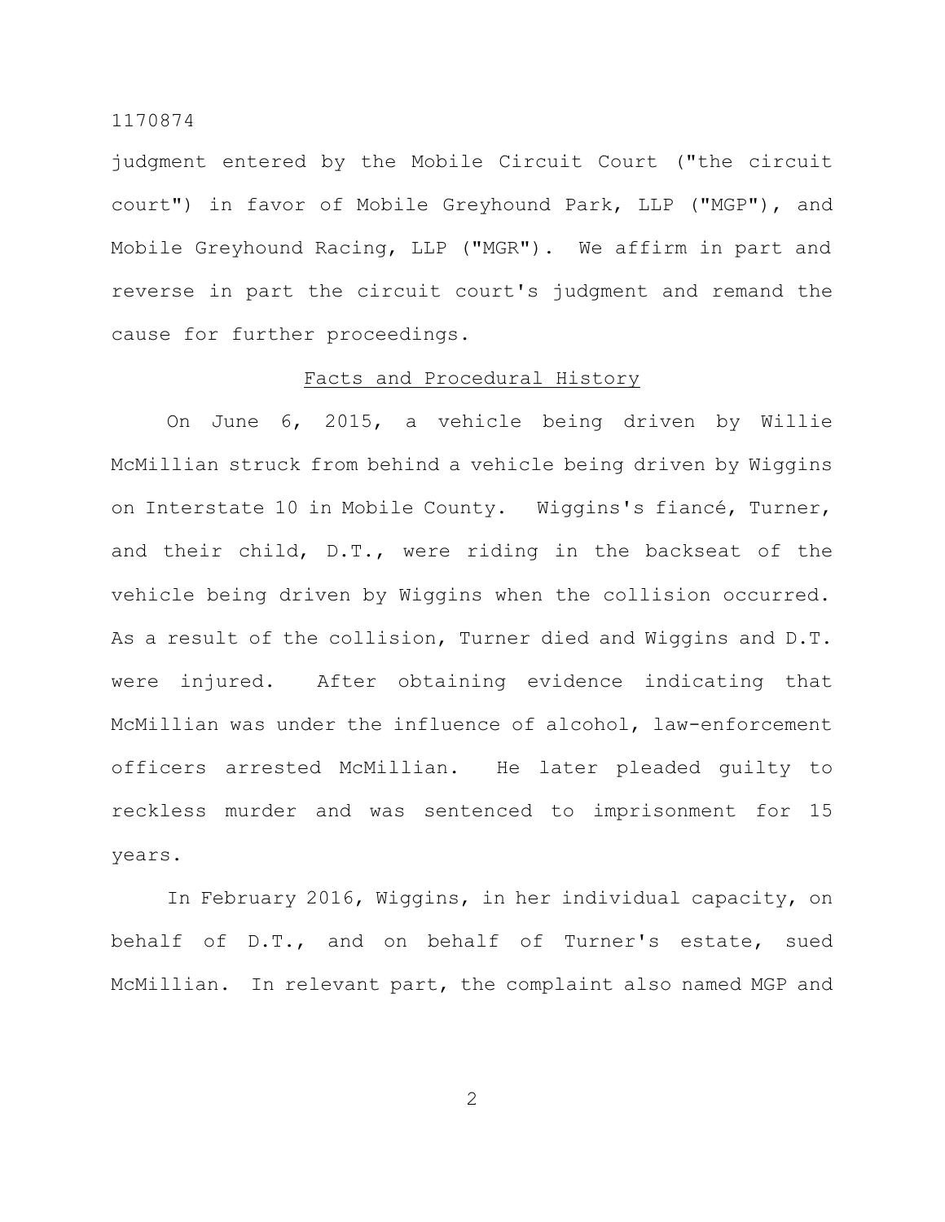judgment entered by the Mobile Circuit Court ("the circuit court") in favor of Mobile Greyhound Park, LLP ("MGP"), and Mobile Greyhound Racing, LLP ("MGR"). We affirm in part and reverse in part the circuit court's judgment and remand the cause for further proceedings.

## Facts and Procedural History

On June 6, 2015, a vehicle being driven by Willie McMillian struck from behind a vehicle being driven by Wiggins on Interstate 10 in Mobile County. Wiggins's fiancé, Turner, and their child, D.T., were riding in the backseat of the vehicle being driven by Wiggins when the collision occurred. As a result of the collision, Turner died and Wiggins and D.T. were injured. After obtaining evidence indicating that McMillian was under the influence of alcohol, law-enforcement officers arrested McMillian. He later pleaded guilty to reckless murder and was sentenced to imprisonment for 15 years.

In February 2016, Wiggins, in her individual capacity, on behalf of D.T., and on behalf of Turner's estate, sued McMillian. In relevant part, the complaint also named MGP and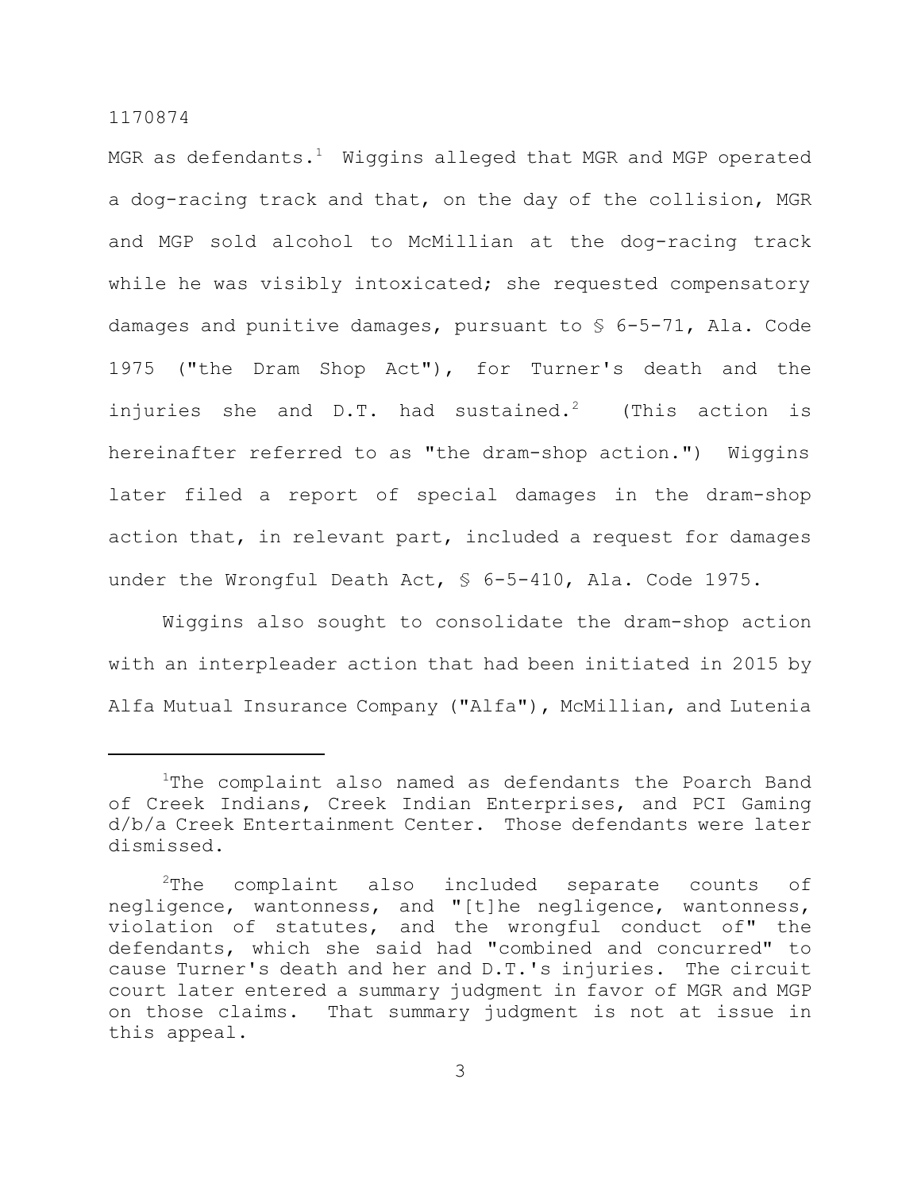MGR as defendants.[1] Wiggins alleged that MGR and MGP operated a dog-racing track and that, on the day of the collision, MGR and MGP sold alcohol to McMillian at the dog-racing track while he was visibly intoxicated; she requested compensatory damages and punitive damages, pursuant to § 6-5-71, Ala. Code 1975 ("the Dram Shop Act"), for Turner's death and the injuries she and D.T. had sustained.[2] (This action is hereinafter referred to as "the dram-shop action.") Wiggins later filed a report of special damages in the dram-shop action that, in relevant part, included a request for damages under the Wrongful Death Act, § 6-5-410, Ala. Code 1975.

Wiggins also sought to consolidate the dram-shop action with an interpleader action that had been initiated in 2015 by Alfa Mutual Insurance Company ("Alfa"), McMillian, and Lutenia

---

[1] The complaint also named as defendants the Poarch Band of Creek Indians, Creek Indian Enterprises, and PCI Gaming d/b/a Creek Entertainment Center. Those defendants were later dismissed.

[2] The complaint also included separate counts of negligence, wantonness, and "[t]he negligence, wantonness, violation of statutes, and the wrongful conduct of" the defendants, which she said had "combined and concurred" to cause Turner's death and her and D.T.'s injuries. The circuit court later entered a summary judgment in favor of MGR and MGP on those claims. That summary judgment is not at issue in this appeal.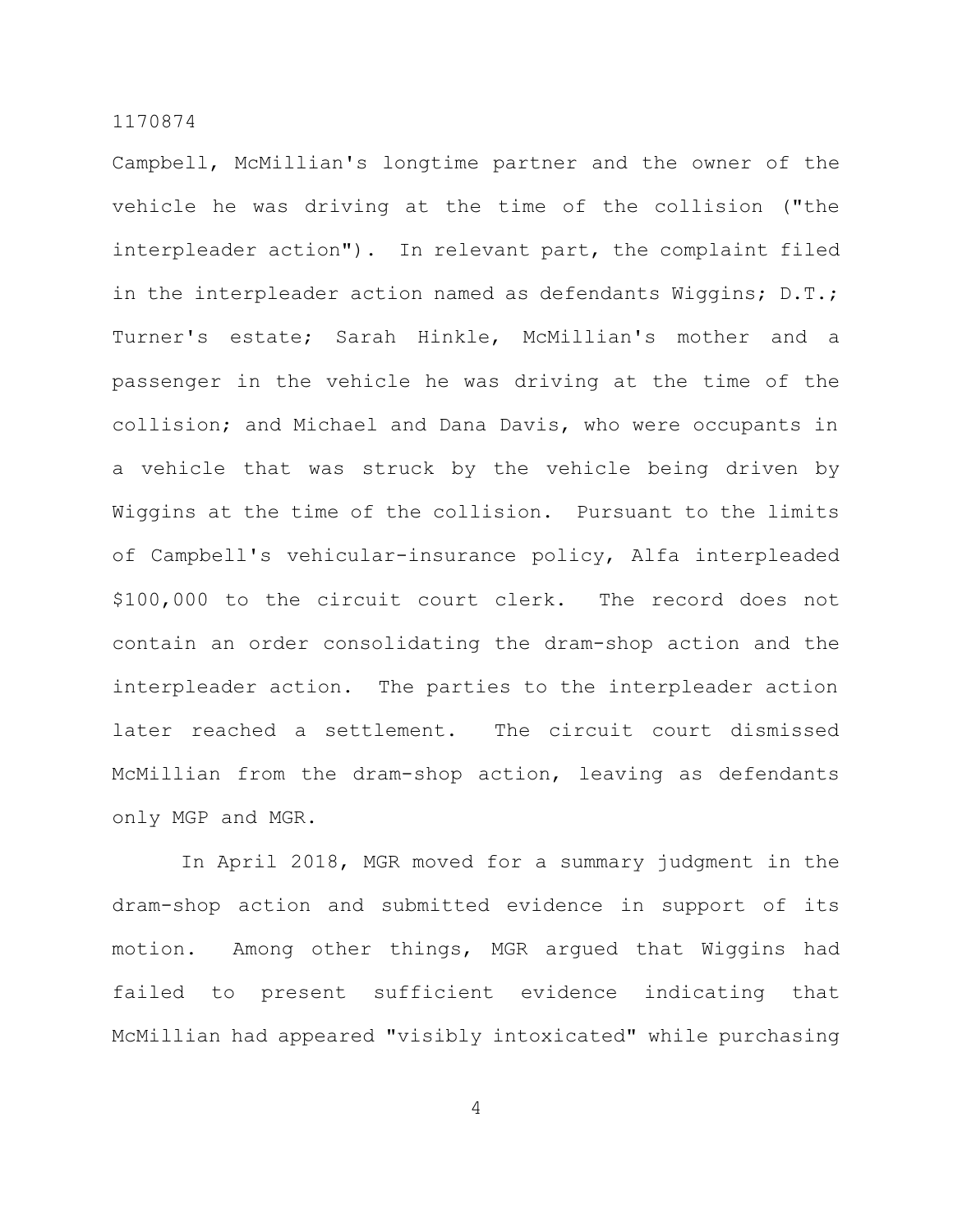Campbell, McMillian's longtime partner and the owner of the vehicle he was driving at the time of the collision ("the interpleader action"). In relevant part, the complaint filed in the interpleader action named as defendants Wiggins; D.T.; Turner's estate; Sarah Hinkle, McMillian's mother and a passenger in the vehicle he was driving at the time of the collision; and Michael and Dana Davis, who were occupants in a vehicle that was struck by the vehicle being driven by Wiggins at the time of the collision. Pursuant to the limits of Campbell's vehicular-insurance policy, Alfa interpleaded $100,000 to the circuit court clerk. The record does not contain an order consolidating the dram-shop action and the interpleader action. The parties to the interpleader action later reached a settlement. The circuit court dismissed McMillian from the dram-shop action, leaving as defendants only MGP and MGR.

In April 2018, MGR moved for a summary judgment in the dram-shop action and submitted evidence in support of its motion. Among other things, MGR argued that Wiggins had failed to present sufficient evidence indicating that McMillian had appeared "visibly intoxicated" while purchasing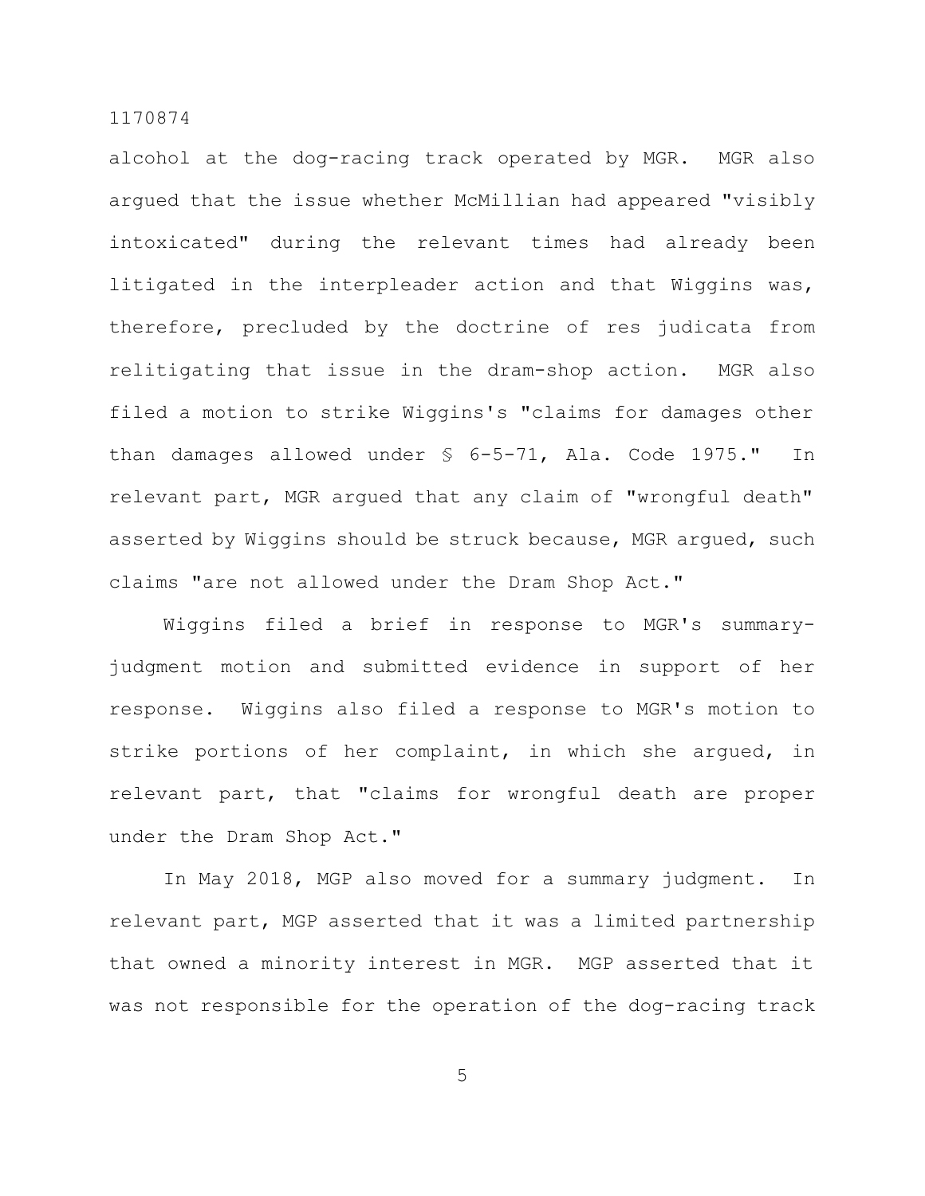alcohol at the dog-racing track operated by MGR. MGR also argued that the issue whether McMillian had appeared "visibly intoxicated" during the relevant times had already been litigated in the interpleader action and that Wiggins was, therefore, precluded by the doctrine of res judicata from relitigating that issue in the dram-shop action. MGR also filed a motion to strike Wiggins's "claims for damages other than damages allowed under § 6-5-71, Ala. Code 1975." In relevant part, MGR argued that any claim of "wrongful death" asserted by Wiggins should be struck because, MGR argued, such claims "are not allowed under the Dram Shop Act."

Wiggins filed a brief in response to MGR's summary-judgment motion and submitted evidence in support of her response. Wiggins also filed a response to MGR's motion to strike portions of her complaint, in which she argued, in relevant part, that "claims for wrongful death are proper under the Dram Shop Act."

In May 2018, MGP also moved for a summary judgment. In relevant part, MGP asserted that it was a limited partnership that owned a minority interest in MGR. MGP asserted that it was not responsible for the operation of the dog-racing track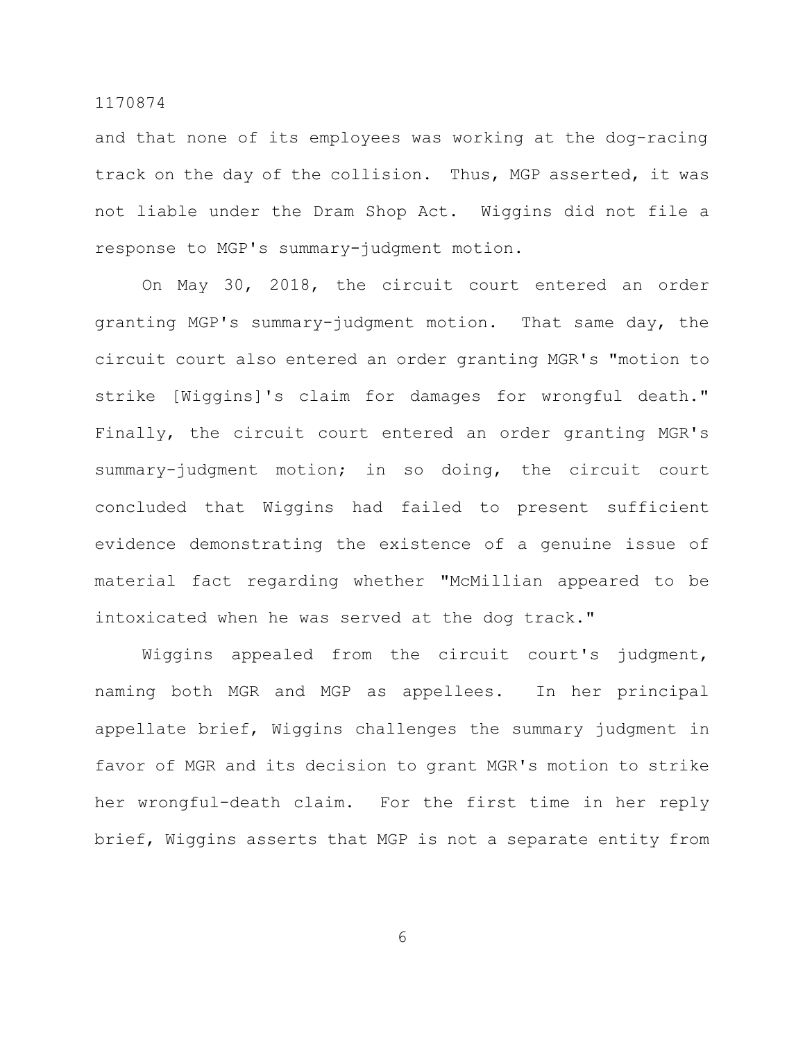and that none of its employees was working at the dog-racing track on the day of the collision. Thus, MGP asserted, it was not liable under the Dram Shop Act. Wiggins did not file a response to MGP's summary-judgment motion.

On May 30, 2018, the circuit court entered an order granting MGP's summary-judgment motion. That same day, the circuit court also entered an order granting MGR's "motion to strike [Wiggins]'s claim for damages for wrongful death." Finally, the circuit court entered an order granting MGR's summary-judgment motion; in so doing, the circuit court concluded that Wiggins had failed to present sufficient evidence demonstrating the existence of a genuine issue of material fact regarding whether "McMillian appeared to be intoxicated when he was served at the dog track."

Wiggins appealed from the circuit court's judgment, naming both MGR and MGP as appellees. In her principal appellate brief, Wiggins challenges the summary judgment in favor of MGR and its decision to grant MGR's motion to strike her wrongful-death claim. For the first time in her reply brief, Wiggins asserts that MGP is not a separate entity from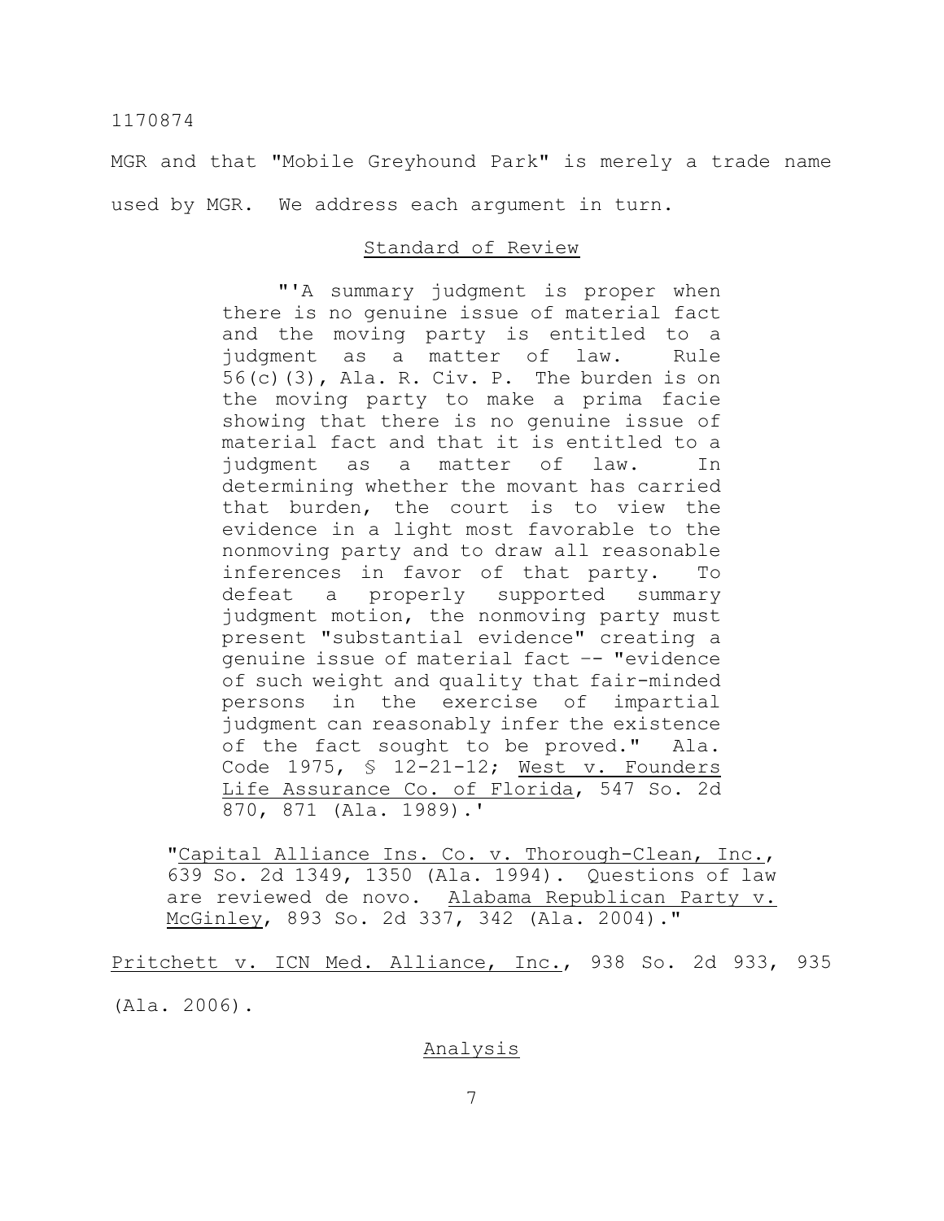MGR and that "Mobile Greyhound Park" is merely a trade name used by MGR. We address each argument in turn.

## Standard of Review

> "'A summary judgment is proper when there is no genuine issue of material fact and the moving party is entitled to a judgment as a matter of law. Rule 56(c)(3), Ala. R. Civ. P. The burden is on the moving party to make a prima facie showing that there is no genuine issue of material fact and that it is entitled to a judgment as a matter of law. In determining whether the movant has carried that burden, the court is to view the evidence in a light most favorable to the nonmoving party and to draw all reasonable inferences in favor of that party. To defeat a properly supported summary judgment motion, the nonmoving party must present "substantial evidence" creating a genuine issue of material fact -- "evidence of such weight and quality that fair-minded persons in the exercise of impartial judgment can reasonably infer the existence of the fact sought to be proved." Ala. Code 1975, § 12-21-12; West v. Founders Life Assurance Co. of Florida, 547 So. 2d 870, 871 (Ala. 1989).'
>
> "Capital Alliance Ins. Co. v. Thorough-Clean, Inc., 639 So. 2d 1349, 1350 (Ala. 1994). Questions of law are reviewed de novo. Alabama Republican Party v. McGinley, 893 So. 2d 337, 342 (Ala. 2004)."

Pritchett v. ICN Med. Alliance, Inc., 938 So. 2d 933, 935 (Ala. 2006).

## Analysis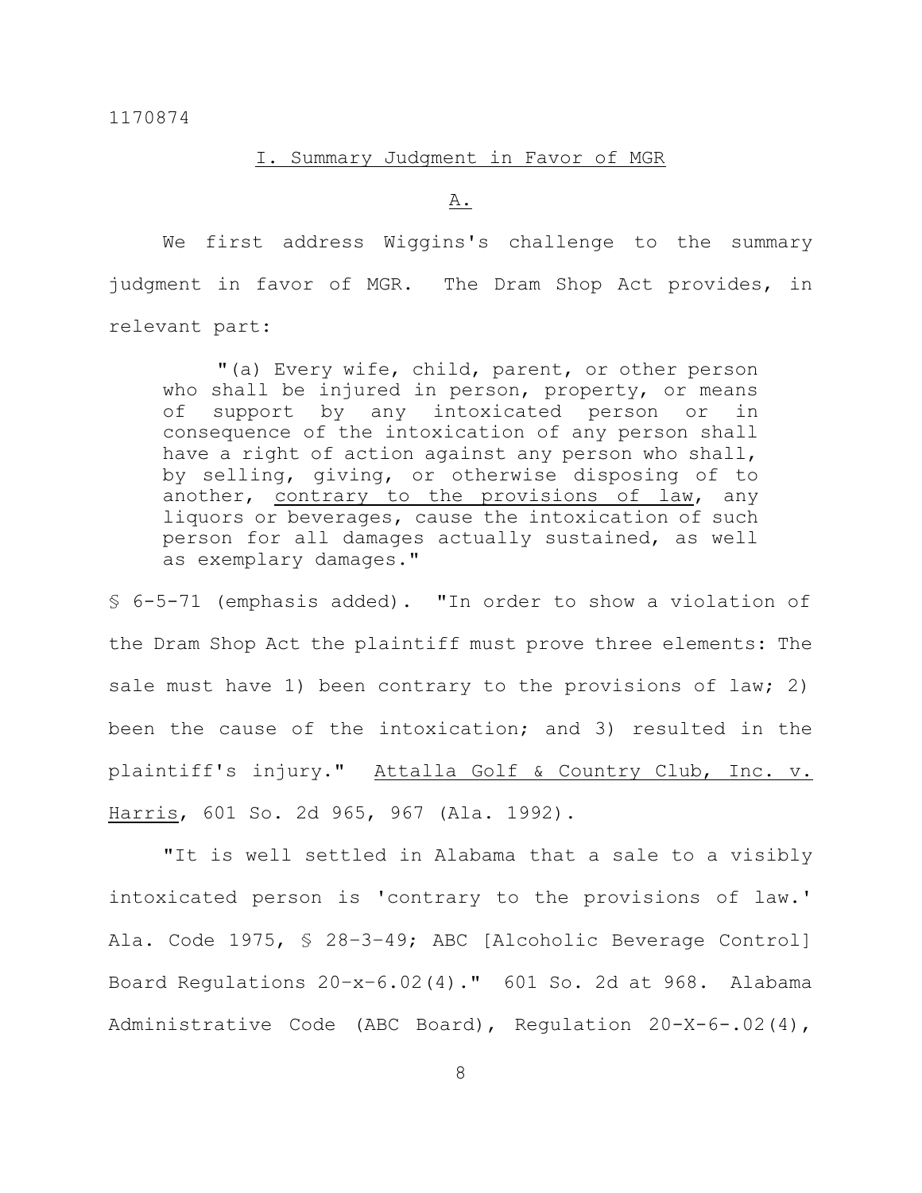## I. Summary Judgment in Favor of MGR

### A.

We first address Wiggins's challenge to the summary judgment in favor of MGR. The Dram Shop Act provides, in relevant part:

> "(a) Every wife, child, parent, or other person who shall be injured in person, property, or means of support by any intoxicated person or in consequence of the intoxication of any person shall have a right of action against any person who shall, by selling, giving, or otherwise disposing of to another, contrary to the provisions of law, any liquors or beverages, cause the intoxication of such person for all damages actually sustained, as well as exemplary damages."

§ 6-5-71 (emphasis added). "In order to show a violation of the Dram Shop Act the plaintiff must prove three elements: The sale must have 1) been contrary to the provisions of law; 2) been the cause of the intoxication; and 3) resulted in the plaintiff's injury." Attalla Golf & Country Club, Inc. v. Harris, 601 So. 2d 965, 967 (Ala. 1992).

"It is well settled in Alabama that a sale to a visibly intoxicated person is 'contrary to the provisions of law.' Ala. Code 1975, § 28-3-49; ABC [Alcoholic Beverage Control] Board Regulations 20-x-6.02(4)." 601 So. 2d at 968. Alabama Administrative Code (ABC Board), Regulation 20-X-6-.02(4),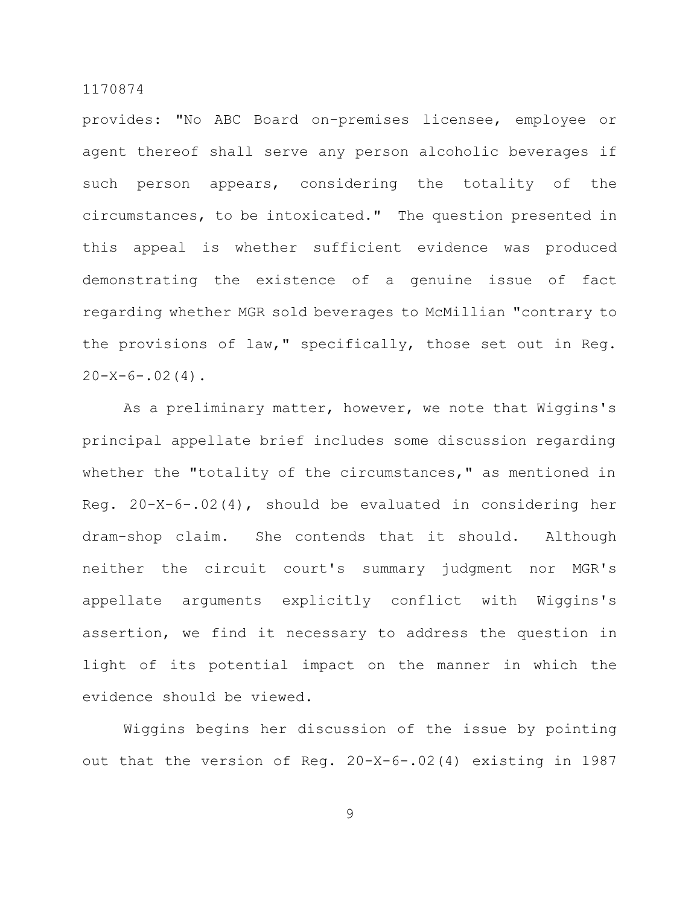provides: "No ABC Board on-premises licensee, employee or agent thereof shall serve any person alcoholic beverages if such person appears, considering the totality of the circumstances, to be intoxicated." The question presented in this appeal is whether sufficient evidence was produced demonstrating the existence of a genuine issue of fact regarding whether MGR sold beverages to McMillian "contrary to the provisions of law," specifically, those set out in Reg. 20-X-6-.02(4).

As a preliminary matter, however, we note that Wiggins's principal appellate brief includes some discussion regarding whether the "totality of the circumstances," as mentioned in Reg. 20-X-6-.02(4), should be evaluated in considering her dram-shop claim. She contends that it should. Although neither the circuit court's summary judgment nor MGR's appellate arguments explicitly conflict with Wiggins's assertion, we find it necessary to address the question in light of its potential impact on the manner in which the evidence should be viewed.

Wiggins begins her discussion of the issue by pointing out that the version of Reg. 20-X-6-.02(4) existing in 1987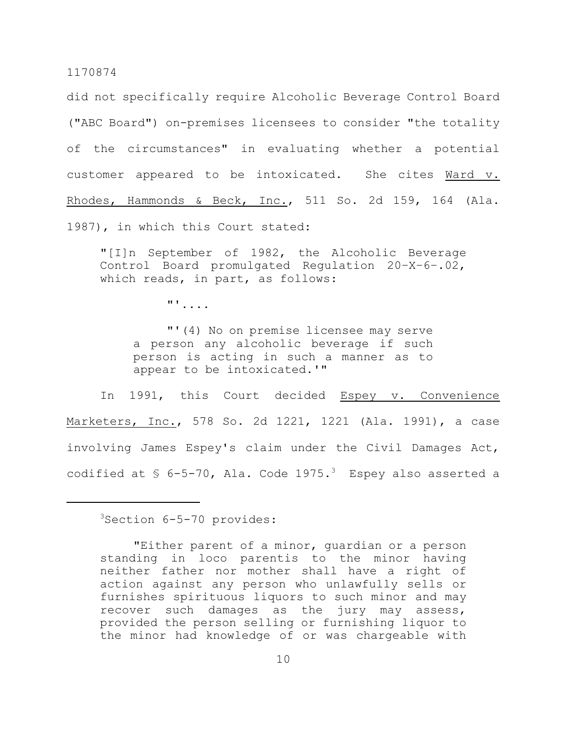did not specifically require Alcoholic Beverage Control Board ("ABC Board") on-premises licensees to consider "the totality of the circumstances" in evaluating whether a potential customer appeared to be intoxicated. She cites Ward v. Rhodes, Hammonds & Beck, Inc., 511 So. 2d 159, 164 (Ala. 1987), in which this Court stated:

> "[I]n September of 1982, the Alcoholic Beverage Control Board promulgated Regulation 20-X-6-.02, which reads, in part, as follows:
>
> > "'....
> >
> > "'(4) No on premise licensee may serve a person any alcoholic beverage if such person is acting in such a manner as to appear to be intoxicated.'"

In 1991, this Court decided Espey v. Convenience Marketers, Inc., 578 So. 2d 1221, 1221 (Ala. 1991), a case involving James Espey's claim under the Civil Damages Act, codified at § 6-5-70, Ala. Code 1975.[3] Espey also asserted a

---

[3]Section 6-5-70 provides:

> "Either parent of a minor, guardian or a person standing in loco parentis to the minor having neither father nor mother shall have a right of action against any person who unlawfully sells or furnishes spirituous liquors to such minor and may recover such damages as the jury may assess, provided the person selling or furnishing liquor to the minor had knowledge of or was chargeable with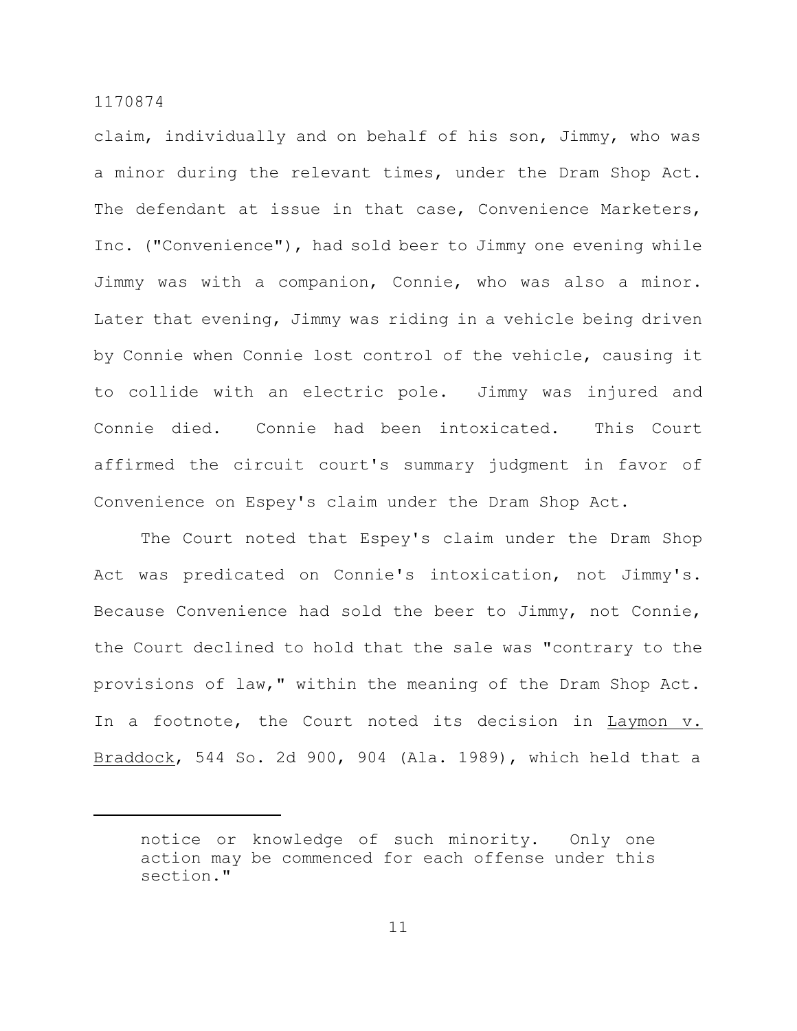claim, individually and on behalf of his son, Jimmy, who was a minor during the relevant times, under the Dram Shop Act. The defendant at issue in that case, Convenience Marketers, Inc. ("Convenience"), had sold beer to Jimmy one evening while Jimmy was with a companion, Connie, who was also a minor. Later that evening, Jimmy was riding in a vehicle being driven by Connie when Connie lost control of the vehicle, causing it to collide with an electric pole. Jimmy was injured and Connie died. Connie had been intoxicated. This Court affirmed the circuit court's summary judgment in favor of Convenience on Espey's claim under the Dram Shop Act.

The Court noted that Espey's claim under the Dram Shop Act was predicated on Connie's intoxication, not Jimmy's. Because Convenience had sold the beer to Jimmy, not Connie, the Court declined to hold that the sale was "contrary to the provisions of law," within the meaning of the Dram Shop Act. In a footnote, the Court noted its decision in Laymon v. Braddock, 544 So. 2d 900, 904 (Ala. 1989), which held that a

---

notice or knowledge of such minority. Only one action may be commenced for each offense under this section."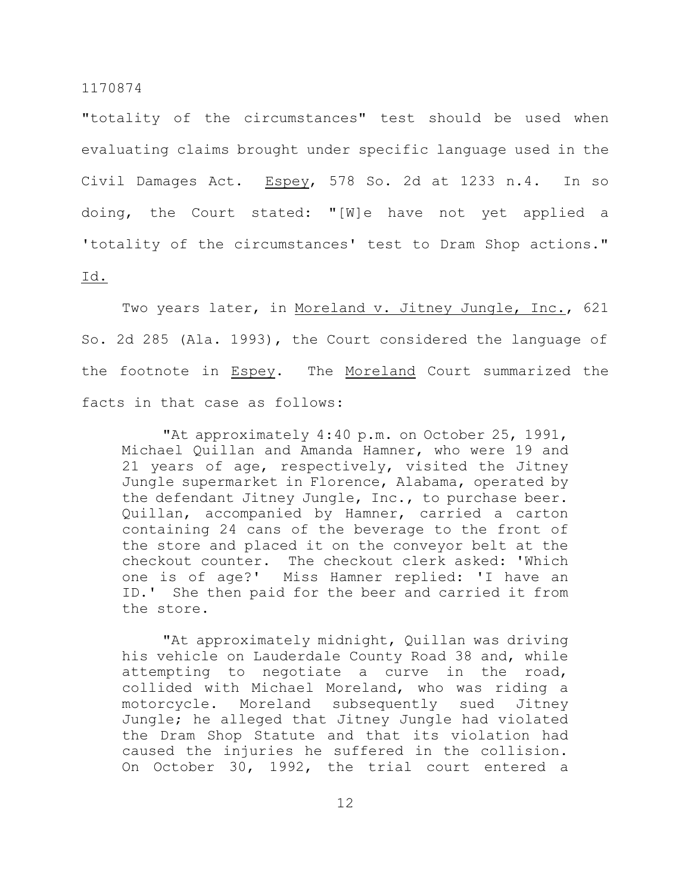"totality of the circumstances" test should be used when evaluating claims brought under specific language used in the Civil Damages Act. Espey, 578 So. 2d at 1233 n.4. In so doing, the Court stated: "[W]e have not yet applied a 'totality of the circumstances' test to Dram Shop actions." Id.

Two years later, in Moreland v. Jitney Jungle, Inc., 621 So. 2d 285 (Ala. 1993), the Court considered the language of the footnote in Espey. The Moreland Court summarized the facts in that case as follows:

> "At approximately 4:40 p.m. on October 25, 1991, Michael Quillan and Amanda Hamner, who were 19 and 21 years of age, respectively, visited the Jitney Jungle supermarket in Florence, Alabama, operated by the defendant Jitney Jungle, Inc., to purchase beer. Quillan, accompanied by Hamner, carried a carton containing 24 cans of the beverage to the front of the store and placed it on the conveyor belt at the checkout counter. The checkout clerk asked: 'Which one is of age?' Miss Hamner replied: 'I have an ID.' She then paid for the beer and carried it from the store.
>
> "At approximately midnight, Quillan was driving his vehicle on Lauderdale County Road 38 and, while attempting to negotiate a curve in the road, collided with Michael Moreland, who was riding a motorcycle. Moreland subsequently sued Jitney Jungle; he alleged that Jitney Jungle had violated the Dram Shop Statute and that its violation had caused the injuries he suffered in the collision. On October 30, 1992, the trial court entered a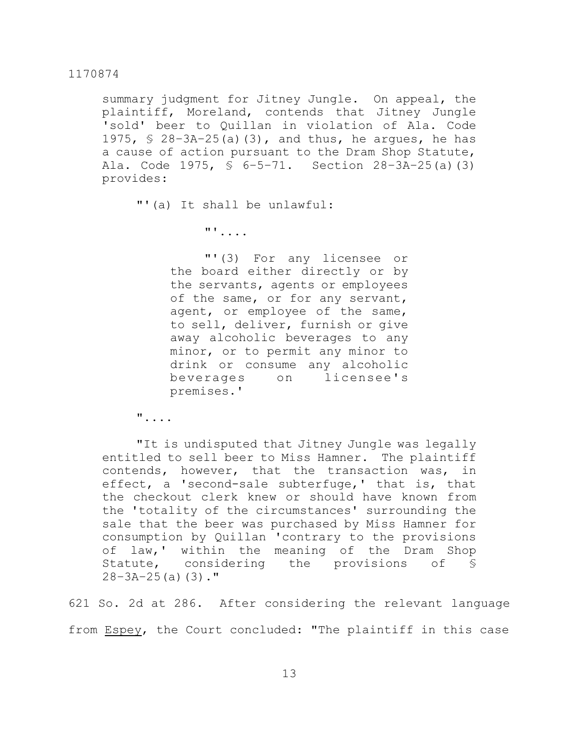> summary judgment for Jitney Jungle. On appeal, the plaintiff, Moreland, contends that Jitney Jungle 'sold' beer to Quillan in violation of Ala. Code 1975, § 28-3A-25(a)(3), and thus, he argues, he has a cause of action pursuant to the Dram Shop Statute, Ala. Code 1975, § 6-5-71. Section 28-3A-25(a)(3) provides:
>
> "'(a) It shall be unlawful:
>
> "'....
>
> "'(3) For any licensee or the board either directly or by the servants, agents or employees of the same, or for any servant, agent, or employee of the same, to sell, deliver, furnish or give away alcoholic beverages to any minor, or to permit any minor to drink or consume any alcoholic beverages on licensee's premises.'
>
> "....
>
> "It is undisputed that Jitney Jungle was legally entitled to sell beer to Miss Hamner. The plaintiff contends, however, that the transaction was, in effect, a 'second-sale subterfuge,' that is, that the checkout clerk knew or should have known from the 'totality of the circumstances' surrounding the sale that the beer was purchased by Miss Hamner for consumption by Quillan 'contrary to the provisions of law,' within the meaning of the Dram Shop Statute, considering the provisions of § 28-3A-25(a)(3)."

621 So. 2d at 286. After considering the relevant language from Espey, the Court concluded: "The plaintiff in this case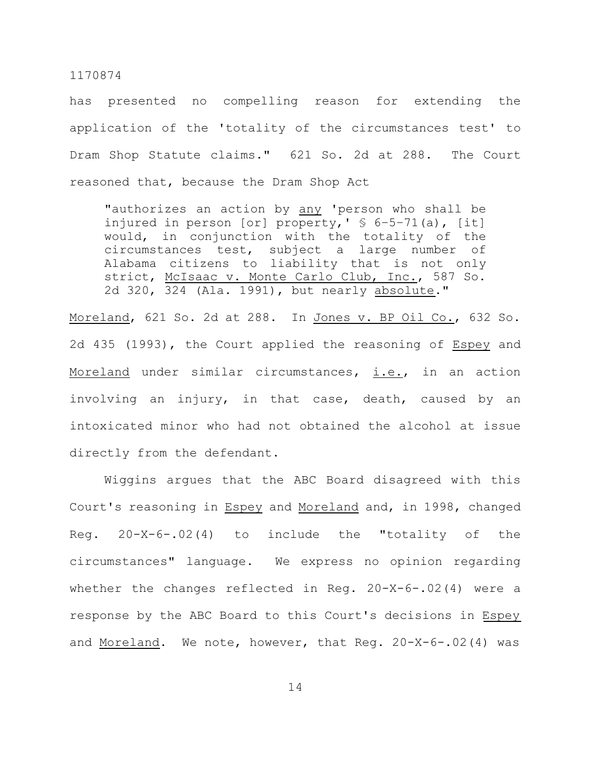has presented no compelling reason for extending the application of the 'totality of the circumstances test' to Dram Shop Statute claims." 621 So. 2d at 288. The Court reasoned that, because the Dram Shop Act

> "authorizes an action by any 'person who shall be injured in person [or] property,' § 6-5-71(a), [it] would, in conjunction with the totality of the circumstances test, subject a large number of Alabama citizens to liability that is not only strict, McIsaac v. Monte Carlo Club, Inc., 587 So. 2d 320, 324 (Ala. 1991), but nearly absolute."

Moreland, 621 So. 2d at 288. In Jones v. BP Oil Co., 632 So. 2d 435 (1993), the Court applied the reasoning of Espey and Moreland under similar circumstances, i.e., in an action involving an injury, in that case, death, caused by an intoxicated minor who had not obtained the alcohol at issue directly from the defendant.

Wiggins argues that the ABC Board disagreed with this Court's reasoning in Espey and Moreland and, in 1998, changed Reg. 20-X-6-.02(4) to include the "totality of the circumstances" language. We express no opinion regarding whether the changes reflected in Reg. 20-X-6-.02(4) were a response by the ABC Board to this Court's decisions in Espey and Moreland. We note, however, that Reg. 20-X-6-.02(4) was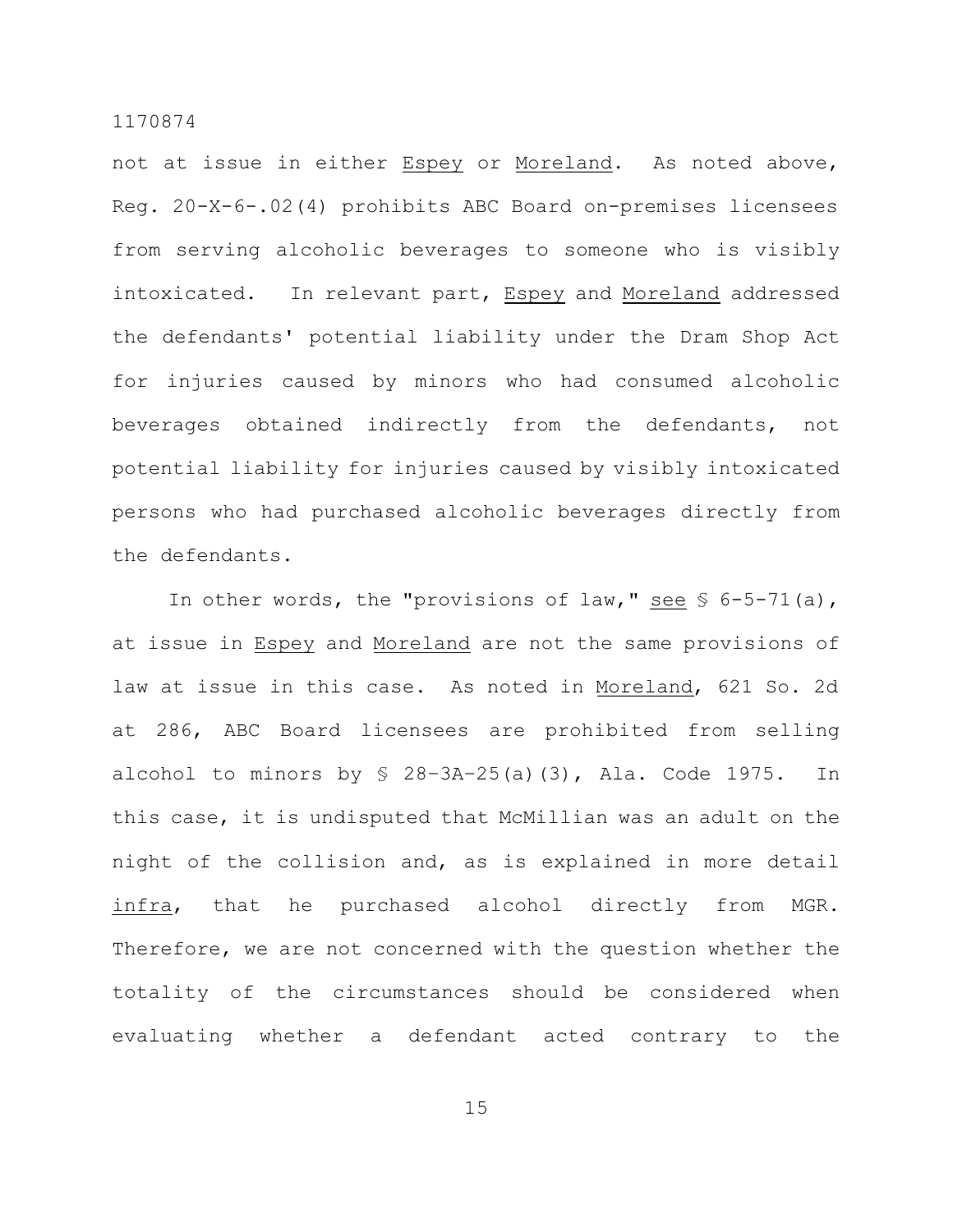not at issue in either Espey or Moreland. As noted above, Reg. 20-X-6-.02(4) prohibits ABC Board on-premises licensees from serving alcoholic beverages to someone who is visibly intoxicated. In relevant part, Espey and Moreland addressed the defendants' potential liability under the Dram Shop Act for injuries caused by minors who had consumed alcoholic beverages obtained indirectly from the defendants, not potential liability for injuries caused by visibly intoxicated persons who had purchased alcoholic beverages directly from the defendants.

In other words, the "provisions of law," see § 6-5-71(a), at issue in Espey and Moreland are not the same provisions of law at issue in this case. As noted in Moreland, 621 So. 2d at 286, ABC Board licensees are prohibited from selling alcohol to minors by § 28-3A-25(a)(3), Ala. Code 1975. In this case, it is undisputed that McMillian was an adult on the night of the collision and, as is explained in more detail infra, that he purchased alcohol directly from MGR. Therefore, we are not concerned with the question whether the totality of the circumstances should be considered when evaluating whether a defendant acted contrary to the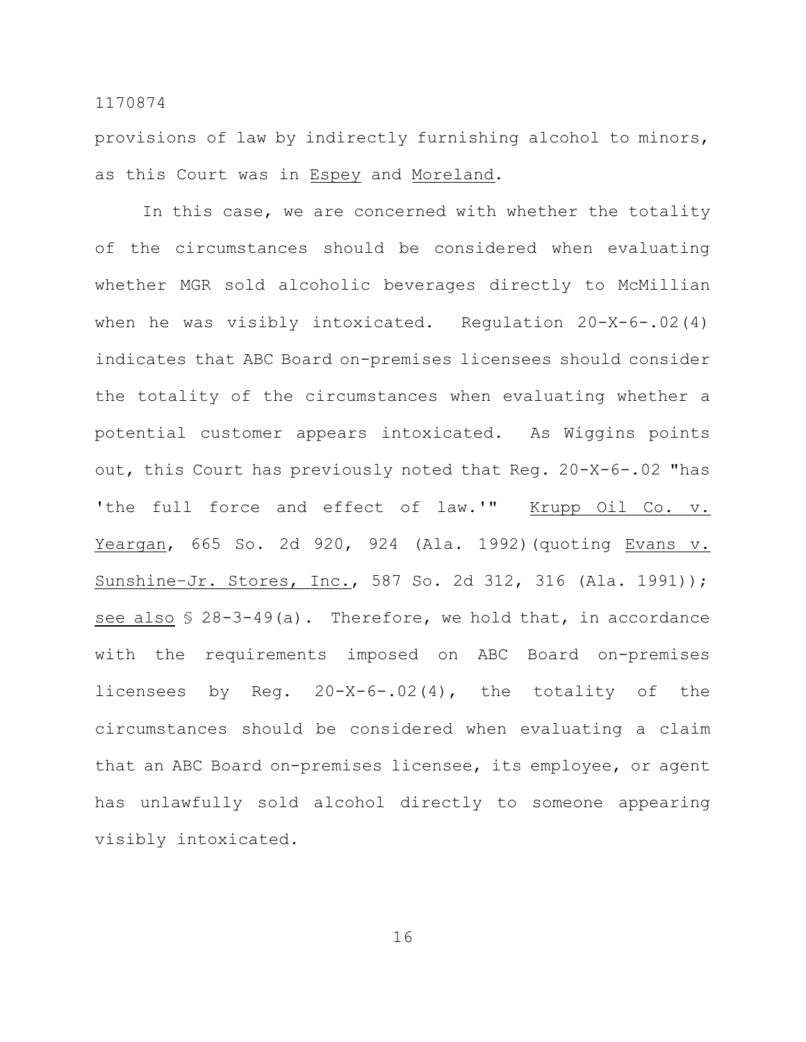provisions of law by indirectly furnishing alcohol to minors, as this Court was in Espey and Moreland.

In this case, we are concerned with whether the totality of the circumstances should be considered when evaluating whether MGR sold alcoholic beverages directly to McMillian when he was visibly intoxicated. Regulation 20-X-6-.02(4) indicates that ABC Board on-premises licensees should consider the totality of the circumstances when evaluating whether a potential customer appears intoxicated. As Wiggins points out, this Court has previously noted that Reg. 20-X-6-.02 "has 'the full force and effect of law.'" Krupp Oil Co. v. Yeargan, 665 So. 2d 920, 924 (Ala. 1992)(quoting Evans v. Sunshine–Jr. Stores, Inc., 587 So. 2d 312, 316 (Ala. 1991)); see also § 28-3-49(a). Therefore, we hold that, in accordance with the requirements imposed on ABC Board on-premises licensees by Reg. 20-X-6-.02(4), the totality of the circumstances should be considered when evaluating a claim that an ABC Board on-premises licensee, its employee, or agent has unlawfully sold alcohol directly to someone appearing visibly intoxicated.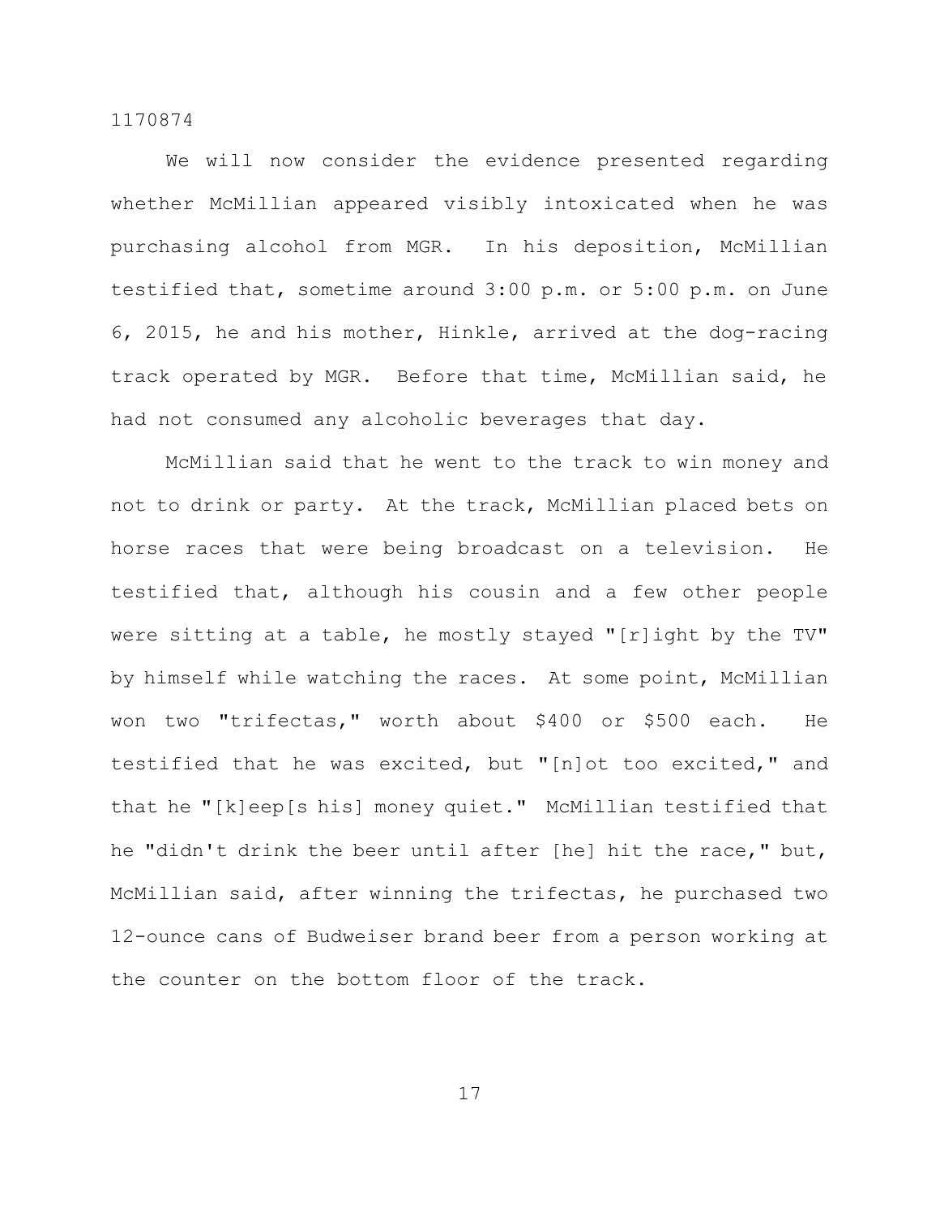We will now consider the evidence presented regarding whether McMillian appeared visibly intoxicated when he was purchasing alcohol from MGR. In his deposition, McMillian testified that, sometime around 3:00 p.m. or 5:00 p.m. on June 6, 2015, he and his mother, Hinkle, arrived at the dog-racing track operated by MGR. Before that time, McMillian said, he had not consumed any alcoholic beverages that day.

McMillian said that he went to the track to win money and not to drink or party. At the track, McMillian placed bets on horse races that were being broadcast on a television. He testified that, although his cousin and a few other people were sitting at a table, he mostly stayed "[r]ight by the TV" by himself while watching the races. At some point, McMillian won two "trifectas," worth about $400 or $500 each. He testified that he was excited, but "[n]ot too excited," and that he "[k]eep[s his] money quiet." McMillian testified that he "didn't drink the beer until after [he] hit the race," but, McMillian said, after winning the trifectas, he purchased two 12-ounce cans of Budweiser brand beer from a person working at the counter on the bottom floor of the track.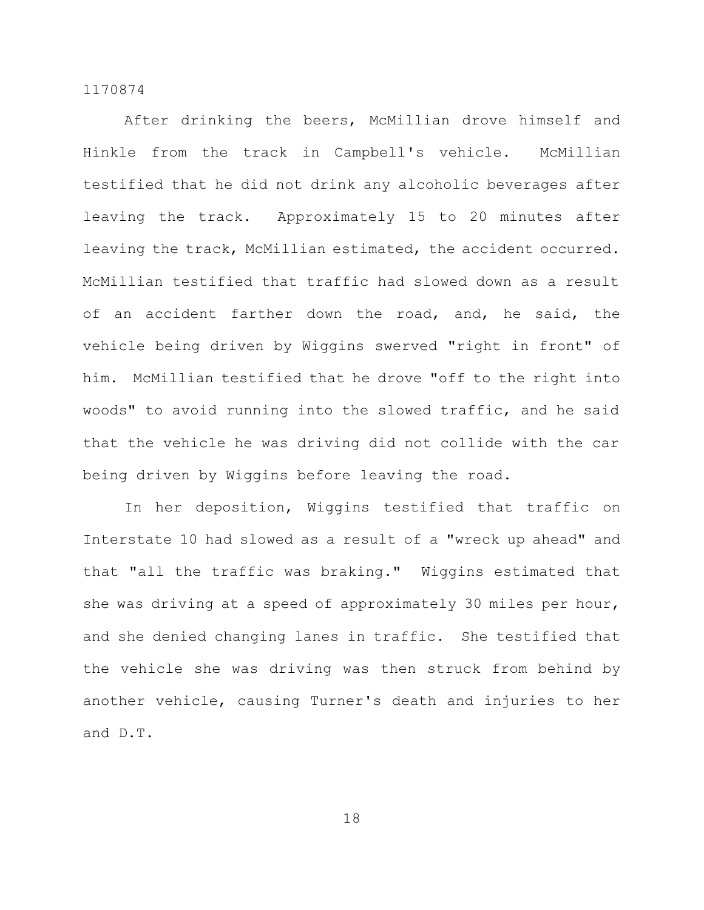After drinking the beers, McMillian drove himself and Hinkle from the track in Campbell's vehicle. McMillian testified that he did not drink any alcoholic beverages after leaving the track. Approximately 15 to 20 minutes after leaving the track, McMillian estimated, the accident occurred. McMillian testified that traffic had slowed down as a result of an accident farther down the road, and, he said, the vehicle being driven by Wiggins swerved "right in front" of him. McMillian testified that he drove "off to the right into woods" to avoid running into the slowed traffic, and he said that the vehicle he was driving did not collide with the car being driven by Wiggins before leaving the road.

In her deposition, Wiggins testified that traffic on Interstate 10 had slowed as a result of a "wreck up ahead" and that "all the traffic was braking." Wiggins estimated that she was driving at a speed of approximately 30 miles per hour, and she denied changing lanes in traffic. She testified that the vehicle she was driving was then struck from behind by another vehicle, causing Turner's death and injuries to her and D.T.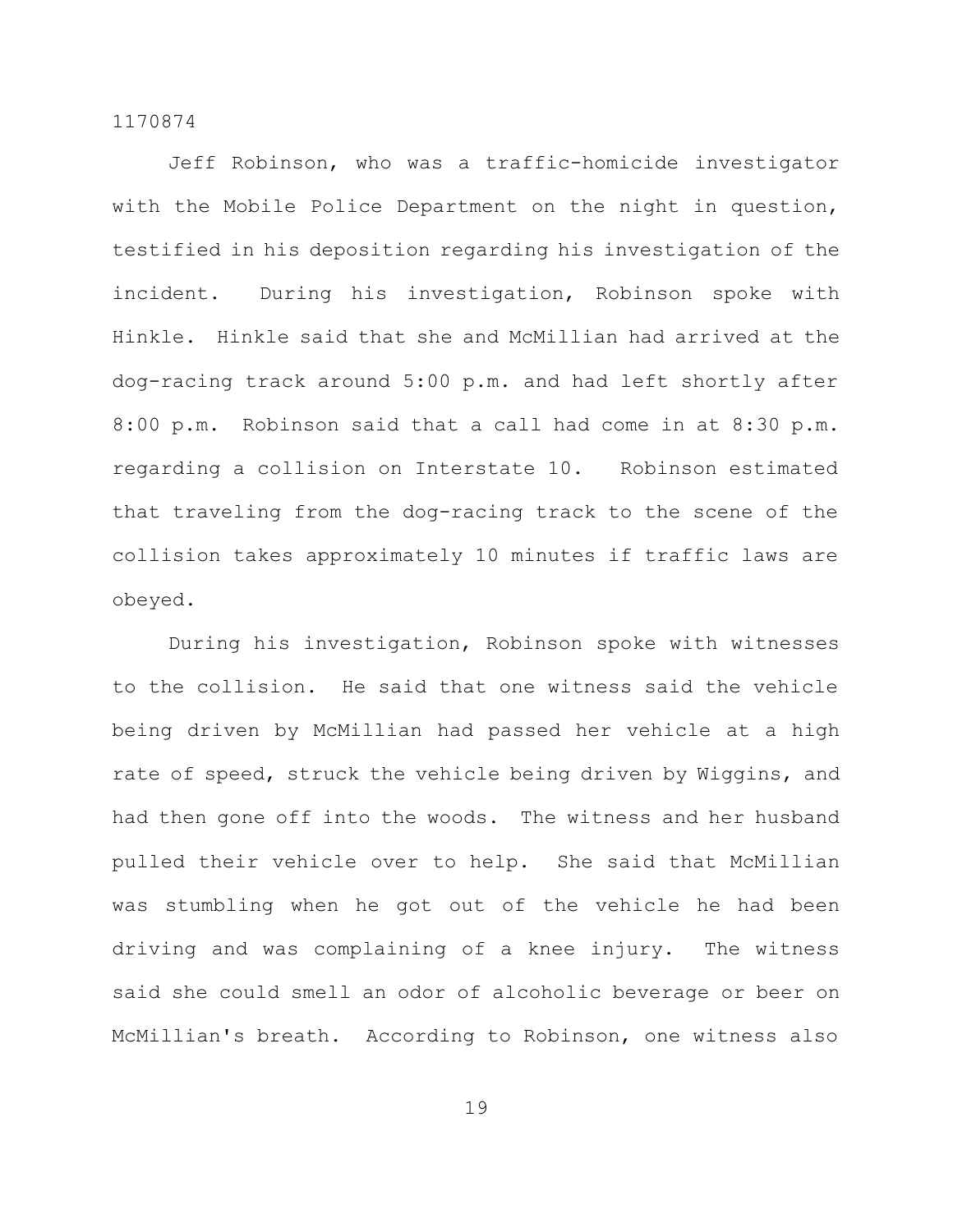Jeff Robinson, who was a traffic-homicide investigator with the Mobile Police Department on the night in question, testified in his deposition regarding his investigation of the incident. During his investigation, Robinson spoke with Hinkle. Hinkle said that she and McMillian had arrived at the dog-racing track around 5:00 p.m. and had left shortly after 8:00 p.m. Robinson said that a call had come in at 8:30 p.m. regarding a collision on Interstate 10. Robinson estimated that traveling from the dog-racing track to the scene of the collision takes approximately 10 minutes if traffic laws are obeyed.

During his investigation, Robinson spoke with witnesses to the collision. He said that one witness said the vehicle being driven by McMillian had passed her vehicle at a high rate of speed, struck the vehicle being driven by Wiggins, and had then gone off into the woods. The witness and her husband pulled their vehicle over to help. She said that McMillian was stumbling when he got out of the vehicle he had been driving and was complaining of a knee injury. The witness said she could smell an odor of alcoholic beverage or beer on McMillian's breath. According to Robinson, one witness also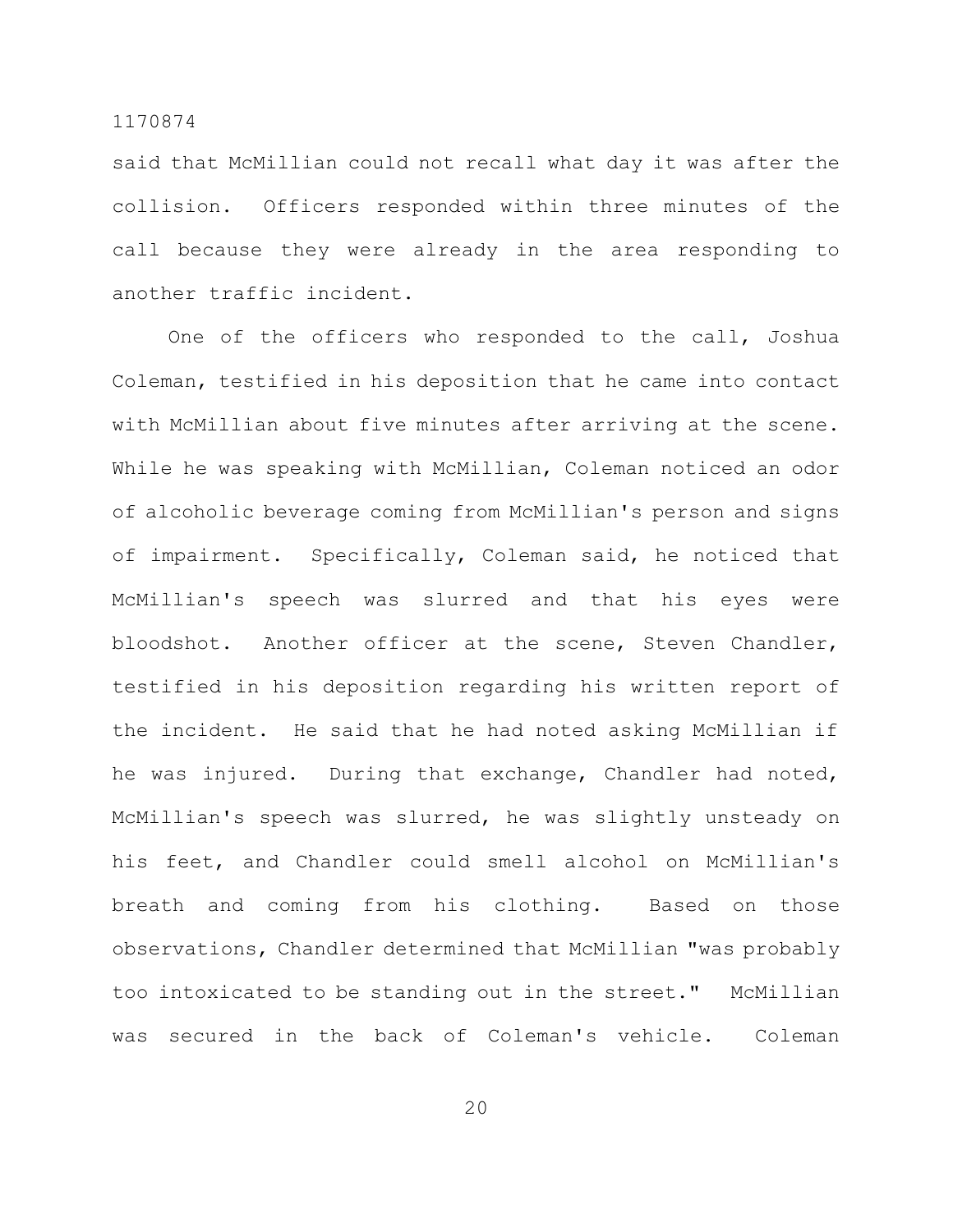said that McMillian could not recall what day it was after the collision. Officers responded within three minutes of the call because they were already in the area responding to another traffic incident.

One of the officers who responded to the call, Joshua Coleman, testified in his deposition that he came into contact with McMillian about five minutes after arriving at the scene. While he was speaking with McMillian, Coleman noticed an odor of alcoholic beverage coming from McMillian's person and signs of impairment. Specifically, Coleman said, he noticed that McMillian's speech was slurred and that his eyes were bloodshot. Another officer at the scene, Steven Chandler, testified in his deposition regarding his written report of the incident. He said that he had noted asking McMillian if he was injured. During that exchange, Chandler had noted, McMillian's speech was slurred, he was slightly unsteady on his feet, and Chandler could smell alcohol on McMillian's breath and coming from his clothing. Based on those observations, Chandler determined that McMillian "was probably too intoxicated to be standing out in the street." McMillian was secured in the back of Coleman's vehicle. Coleman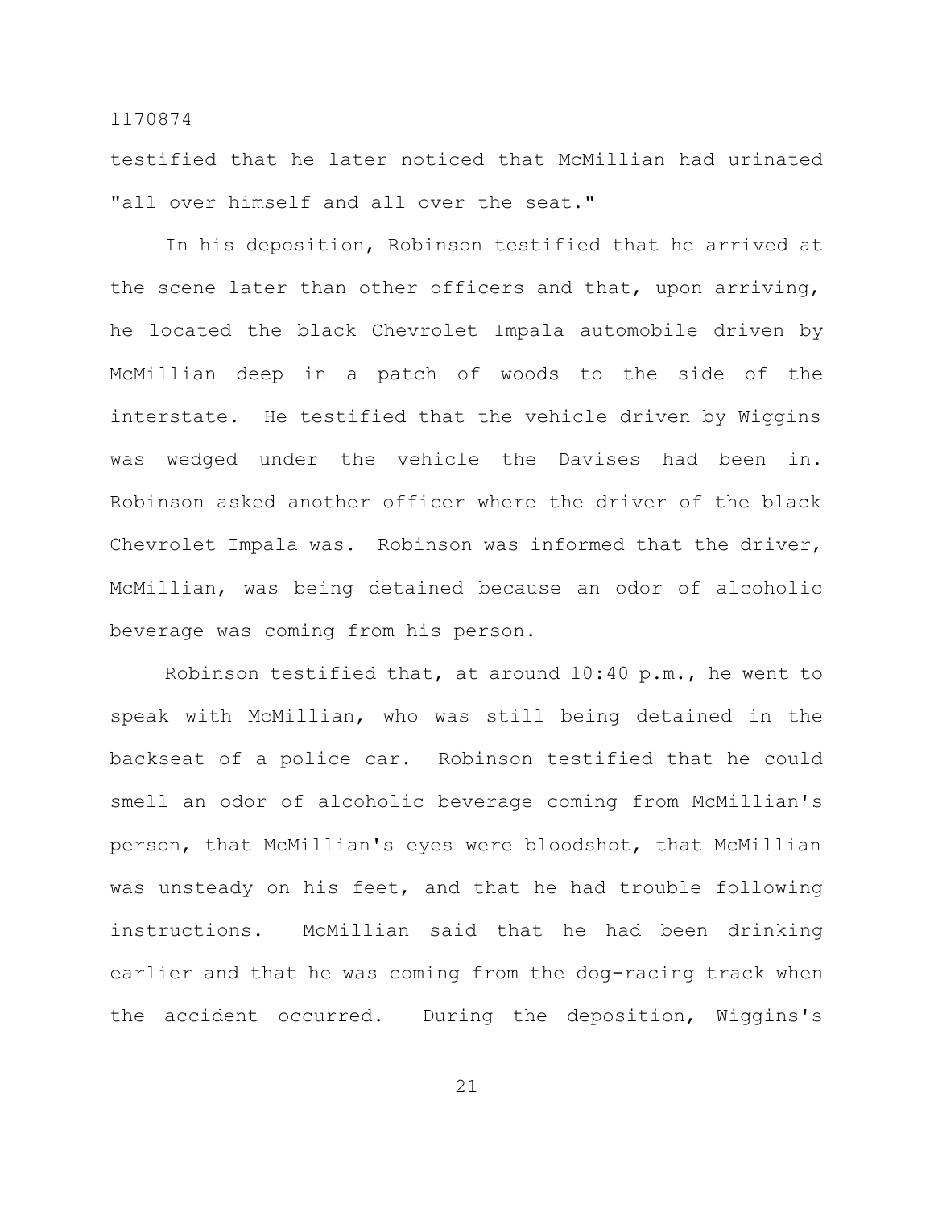testified that he later noticed that McMillian had urinated "all over himself and all over the seat."

In his deposition, Robinson testified that he arrived at the scene later than other officers and that, upon arriving, he located the black Chevrolet Impala automobile driven by McMillian deep in a patch of woods to the side of the interstate. He testified that the vehicle driven by Wiggins was wedged under the vehicle the Davises had been in. Robinson asked another officer where the driver of the black Chevrolet Impala was. Robinson was informed that the driver, McMillian, was being detained because an odor of alcoholic beverage was coming from his person.

Robinson testified that, at around 10:40 p.m., he went to speak with McMillian, who was still being detained in the backseat of a police car. Robinson testified that he could smell an odor of alcoholic beverage coming from McMillian's person, that McMillian's eyes were bloodshot, that McMillian was unsteady on his feet, and that he had trouble following instructions. McMillian said that he had been drinking earlier and that he was coming from the dog-racing track when the accident occurred. During the deposition, Wiggins's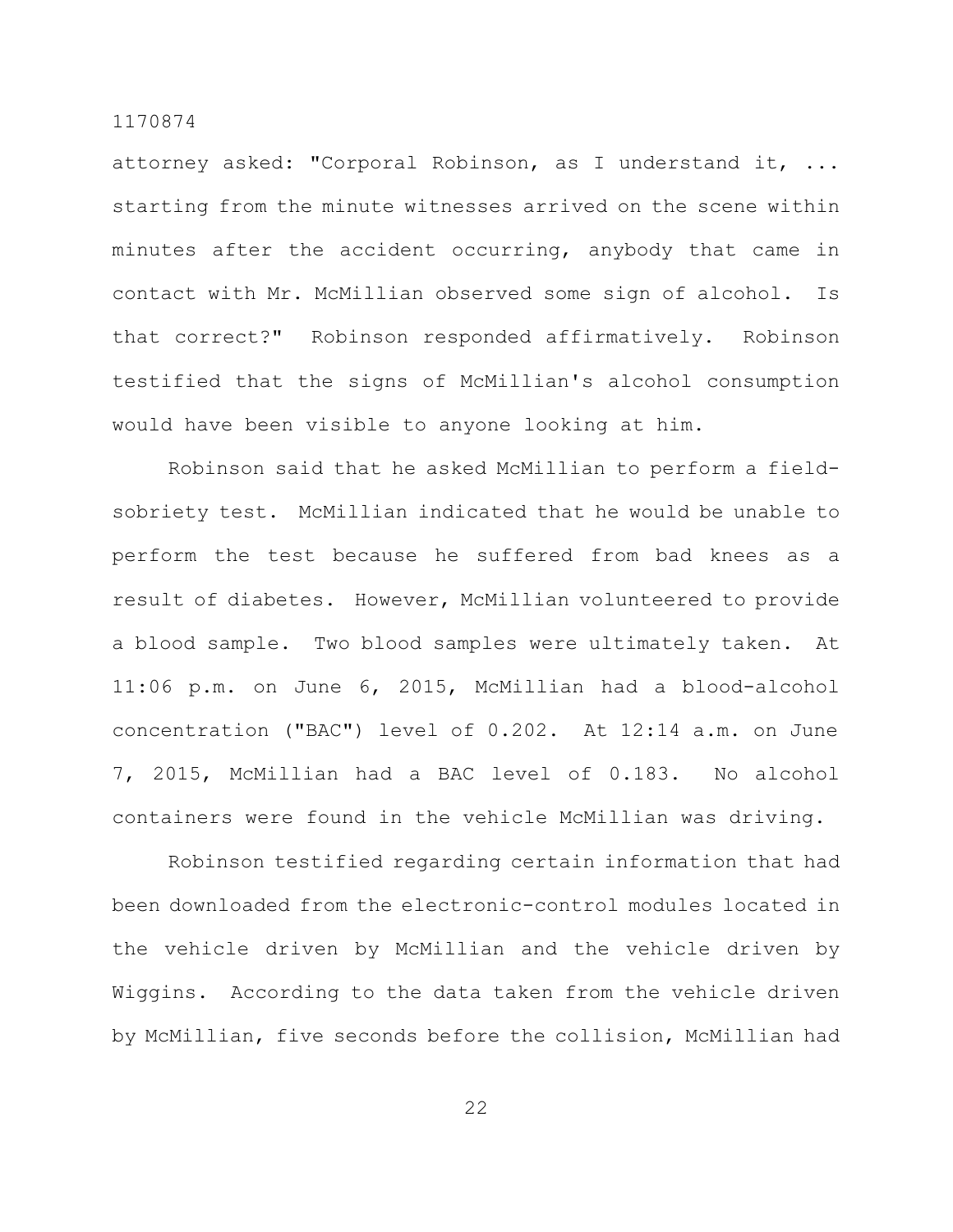attorney asked: "Corporal Robinson, as I understand it, ... starting from the minute witnesses arrived on the scene within minutes after the accident occurring, anybody that came in contact with Mr. McMillian observed some sign of alcohol. Is that correct?" Robinson responded affirmatively. Robinson testified that the signs of McMillian's alcohol consumption would have been visible to anyone looking at him.

Robinson said that he asked McMillian to perform a field-sobriety test. McMillian indicated that he would be unable to perform the test because he suffered from bad knees as a result of diabetes. However, McMillian volunteered to provide a blood sample. Two blood samples were ultimately taken. At 11:06 p.m. on June 6, 2015, McMillian had a blood-alcohol concentration ("BAC") level of 0.202. At 12:14 a.m. on June 7, 2015, McMillian had a BAC level of 0.183. No alcohol containers were found in the vehicle McMillian was driving.

Robinson testified regarding certain information that had been downloaded from the electronic-control modules located in the vehicle driven by McMillian and the vehicle driven by Wiggins. According to the data taken from the vehicle driven by McMillian, five seconds before the collision, McMillian had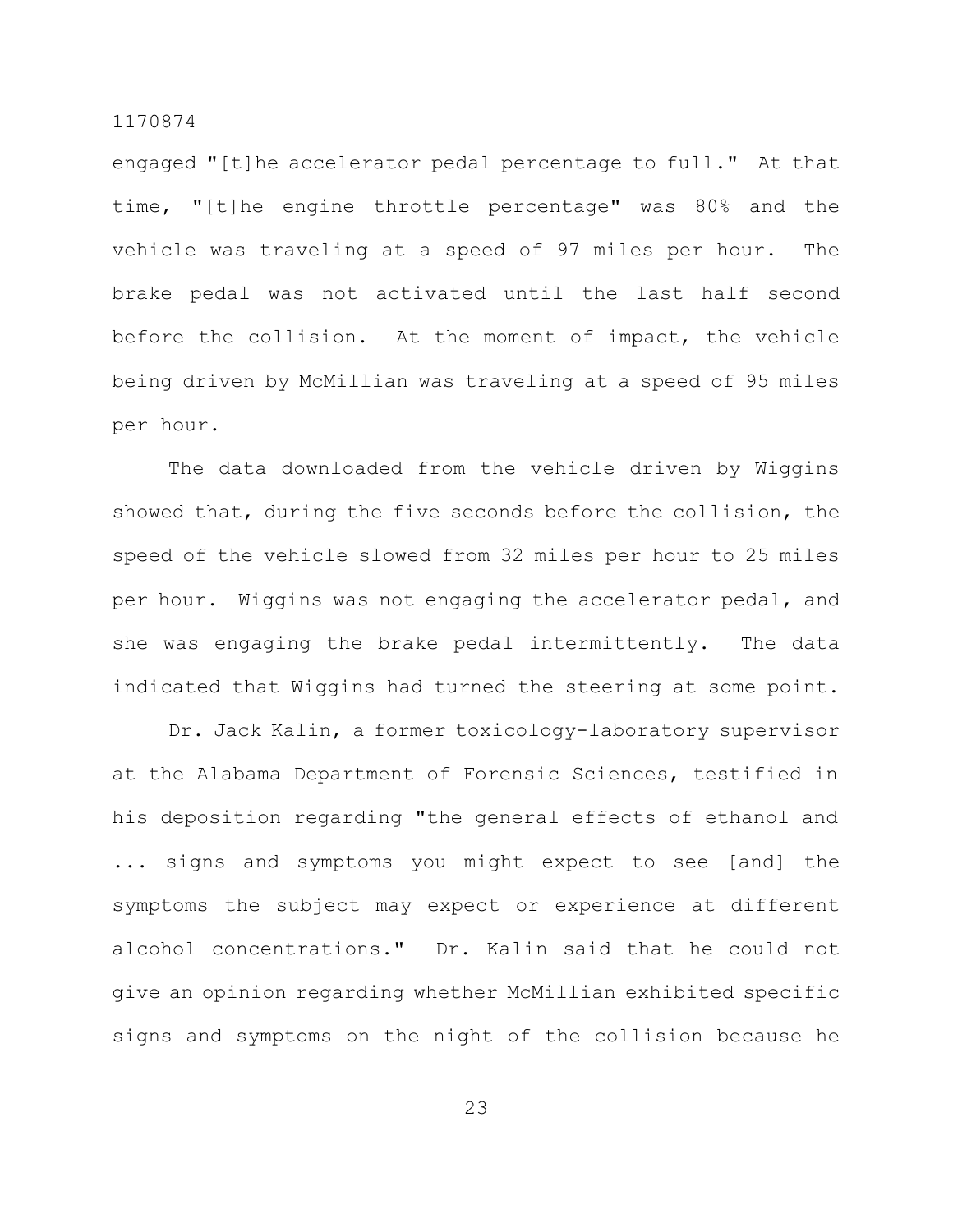engaged "[t]he accelerator pedal percentage to full." At that time, "[t]he engine throttle percentage" was 80% and the vehicle was traveling at a speed of 97 miles per hour. The brake pedal was not activated until the last half second before the collision. At the moment of impact, the vehicle being driven by McMillian was traveling at a speed of 95 miles per hour.

The data downloaded from the vehicle driven by Wiggins showed that, during the five seconds before the collision, the speed of the vehicle slowed from 32 miles per hour to 25 miles per hour. Wiggins was not engaging the accelerator pedal, and she was engaging the brake pedal intermittently. The data indicated that Wiggins had turned the steering at some point.

Dr. Jack Kalin, a former toxicology-laboratory supervisor at the Alabama Department of Forensic Sciences, testified in his deposition regarding "the general effects of ethanol and ... signs and symptoms you might expect to see [and] the symptoms the subject may expect or experience at different alcohol concentrations." Dr. Kalin said that he could not give an opinion regarding whether McMillian exhibited specific signs and symptoms on the night of the collision because he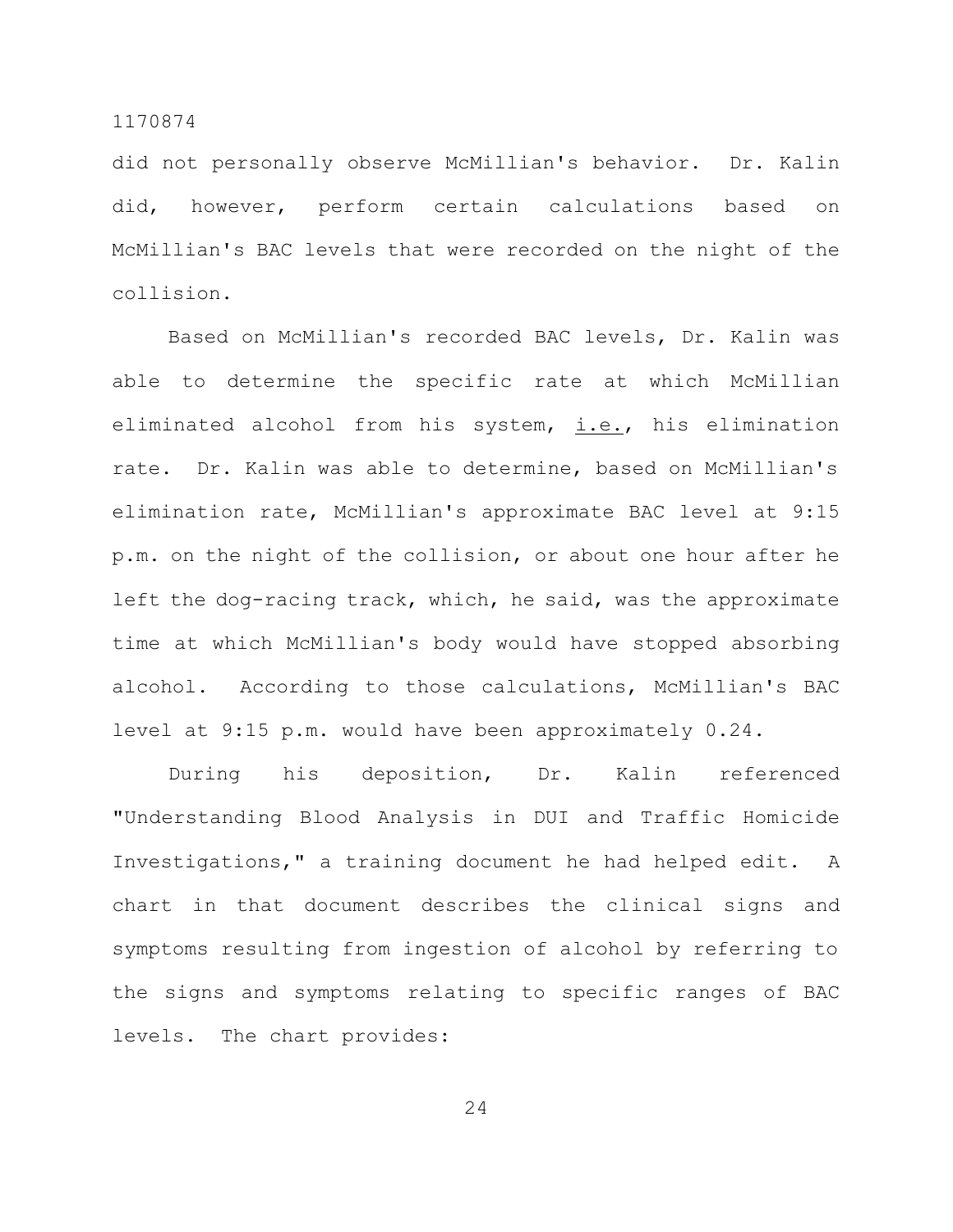did not personally observe McMillian's behavior. Dr. Kalin did, however, perform certain calculations based on McMillian's BAC levels that were recorded on the night of the collision.

Based on McMillian's recorded BAC levels, Dr. Kalin was able to determine the specific rate at which McMillian eliminated alcohol from his system, i.e., his elimination rate. Dr. Kalin was able to determine, based on McMillian's elimination rate, McMillian's approximate BAC level at 9:15 p.m. on the night of the collision, or about one hour after he left the dog-racing track, which, he said, was the approximate time at which McMillian's body would have stopped absorbing alcohol. According to those calculations, McMillian's BAC level at 9:15 p.m. would have been approximately 0.24.

During his deposition, Dr. Kalin referenced "Understanding Blood Analysis in DUI and Traffic Homicide Investigations," a training document he had helped edit. A chart in that document describes the clinical signs and symptoms resulting from ingestion of alcohol by referring to the signs and symptoms relating to specific ranges of BAC levels. The chart provides: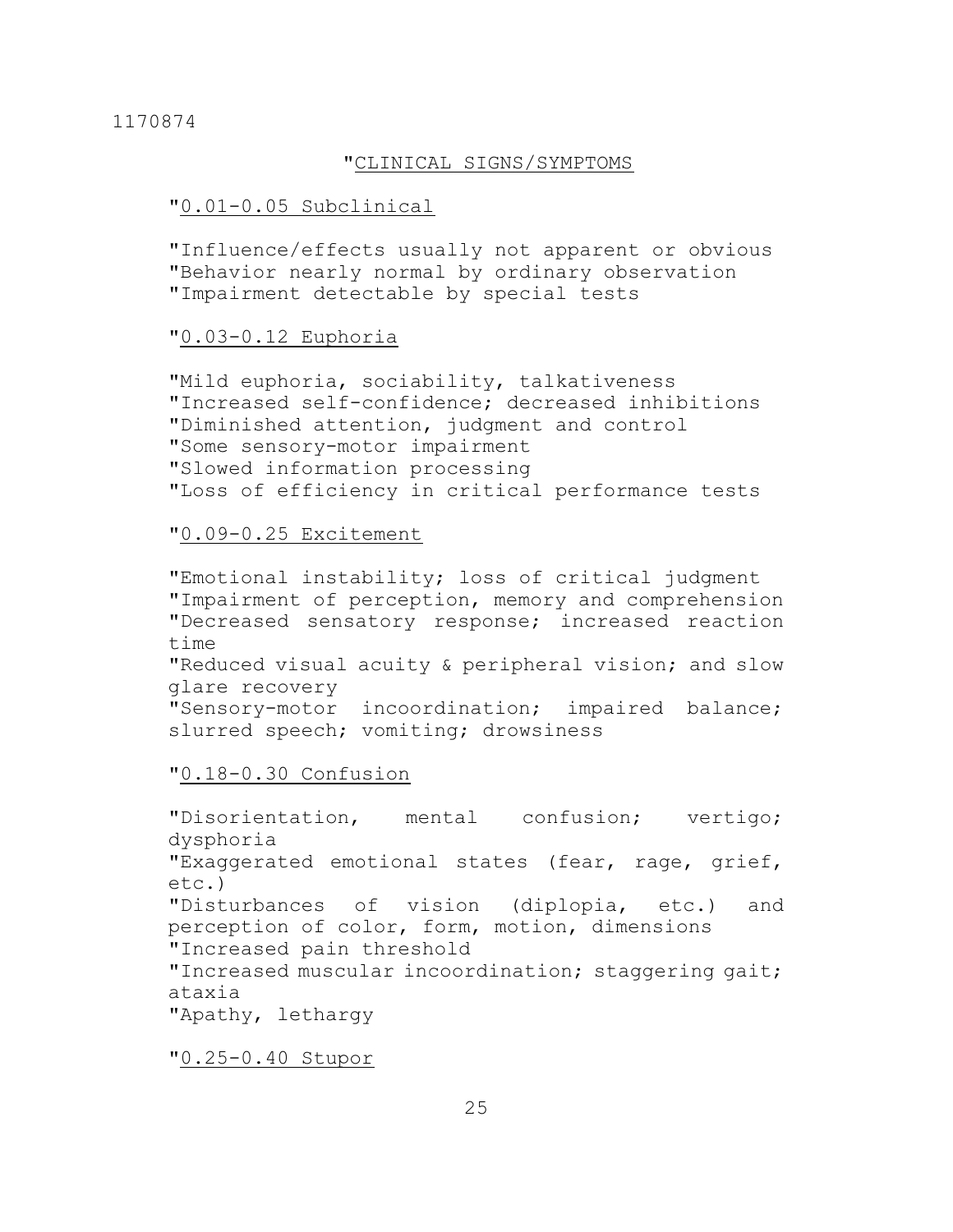"CLINICAL SIGNS/SYMPTOMS

"0.01-0.05 Subclinical

"Influence/effects usually not apparent or obvious
"Behavior nearly normal by ordinary observation
"Impairment detectable by special tests

"0.03-0.12 Euphoria

"Mild euphoria, sociability, talkativeness
"Increased self-confidence; decreased inhibitions
"Diminished attention, judgment and control
"Some sensory-motor impairment
"Slowed information processing
"Loss of efficiency in critical performance tests

"0.09-0.25 Excitement

"Emotional instability; loss of critical judgment
"Impairment of perception, memory and comprehension
"Decreased sensatory response; increased reaction time
"Reduced visual acuity & peripheral vision; and slow glare recovery
"Sensory-motor incoordination; impaired balance; slurred speech; vomiting; drowsiness

"0.18-0.30 Confusion

"Disorientation, mental confusion; vertigo; dysphoria
"Exaggerated emotional states (fear, rage, grief, etc.)
"Disturbances of vision (diplopia, etc.) and perception of color, form, motion, dimensions
"Increased pain threshold
"Increased muscular incoordination; staggering gait; ataxia
"Apathy, lethargy

"0.25-0.40 Stupor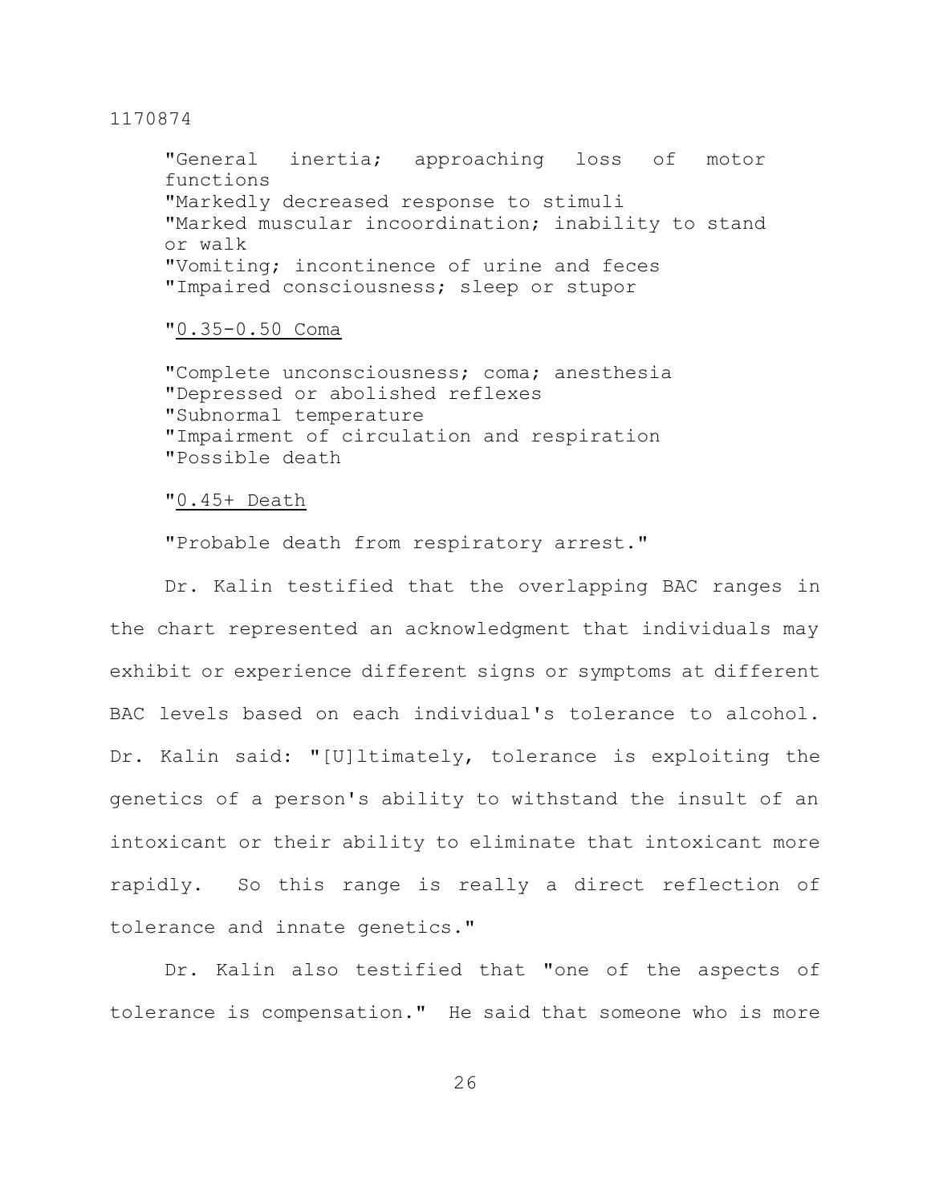"General inertia; approaching loss of motor functions
"Markedly decreased response to stimuli
"Marked muscular incoordination; inability to stand or walk
"Vomiting; incontinence of urine and feces
"Impaired consciousness; sleep or stupor

"<u>0.35-0.50 Coma</u>

"Complete unconsciousness; coma; anesthesia
"Depressed or abolished reflexes
"Subnormal temperature
"Impairment of circulation and respiration
"Possible death

"<u>0.45+ Death</u>

"Probable death from respiratory arrest."

Dr. Kalin testified that the overlapping BAC ranges in the chart represented an acknowledgment that individuals may exhibit or experience different signs or symptoms at different BAC levels based on each individual's tolerance to alcohol. Dr. Kalin said: "[U]ltimately, tolerance is exploiting the genetics of a person's ability to withstand the insult of an intoxicant or their ability to eliminate that intoxicant more rapidly. So this range is really a direct reflection of tolerance and innate genetics."

Dr. Kalin also testified that "one of the aspects of tolerance is compensation." He said that someone who is more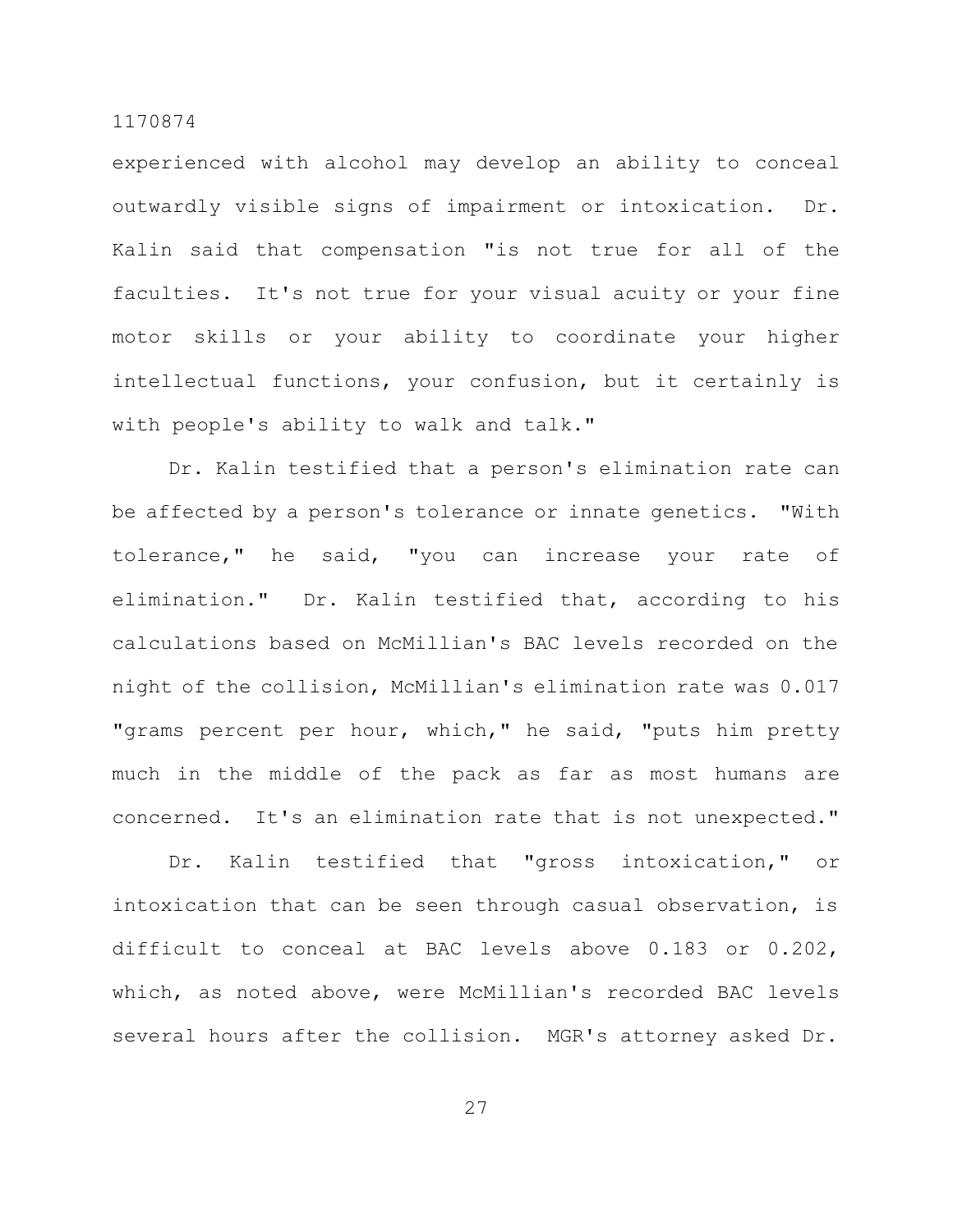experienced with alcohol may develop an ability to conceal outwardly visible signs of impairment or intoxication. Dr. Kalin said that compensation "is not true for all of the faculties. It's not true for your visual acuity or your fine motor skills or your ability to coordinate your higher intellectual functions, your confusion, but it certainly is with people's ability to walk and talk."

Dr. Kalin testified that a person's elimination rate can be affected by a person's tolerance or innate genetics. "With tolerance," he said, "you can increase your rate of elimination." Dr. Kalin testified that, according to his calculations based on McMillian's BAC levels recorded on the night of the collision, McMillian's elimination rate was 0.017 "grams percent per hour, which," he said, "puts him pretty much in the middle of the pack as far as most humans are concerned. It's an elimination rate that is not unexpected."

Dr. Kalin testified that "gross intoxication," or intoxication that can be seen through casual observation, is difficult to conceal at BAC levels above 0.183 or 0.202, which, as noted above, were McMillian's recorded BAC levels several hours after the collision. MGR's attorney asked Dr.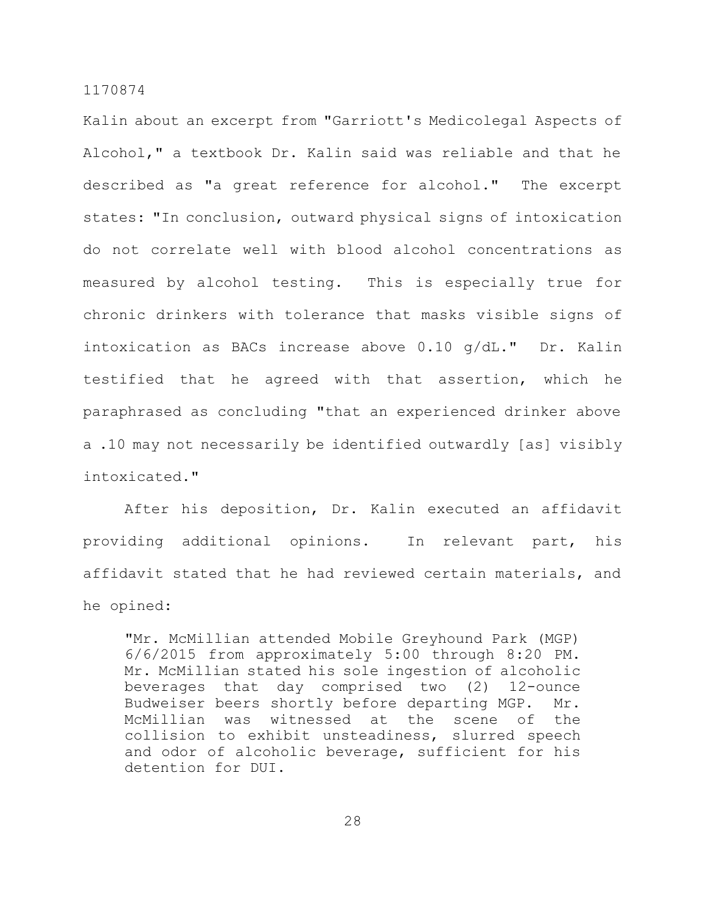Kalin about an excerpt from "Garriott's Medicolegal Aspects of Alcohol," a textbook Dr. Kalin said was reliable and that he described as "a great reference for alcohol." The excerpt states: "In conclusion, outward physical signs of intoxication do not correlate well with blood alcohol concentrations as measured by alcohol testing. This is especially true for chronic drinkers with tolerance that masks visible signs of intoxication as BACs increase above 0.10 g/dL." Dr. Kalin testified that he agreed with that assertion, which he paraphrased as concluding "that an experienced drinker above a .10 may not necessarily be identified outwardly [as] visibly intoxicated."

After his deposition, Dr. Kalin executed an affidavit providing additional opinions. In relevant part, his affidavit stated that he had reviewed certain materials, and he opined:

> "Mr. McMillian attended Mobile Greyhound Park (MGP) 6/6/2015 from approximately 5:00 through 8:20 PM. Mr. McMillian stated his sole ingestion of alcoholic beverages that day comprised two (2) 12-ounce Budweiser beers shortly before departing MGP. Mr. McMillian was witnessed at the scene of the collision to exhibit unsteadiness, slurred speech and odor of alcoholic beverage, sufficient for his detention for DUI.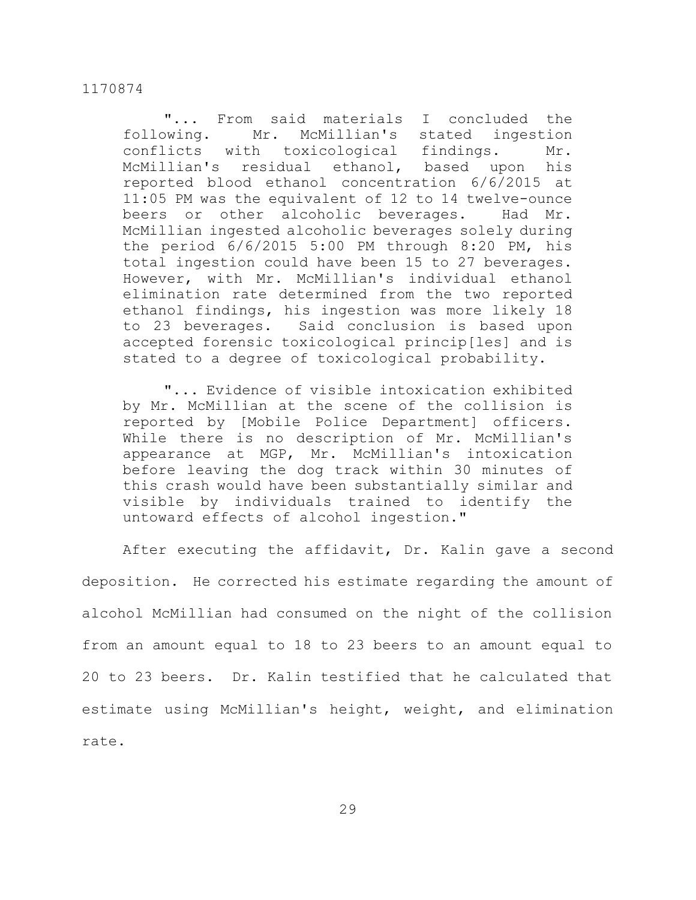> "... From said materials I concluded the following. Mr. McMillian's stated ingestion conflicts with toxicological findings. Mr. McMillian's residual ethanol, based upon his reported blood ethanol concentration 6/6/2015 at 11:05 PM was the equivalent of 12 to 14 twelve-ounce beers or other alcoholic beverages. Had Mr. McMillian ingested alcoholic beverages solely during the period 6/6/2015 5:00 PM through 8:20 PM, his total ingestion could have been 15 to 27 beverages. However, with Mr. McMillian's individual ethanol elimination rate determined from the two reported ethanol findings, his ingestion was more likely 18 to 23 beverages. Said conclusion is based upon accepted forensic toxicological princip[les] and is stated to a degree of toxicological probability.
>
> "... Evidence of visible intoxication exhibited by Mr. McMillian at the scene of the collision is reported by [Mobile Police Department] officers. While there is no description of Mr. McMillian's appearance at MGP, Mr. McMillian's intoxication before leaving the dog track within 30 minutes of this crash would have been substantially similar and visible by individuals trained to identify the untoward effects of alcohol ingestion."

After executing the affidavit, Dr. Kalin gave a second deposition. He corrected his estimate regarding the amount of alcohol McMillian had consumed on the night of the collision from an amount equal to 18 to 23 beers to an amount equal to 20 to 23 beers. Dr. Kalin testified that he calculated that estimate using McMillian's height, weight, and elimination rate.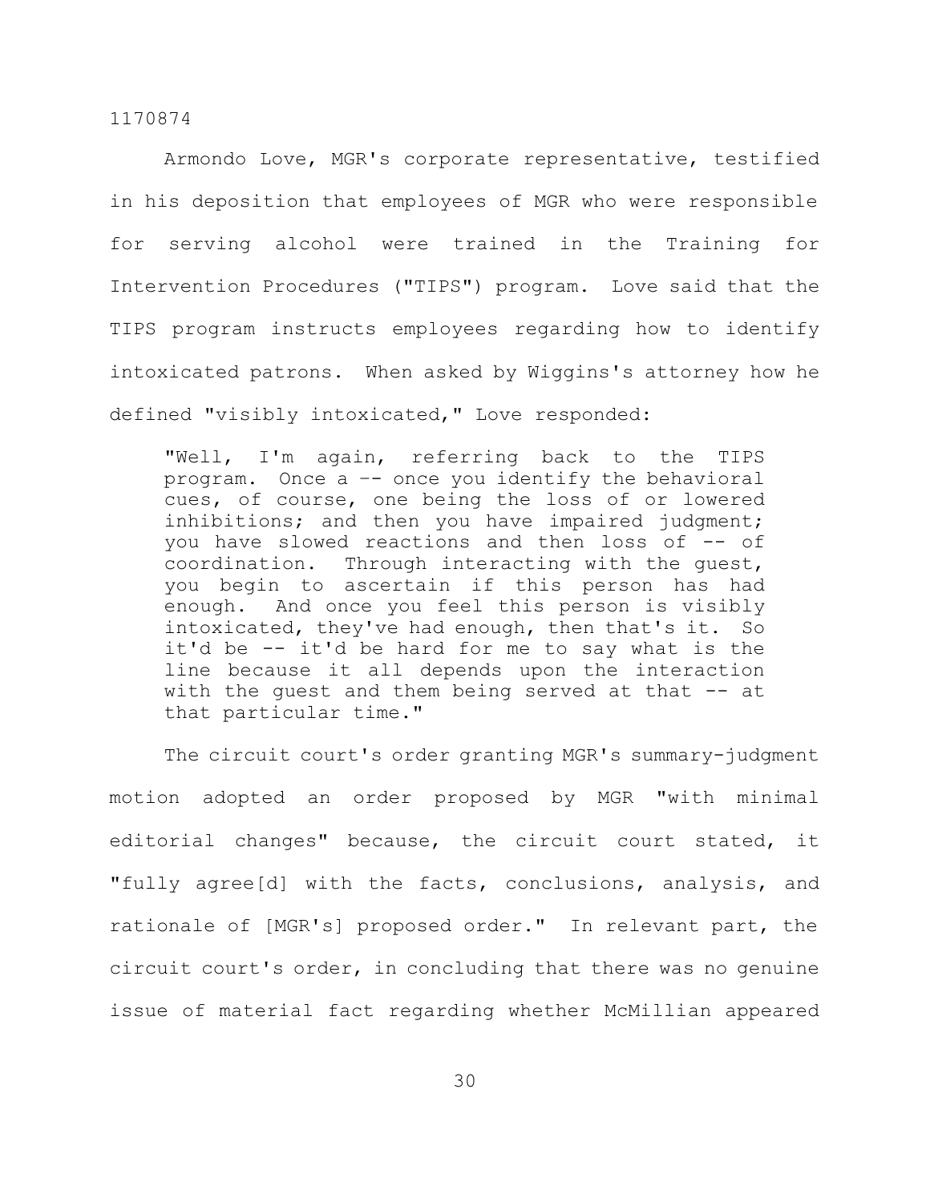Armondo Love, MGR's corporate representative, testified in his deposition that employees of MGR who were responsible for serving alcohol were trained in the Training for Intervention Procedures ("TIPS") program. Love said that the TIPS program instructs employees regarding how to identify intoxicated patrons. When asked by Wiggins's attorney how he defined "visibly intoxicated," Love responded:

> "Well, I'm again, referring back to the TIPS program. Once a –- once you identify the behavioral cues, of course, one being the loss of or lowered inhibitions; and then you have impaired judgment; you have slowed reactions and then loss of -- of coordination. Through interacting with the guest, you begin to ascertain if this person has had enough. And once you feel this person is visibly intoxicated, they've had enough, then that's it. So it'd be -- it'd be hard for me to say what is the line because it all depends upon the interaction with the guest and them being served at that -- at that particular time."

The circuit court's order granting MGR's summary-judgment motion adopted an order proposed by MGR "with minimal editorial changes" because, the circuit court stated, it "fully agree[d] with the facts, conclusions, analysis, and rationale of [MGR's] proposed order." In relevant part, the circuit court's order, in concluding that there was no genuine issue of material fact regarding whether McMillian appeared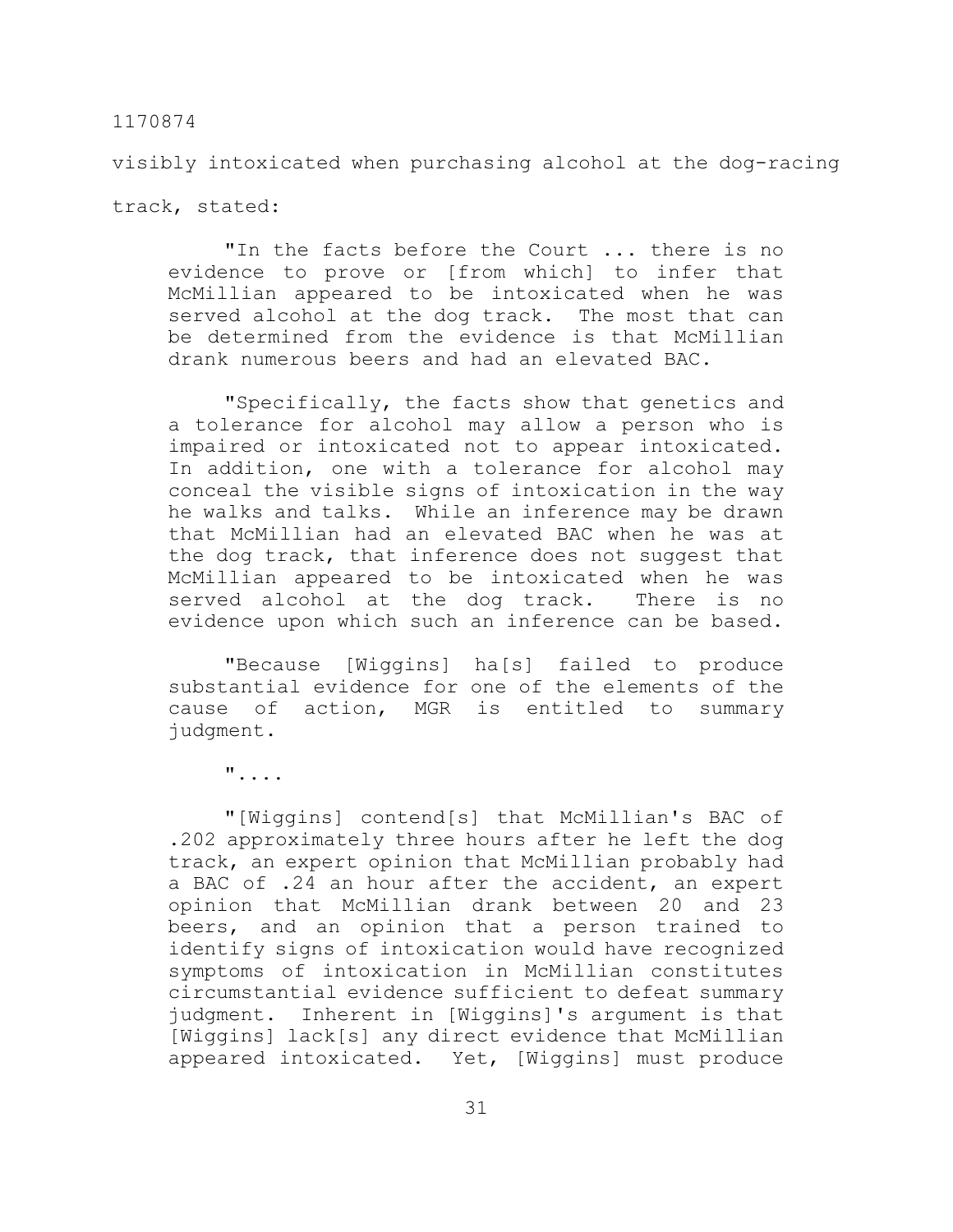visibly intoxicated when purchasing alcohol at the dog-racing track, stated:

> "In the facts before the Court ... there is no evidence to prove or [from which] to infer that McMillian appeared to be intoxicated when he was served alcohol at the dog track. The most that can be determined from the evidence is that McMillian drank numerous beers and had an elevated BAC.
>
> "Specifically, the facts show that genetics and a tolerance for alcohol may allow a person who is impaired or intoxicated not to appear intoxicated. In addition, one with a tolerance for alcohol may conceal the visible signs of intoxication in the way he walks and talks. While an inference may be drawn that McMillian had an elevated BAC when he was at the dog track, that inference does not suggest that McMillian appeared to be intoxicated when he was served alcohol at the dog track. There is no evidence upon which such an inference can be based.
>
> "Because [Wiggins] ha[s] failed to produce substantial evidence for one of the elements of the cause of action, MGR is entitled to summary judgment.
>
> "....
>
> "[Wiggins] contend[s] that McMillian's BAC of .202 approximately three hours after he left the dog track, an expert opinion that McMillian probably had a BAC of .24 an hour after the accident, an expert opinion that McMillian drank between 20 and 23 beers, and an opinion that a person trained to identify signs of intoxication would have recognized symptoms of intoxication in McMillian constitutes circumstantial evidence sufficient to defeat summary judgment. Inherent in [Wiggins]'s argument is that [Wiggins] lack[s] any direct evidence that McMillian appeared intoxicated. Yet, [Wiggins] must produce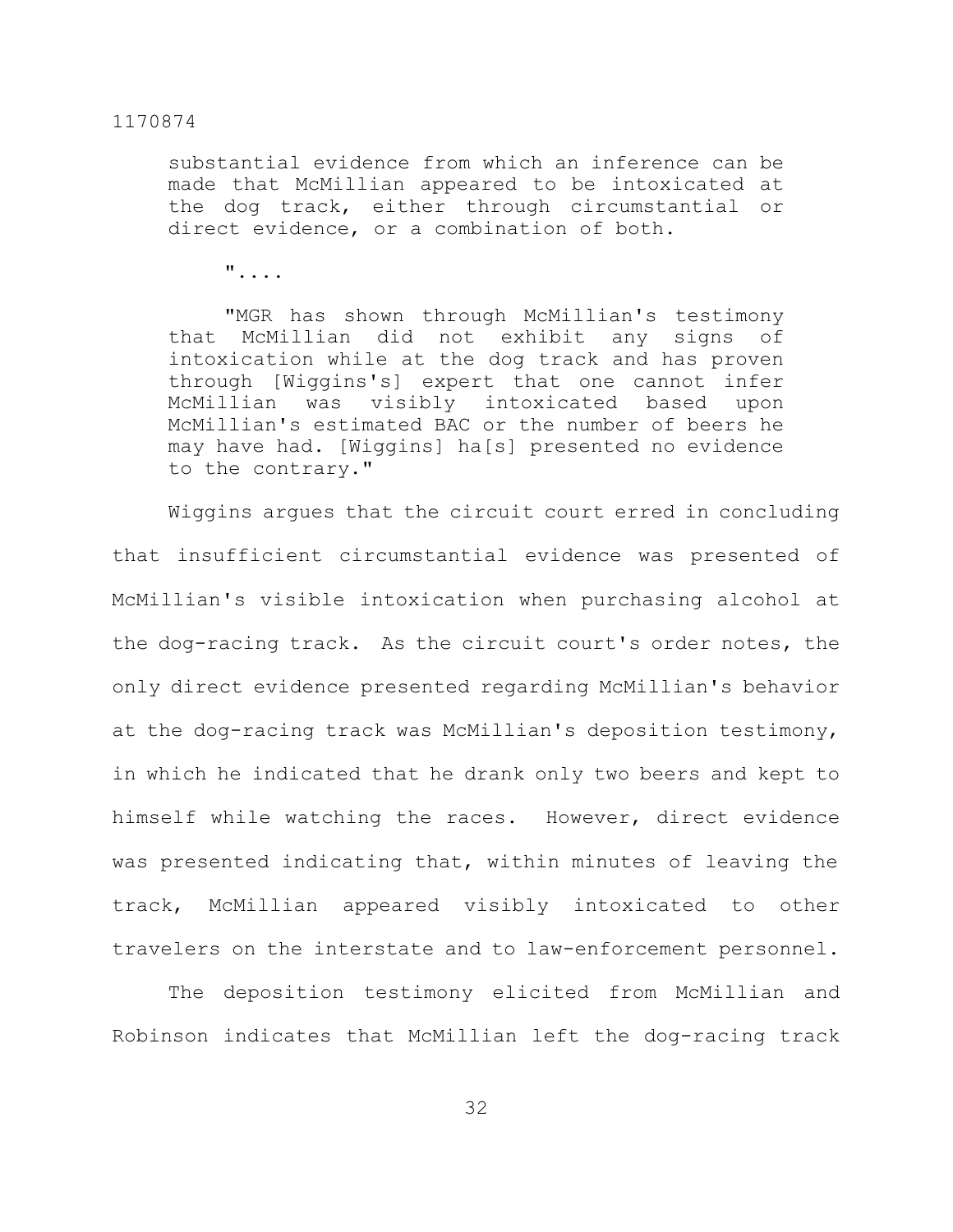> substantial evidence from which an inference can be made that McMillian appeared to be intoxicated at the dog track, either through circumstantial or direct evidence, or a combination of both.
>
> "....
>
> "MGR has shown through McMillian's testimony that McMillian did not exhibit any signs of intoxication while at the dog track and has proven through [Wiggins's] expert that one cannot infer McMillian was visibly intoxicated based upon McMillian's estimated BAC or the number of beers he may have had. [Wiggins] ha[s] presented no evidence to the contrary."

Wiggins argues that the circuit court erred in concluding that insufficient circumstantial evidence was presented of McMillian's visible intoxication when purchasing alcohol at the dog-racing track. As the circuit court's order notes, the only direct evidence presented regarding McMillian's behavior at the dog-racing track was McMillian's deposition testimony, in which he indicated that he drank only two beers and kept to himself while watching the races. However, direct evidence was presented indicating that, within minutes of leaving the track, McMillian appeared visibly intoxicated to other travelers on the interstate and to law-enforcement personnel.

The deposition testimony elicited from McMillian and Robinson indicates that McMillian left the dog-racing track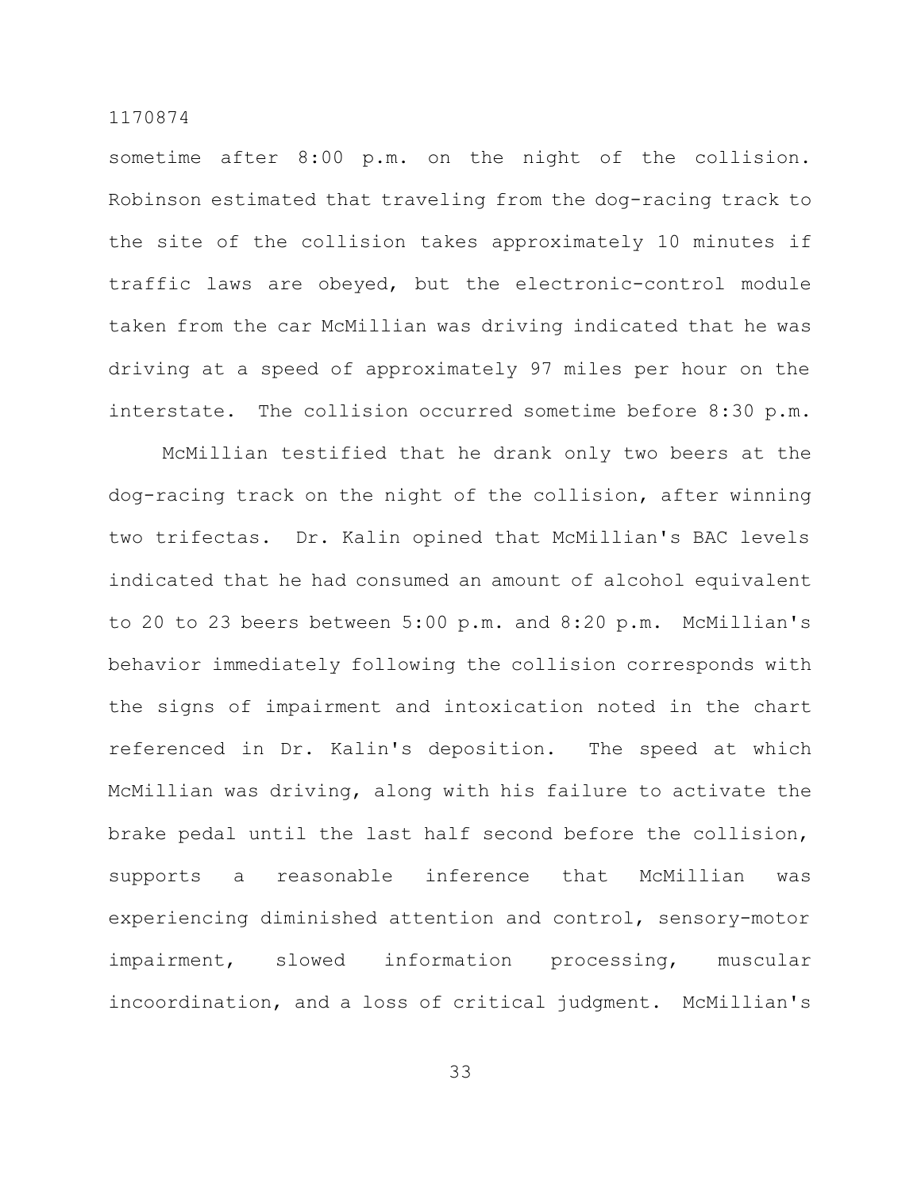sometime after 8:00 p.m. on the night of the collision. Robinson estimated that traveling from the dog-racing track to the site of the collision takes approximately 10 minutes if traffic laws are obeyed, but the electronic-control module taken from the car McMillian was driving indicated that he was driving at a speed of approximately 97 miles per hour on the interstate. The collision occurred sometime before 8:30 p.m.

McMillian testified that he drank only two beers at the dog-racing track on the night of the collision, after winning two trifectas. Dr. Kalin opined that McMillian's BAC levels indicated that he had consumed an amount of alcohol equivalent to 20 to 23 beers between 5:00 p.m. and 8:20 p.m. McMillian's behavior immediately following the collision corresponds with the signs of impairment and intoxication noted in the chart referenced in Dr. Kalin's deposition. The speed at which McMillian was driving, along with his failure to activate the brake pedal until the last half second before the collision, supports a reasonable inference that McMillian was experiencing diminished attention and control, sensory-motor impairment, slowed information processing, muscular incoordination, and a loss of critical judgment. McMillian's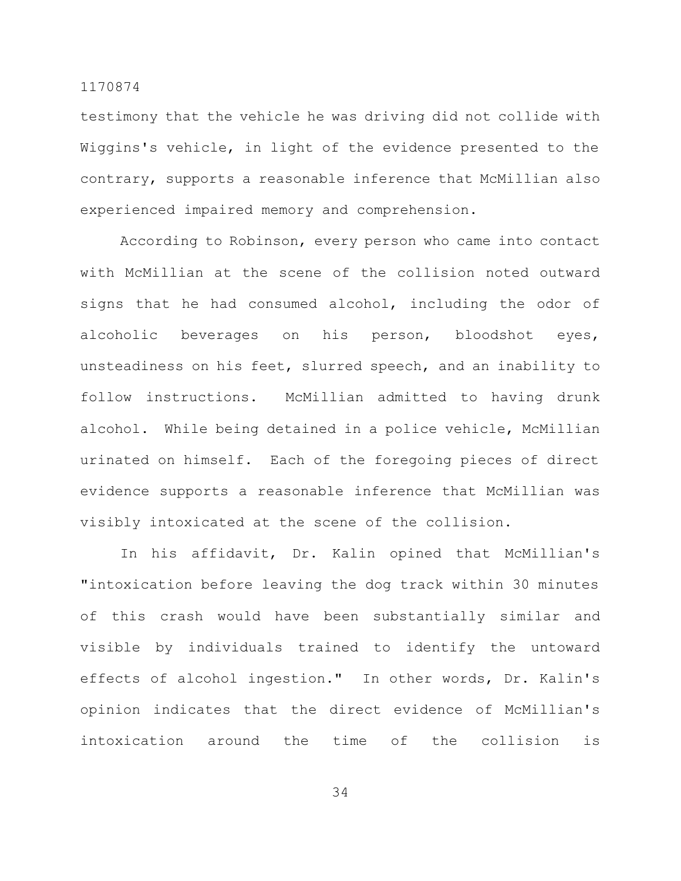testimony that the vehicle he was driving did not collide with Wiggins's vehicle, in light of the evidence presented to the contrary, supports a reasonable inference that McMillian also experienced impaired memory and comprehension.

According to Robinson, every person who came into contact with McMillian at the scene of the collision noted outward signs that he had consumed alcohol, including the odor of alcoholic beverages on his person, bloodshot eyes, unsteadiness on his feet, slurred speech, and an inability to follow instructions. McMillian admitted to having drunk alcohol. While being detained in a police vehicle, McMillian urinated on himself. Each of the foregoing pieces of direct evidence supports a reasonable inference that McMillian was visibly intoxicated at the scene of the collision.

In his affidavit, Dr. Kalin opined that McMillian's "intoxication before leaving the dog track within 30 minutes of this crash would have been substantially similar and visible by individuals trained to identify the untoward effects of alcohol ingestion." In other words, Dr. Kalin's opinion indicates that the direct evidence of McMillian's intoxication around the time of the collision is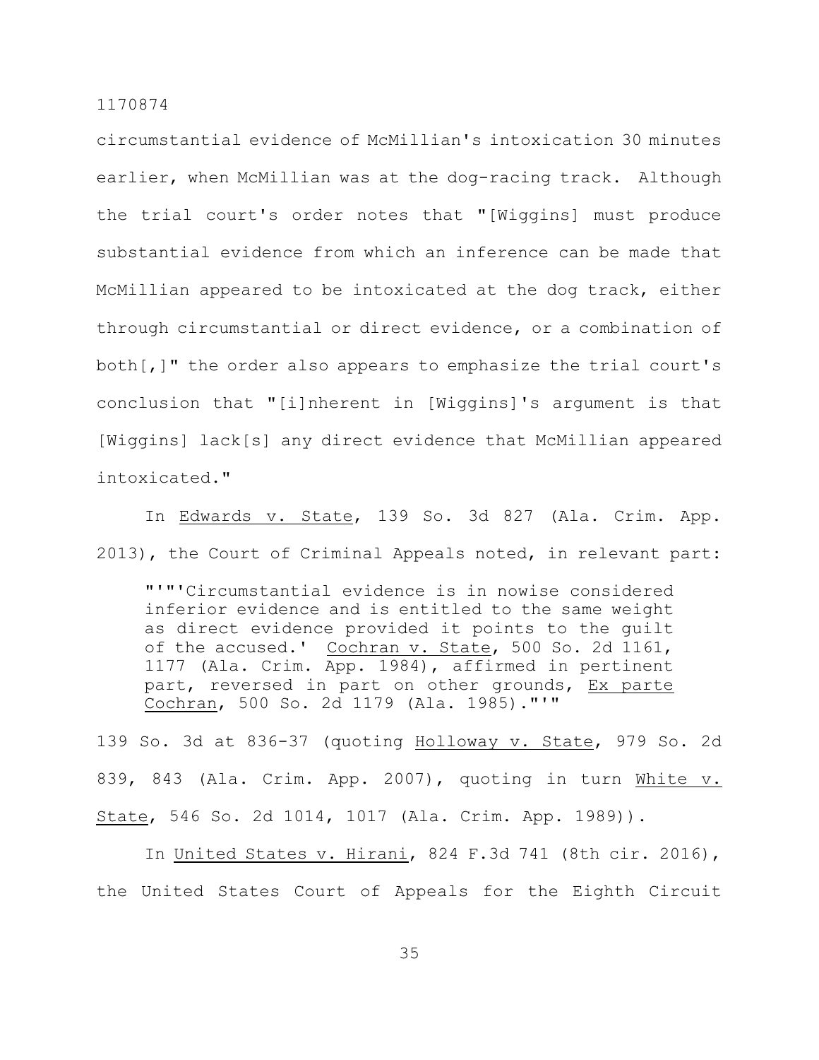circumstantial evidence of McMillian's intoxication 30 minutes earlier, when McMillian was at the dog-racing track. Although the trial court's order notes that "[Wiggins] must produce substantial evidence from which an inference can be made that McMillian appeared to be intoxicated at the dog track, either through circumstantial or direct evidence, or a combination of both[,]" the order also appears to emphasize the trial court's conclusion that "[i]nherent in [Wiggins]'s argument is that [Wiggins] lack[s] any direct evidence that McMillian appeared intoxicated."

In Edwards v. State, 139 So. 3d 827 (Ala. Crim. App. 2013), the Court of Criminal Appeals noted, in relevant part:

> "'"'Circumstantial evidence is in nowise considered inferior evidence and is entitled to the same weight as direct evidence provided it points to the guilt of the accused.' Cochran v. State, 500 So. 2d 1161, 1177 (Ala. Crim. App. 1984), affirmed in pertinent part, reversed in part on other grounds, Ex parte Cochran, 500 So. 2d 1179 (Ala. 1985)."'"

139 So. 3d at 836-37 (quoting Holloway v. State, 979 So. 2d 839, 843 (Ala. Crim. App. 2007), quoting in turn White v. State, 546 So. 2d 1014, 1017 (Ala. Crim. App. 1989)).

In United States v. Hirani, 824 F.3d 741 (8th cir. 2016), the United States Court of Appeals for the Eighth Circuit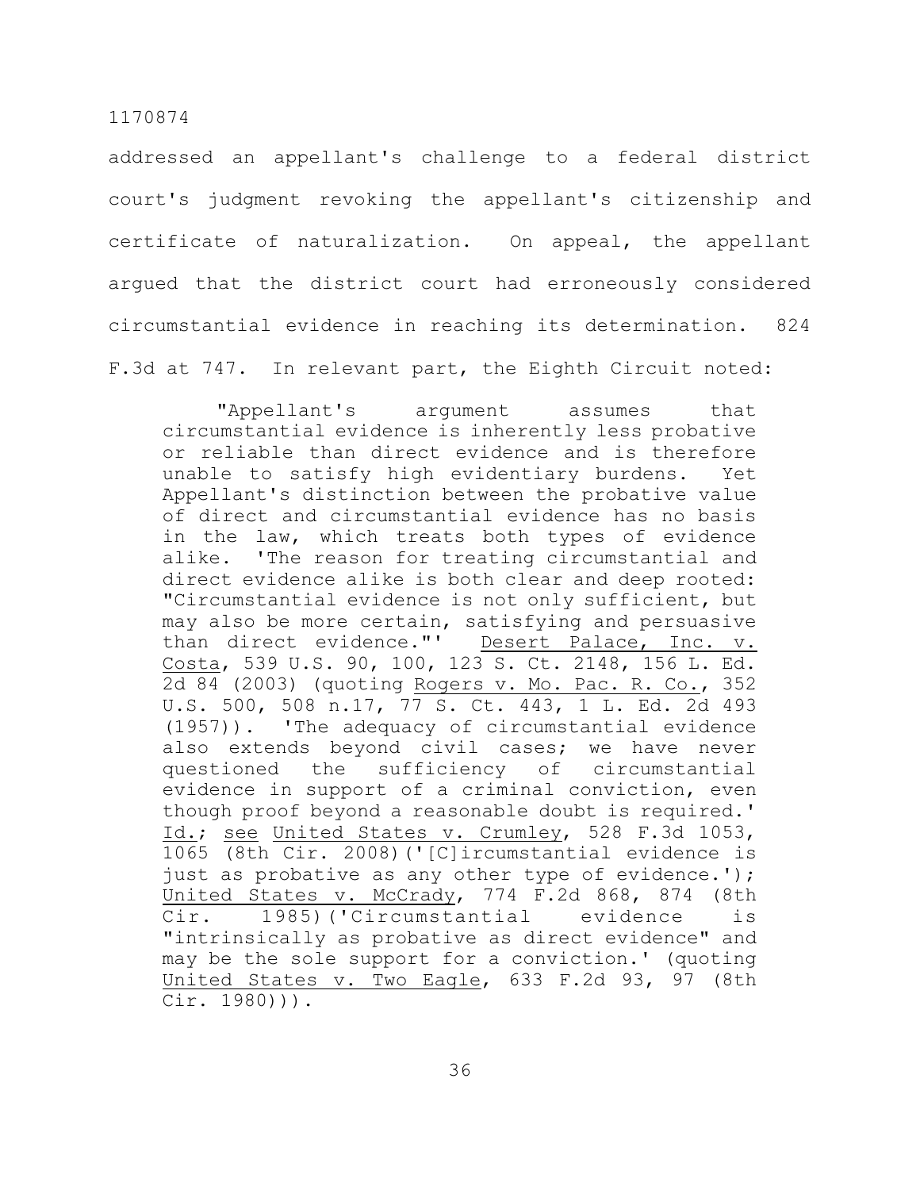addressed an appellant's challenge to a federal district court's judgment revoking the appellant's citizenship and certificate of naturalization. On appeal, the appellant argued that the district court had erroneously considered circumstantial evidence in reaching its determination. 824 F.3d at 747. In relevant part, the Eighth Circuit noted:

> "Appellant's argument assumes that circumstantial evidence is inherently less probative or reliable than direct evidence and is therefore unable to satisfy high evidentiary burdens. Yet Appellant's distinction between the probative value of direct and circumstantial evidence has no basis in the law, which treats both types of evidence alike. 'The reason for treating circumstantial and direct evidence alike is both clear and deep rooted: "Circumstantial evidence is not only sufficient, but may also be more certain, satisfying and persuasive than direct evidence."' Desert Palace, Inc. v. Costa, 539 U.S. 90, 100, 123 S. Ct. 2148, 156 L. Ed. 2d 84 (2003) (quoting Rogers v. Mo. Pac. R. Co., 352 U.S. 500, 508 n.17, 77 S. Ct. 443, 1 L. Ed. 2d 493 (1957)). 'The adequacy of circumstantial evidence also extends beyond civil cases; we have never questioned the sufficiency of circumstantial evidence in support of a criminal conviction, even though proof beyond a reasonable doubt is required.' Id.; see United States v. Crumley, 528 F.3d 1053, 1065 (8th Cir. 2008)('[C]ircumstantial evidence is just as probative as any other type of evidence.'); United States v. McCrady, 774 F.2d 868, 874 (8th Cir. 1985)('Circumstantial evidence is "intrinsically as probative as direct evidence" and may be the sole support for a conviction.' (quoting United States v. Two Eagle, 633 F.2d 93, 97 (8th Cir. 1980))).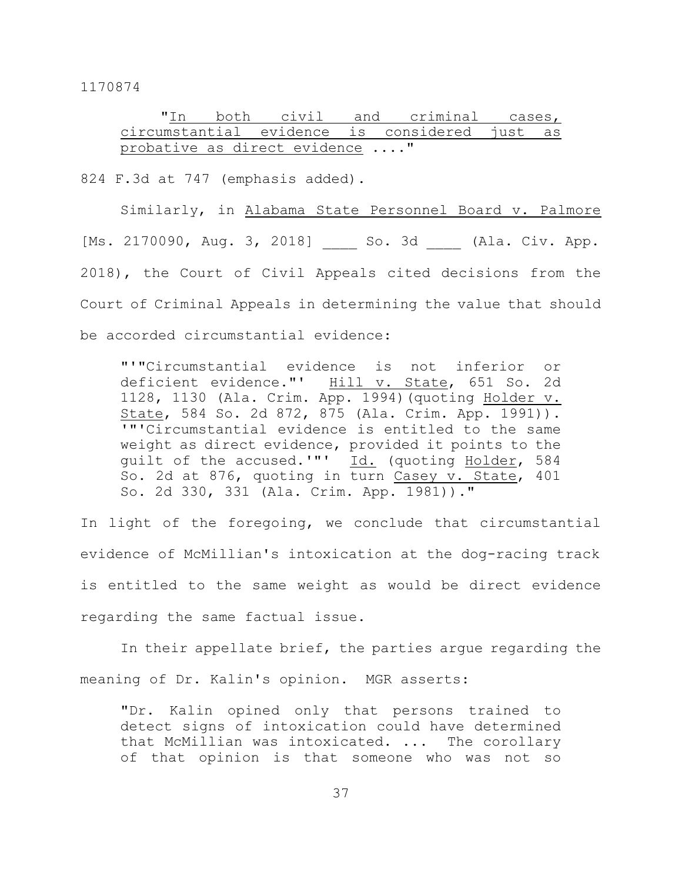"<u>In both civil and criminal cases, circumstantial evidence is considered just as probative as direct evidence</u> ...."

824 F.3d at 747 (emphasis added).

Similarly, in <u>Alabama State Personnel Board v. Palmore</u> [Ms. 2170090, Aug. 3, 2018] ___ So. 3d ___ (Ala. Civ. App. 2018), the Court of Civil Appeals cited decisions from the Court of Criminal Appeals in determining the value that should be accorded circumstantial evidence:

> "'"Circumstantial evidence is not inferior or deficient evidence."' <u>Hill v. State</u>, 651 So. 2d 1128, 1130 (Ala. Crim. App. 1994)(quoting <u>Holder v. State</u>, 584 So. 2d 872, 875 (Ala. Crim. App. 1991)). '"'Circumstantial evidence is entitled to the same weight as direct evidence, provided it points to the guilt of the accused.'"' <u>Id.</u> (quoting <u>Holder</u>, 584 So. 2d at 876, quoting in turn <u>Casey v. State</u>, 401 So. 2d 330, 331 (Ala. Crim. App. 1981))."

In light of the foregoing, we conclude that circumstantial evidence of McMillian's intoxication at the dog-racing track is entitled to the same weight as would be direct evidence regarding the same factual issue.

In their appellate brief, the parties argue regarding the meaning of Dr. Kalin's opinion. MGR asserts:

> "Dr. Kalin opined only that persons trained to detect signs of intoxication could have determined that McMillian was intoxicated. ... The corollary of that opinion is that someone who was not so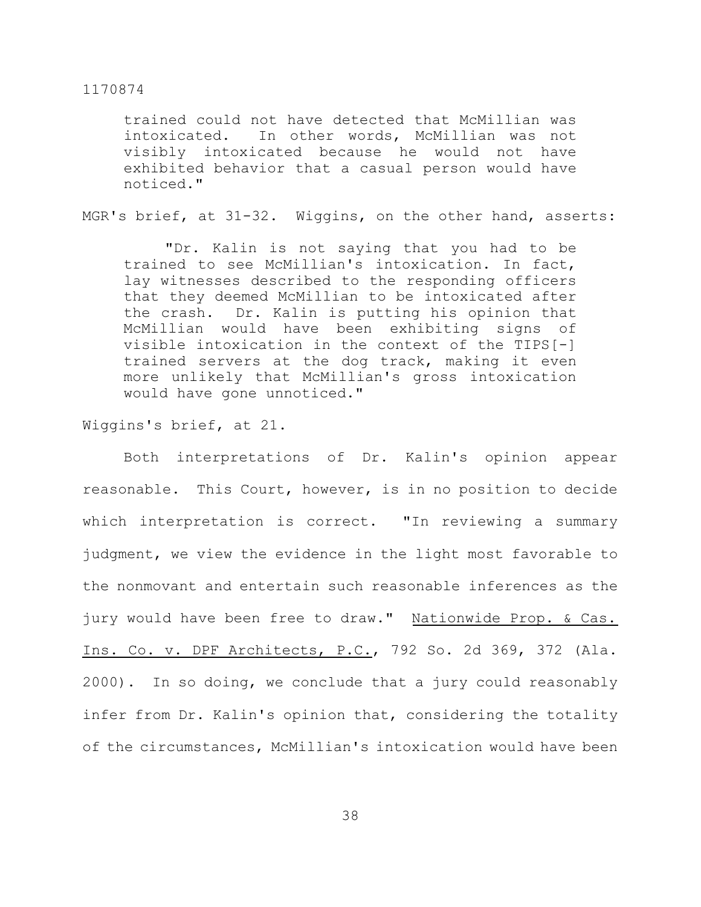> trained could not have detected that McMillian was intoxicated. In other words, McMillian was not visibly intoxicated because he would not have exhibited behavior that a casual person would have noticed."

MGR's brief, at 31-32. Wiggins, on the other hand, asserts:

> "Dr. Kalin is not saying that you had to be trained to see McMillian's intoxication. In fact, lay witnesses described to the responding officers that they deemed McMillian to be intoxicated after the crash. Dr. Kalin is putting his opinion that McMillian would have been exhibiting signs of visible intoxication in the context of the TIPS[-] trained servers at the dog track, making it even more unlikely that McMillian's gross intoxication would have gone unnoticed."

Wiggins's brief, at 21.

Both interpretations of Dr. Kalin's opinion appear reasonable. This Court, however, is in no position to decide which interpretation is correct. "In reviewing a summary judgment, we view the evidence in the light most favorable to the nonmovant and entertain such reasonable inferences as the jury would have been free to draw." Nationwide Prop. & Cas. Ins. Co. v. DPF Architects, P.C., 792 So. 2d 369, 372 (Ala. 2000). In so doing, we conclude that a jury could reasonably infer from Dr. Kalin's opinion that, considering the totality of the circumstances, McMillian's intoxication would have been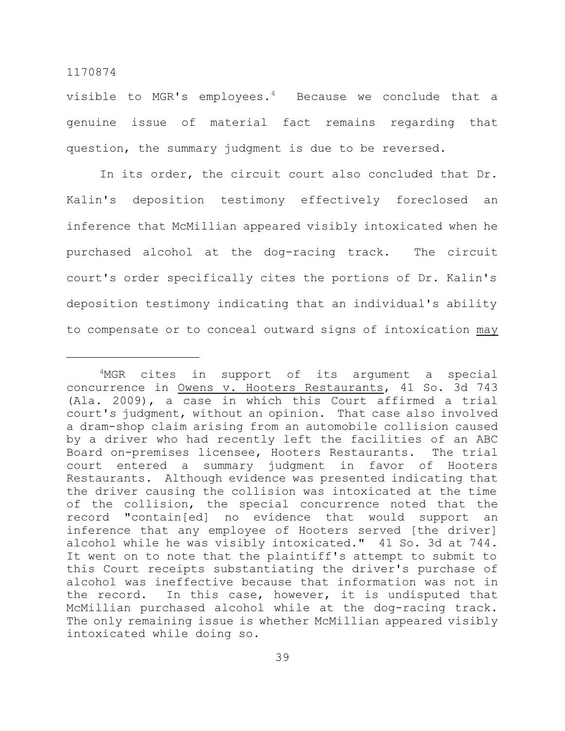visible to MGR's employees.[4] Because we conclude that a genuine issue of material fact remains regarding that question, the summary judgment is due to be reversed.

In its order, the circuit court also concluded that Dr. Kalin's deposition testimony effectively foreclosed an inference that McMillian appeared visibly intoxicated when he purchased alcohol at the dog-racing track. The circuit court's order specifically cites the portions of Dr. Kalin's deposition testimony indicating that an individual's ability to compensate or to conceal outward signs of intoxication <u>may</u>

---

[4]MGR cites in support of its argument a special concurrence in <u>Owens v. Hooters Restaurants</u>, 41 So. 3d 743 (Ala. 2009), a case in which this Court affirmed a trial court's judgment, without an opinion. That case also involved a dram-shop claim arising from an automobile collision caused by a driver who had recently left the facilities of an ABC Board on-premises licensee, Hooters Restaurants. The trial court entered a summary judgment in favor of Hooters Restaurants. Although evidence was presented indicating that the driver causing the collision was intoxicated at the time of the collision, the special concurrence noted that the record "contain[ed] no evidence that would support an inference that any employee of Hooters served [the driver] alcohol while he was visibly intoxicated." 41 So. 3d at 744. It went on to note that the plaintiff's attempt to submit to this Court receipts substantiating the driver's purchase of alcohol was ineffective because that information was not in the record. In this case, however, it is undisputed that McMillian purchased alcohol while at the dog-racing track. The only remaining issue is whether McMillian appeared visibly intoxicated while doing so.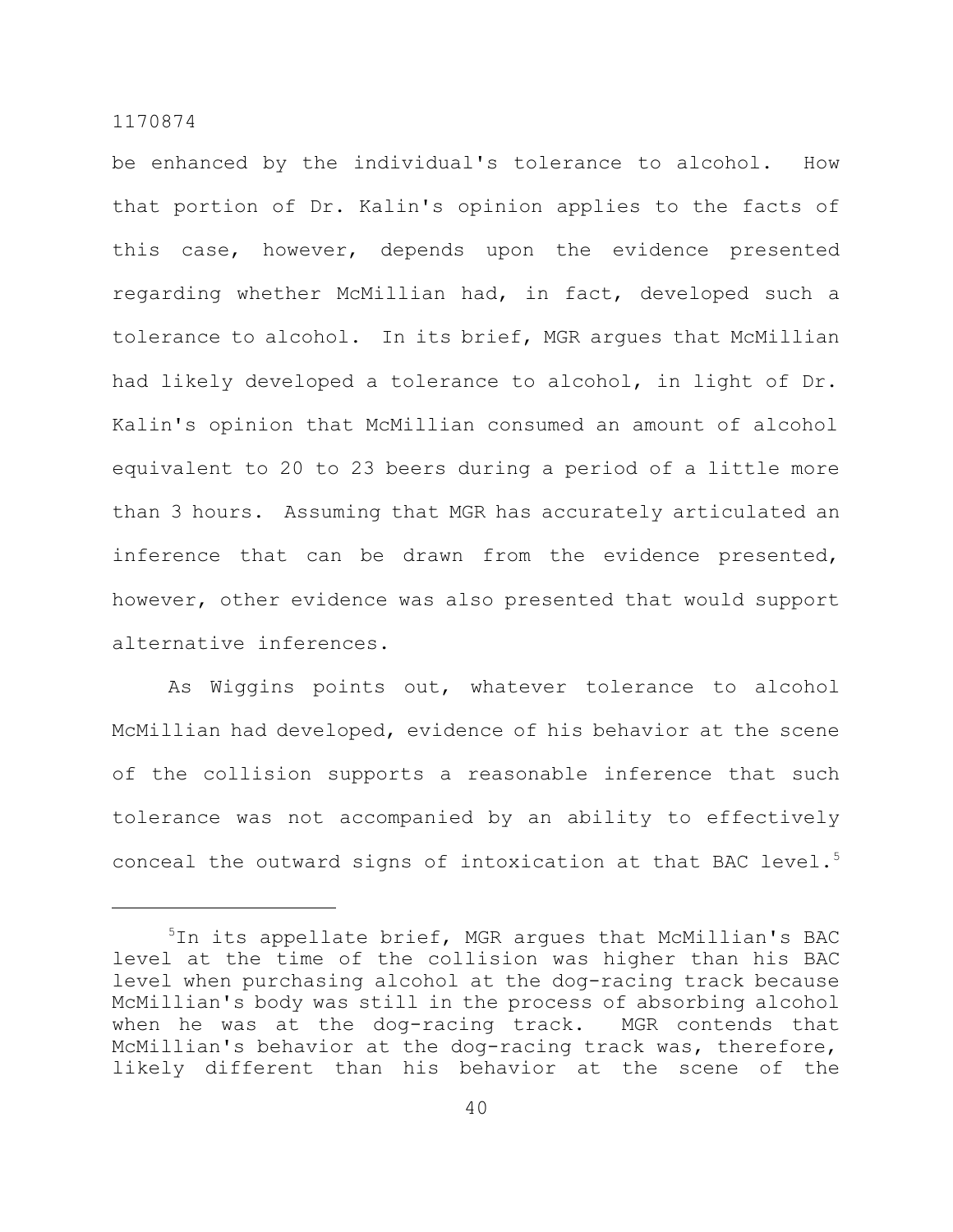be enhanced by the individual's tolerance to alcohol. How that portion of Dr. Kalin's opinion applies to the facts of this case, however, depends upon the evidence presented regarding whether McMillian had, in fact, developed such a tolerance to alcohol. In its brief, MGR argues that McMillian had likely developed a tolerance to alcohol, in light of Dr. Kalin's opinion that McMillian consumed an amount of alcohol equivalent to 20 to 23 beers during a period of a little more than 3 hours. Assuming that MGR has accurately articulated an inference that can be drawn from the evidence presented, however, other evidence was also presented that would support alternative inferences.

As Wiggins points out, whatever tolerance to alcohol McMillian had developed, evidence of his behavior at the scene of the collision supports a reasonable inference that such tolerance was not accompanied by an ability to effectively conceal the outward signs of intoxication at that BAC level.[5]

---

[5]In its appellate brief, MGR argues that McMillian's BAC level at the time of the collision was higher than his BAC level when purchasing alcohol at the dog-racing track because McMillian's body was still in the process of absorbing alcohol when he was at the dog-racing track. MGR contends that McMillian's behavior at the dog-racing track was, therefore, likely different than his behavior at the scene of the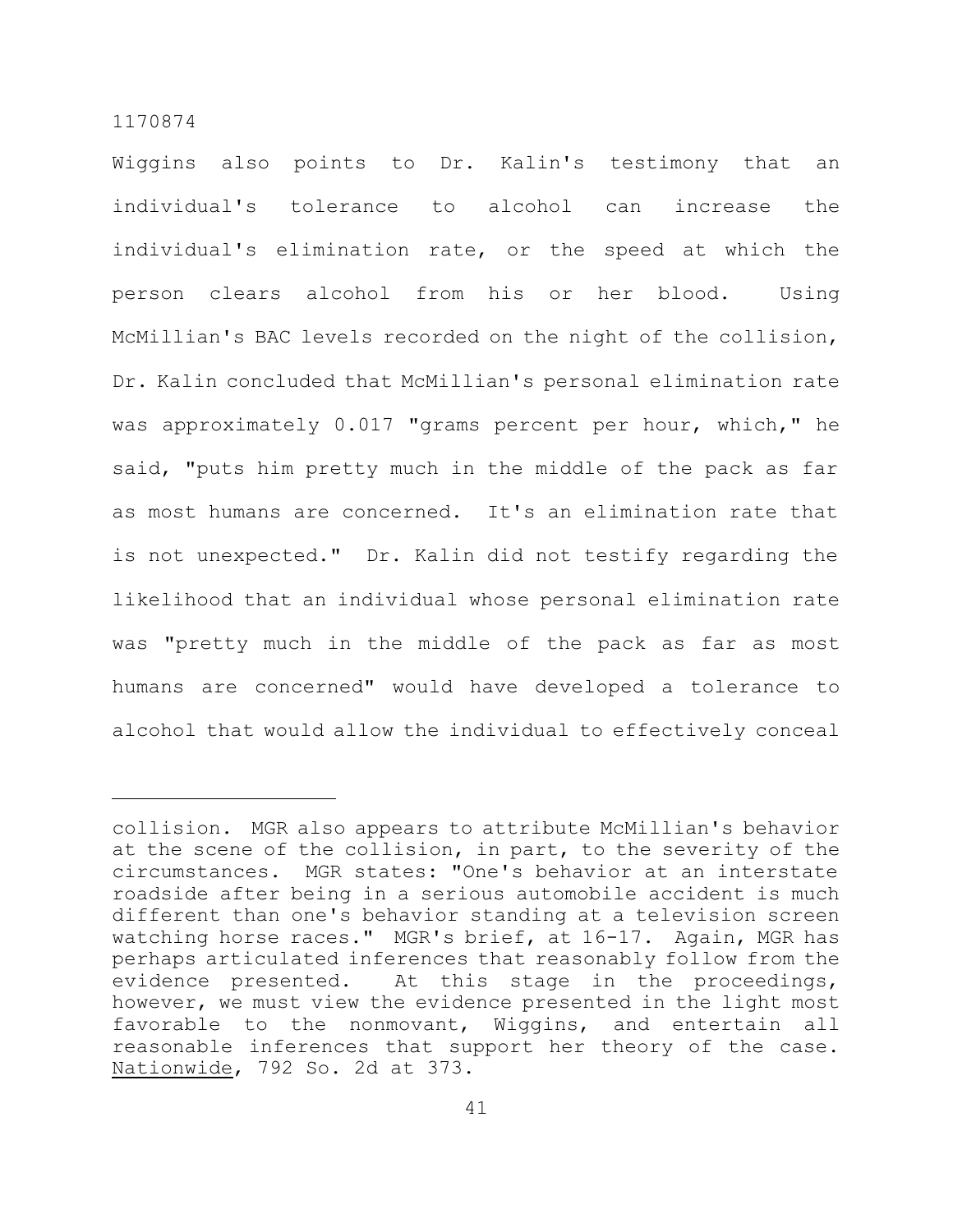Wiggins also points to Dr. Kalin's testimony that an individual's tolerance to alcohol can increase the individual's elimination rate, or the speed at which the person clears alcohol from his or her blood. Using McMillian's BAC levels recorded on the night of the collision, Dr. Kalin concluded that McMillian's personal elimination rate was approximately 0.017 "grams percent per hour, which," he said, "puts him pretty much in the middle of the pack as far as most humans are concerned. It's an elimination rate that is not unexpected." Dr. Kalin did not testify regarding the likelihood that an individual whose personal elimination rate was "pretty much in the middle of the pack as far as most humans are concerned" would have developed a tolerance to alcohol that would allow the individual to effectively conceal

---

collision. MGR also appears to attribute McMillian's behavior at the scene of the collision, in part, to the severity of the circumstances. MGR states: "One's behavior at an interstate roadside after being in a serious automobile accident is much different than one's behavior standing at a television screen watching horse races." MGR's brief, at 16-17. Again, MGR has perhaps articulated inferences that reasonably follow from the evidence presented. At this stage in the proceedings, however, we must view the evidence presented in the light most favorable to the nonmovant, Wiggins, and entertain all reasonable inferences that support her theory of the case. Nationwide, 792 So. 2d at 373.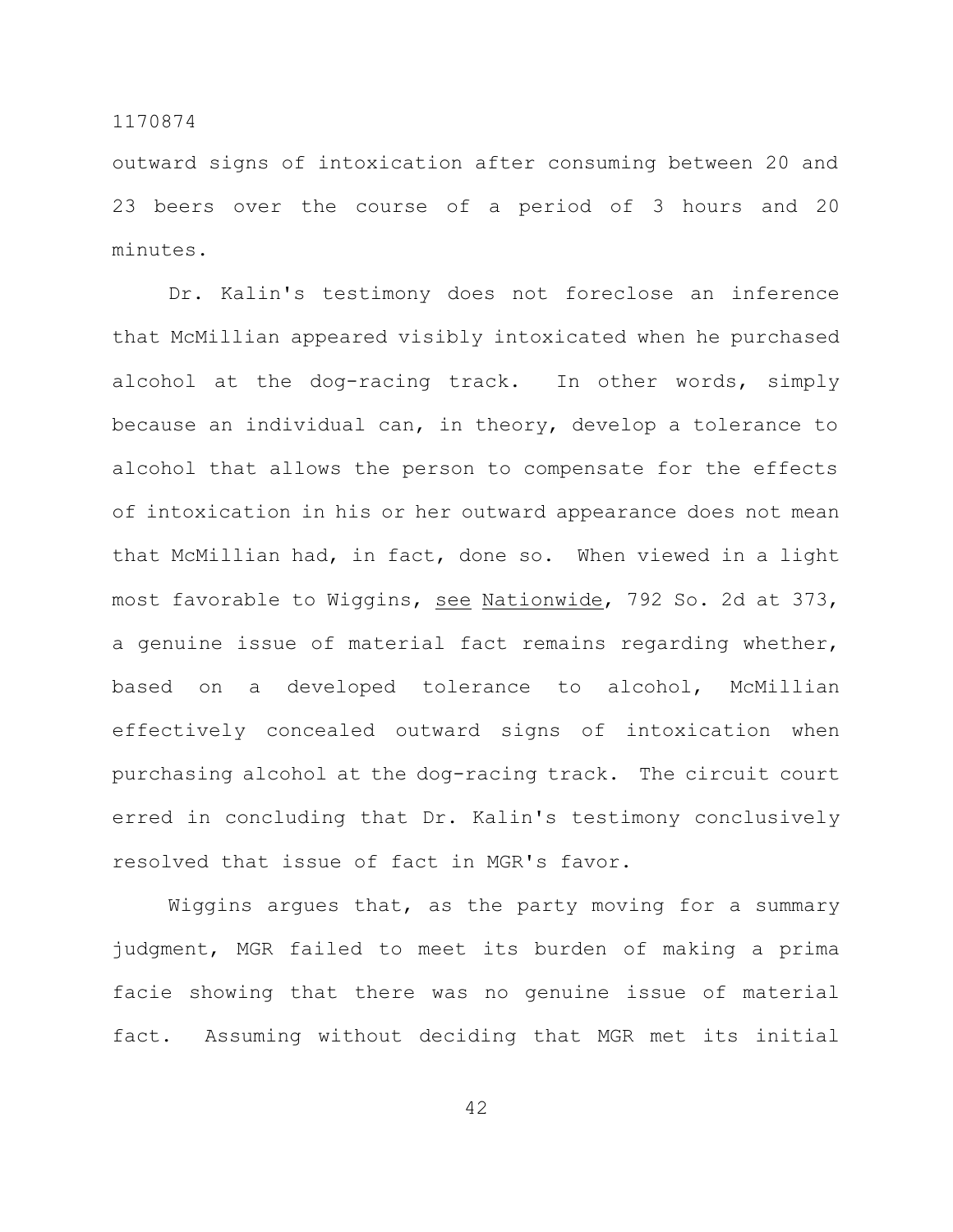outward signs of intoxication after consuming between 20 and 23 beers over the course of a period of 3 hours and 20 minutes.

Dr. Kalin's testimony does not foreclose an inference that McMillian appeared visibly intoxicated when he purchased alcohol at the dog-racing track. In other words, simply because an individual can, in theory, develop a tolerance to alcohol that allows the person to compensate for the effects of intoxication in his or her outward appearance does not mean that McMillian had, in fact, done so. When viewed in a light most favorable to Wiggins, see Nationwide, 792 So. 2d at 373, a genuine issue of material fact remains regarding whether, based on a developed tolerance to alcohol, McMillian effectively concealed outward signs of intoxication when purchasing alcohol at the dog-racing track. The circuit court erred in concluding that Dr. Kalin's testimony conclusively resolved that issue of fact in MGR's favor.

Wiggins argues that, as the party moving for a summary judgment, MGR failed to meet its burden of making a prima facie showing that there was no genuine issue of material fact. Assuming without deciding that MGR met its initial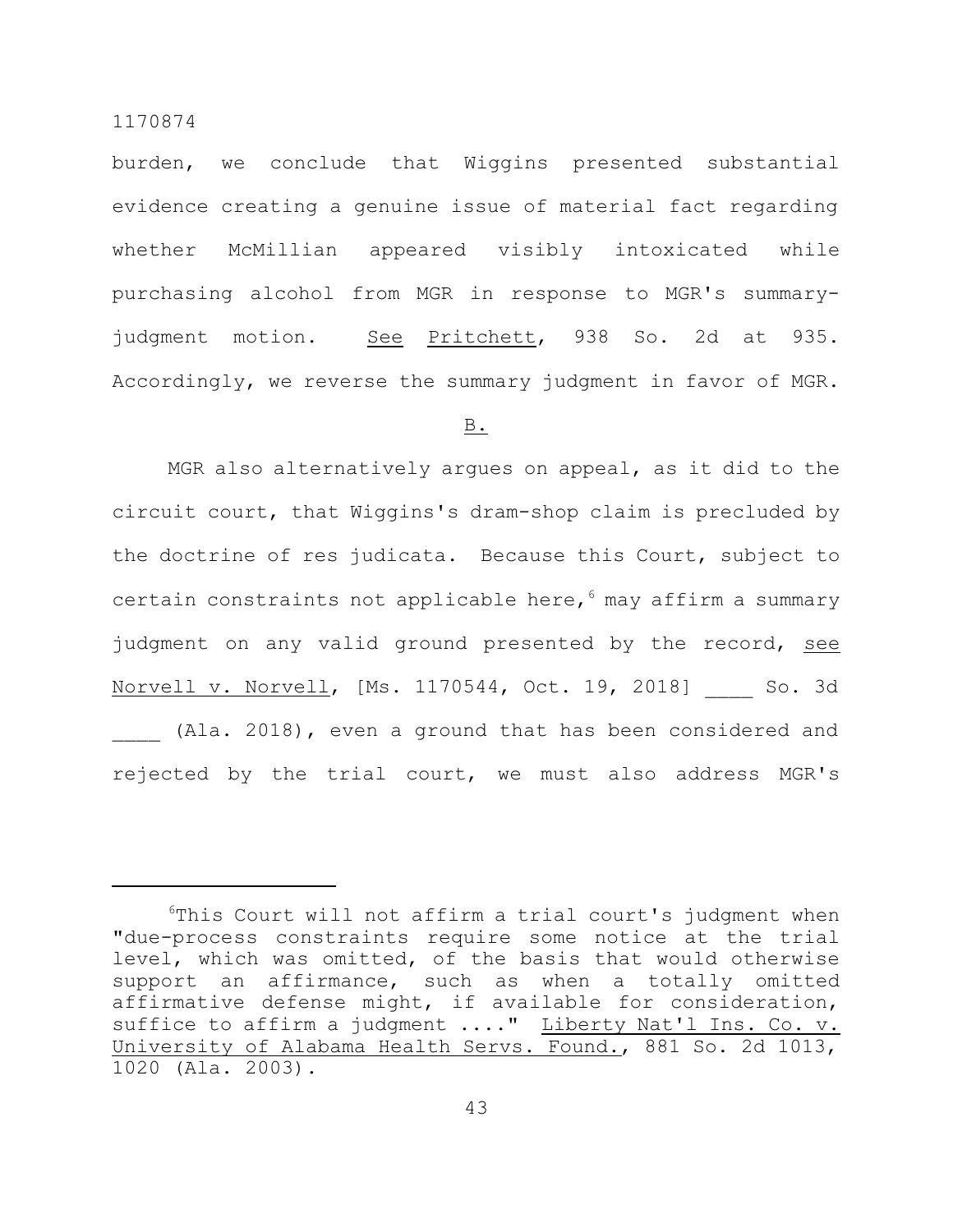burden, we conclude that Wiggins presented substantial evidence creating a genuine issue of material fact regarding whether McMillian appeared visibly intoxicated while purchasing alcohol from MGR in response to MGR's summary-judgment motion. See Pritchett, 938 So. 2d at 935. Accordingly, we reverse the summary judgment in favor of MGR.

B.

MGR also alternatively argues on appeal, as it did to the circuit court, that Wiggins's dram-shop claim is precluded by the doctrine of res judicata. Because this Court, subject to certain constraints not applicable here,[6] may affirm a summary judgment on any valid ground presented by the record, see Norvell v. Norvell, [Ms. 1170544, Oct. 19, 2018] ____ So. 3d ____ (Ala. 2018), even a ground that has been considered and rejected by the trial court, we must also address MGR's

[6]This Court will not affirm a trial court's judgment when "due-process constraints require some notice at the trial level, which was omitted, of the basis that would otherwise support an affirmance, such as when a totally omitted affirmative defense might, if available for consideration, suffice to affirm a judgment ...." Liberty Nat'l Ins. Co. v. University of Alabama Health Servs. Found., 881 So. 2d 1013, 1020 (Ala. 2003).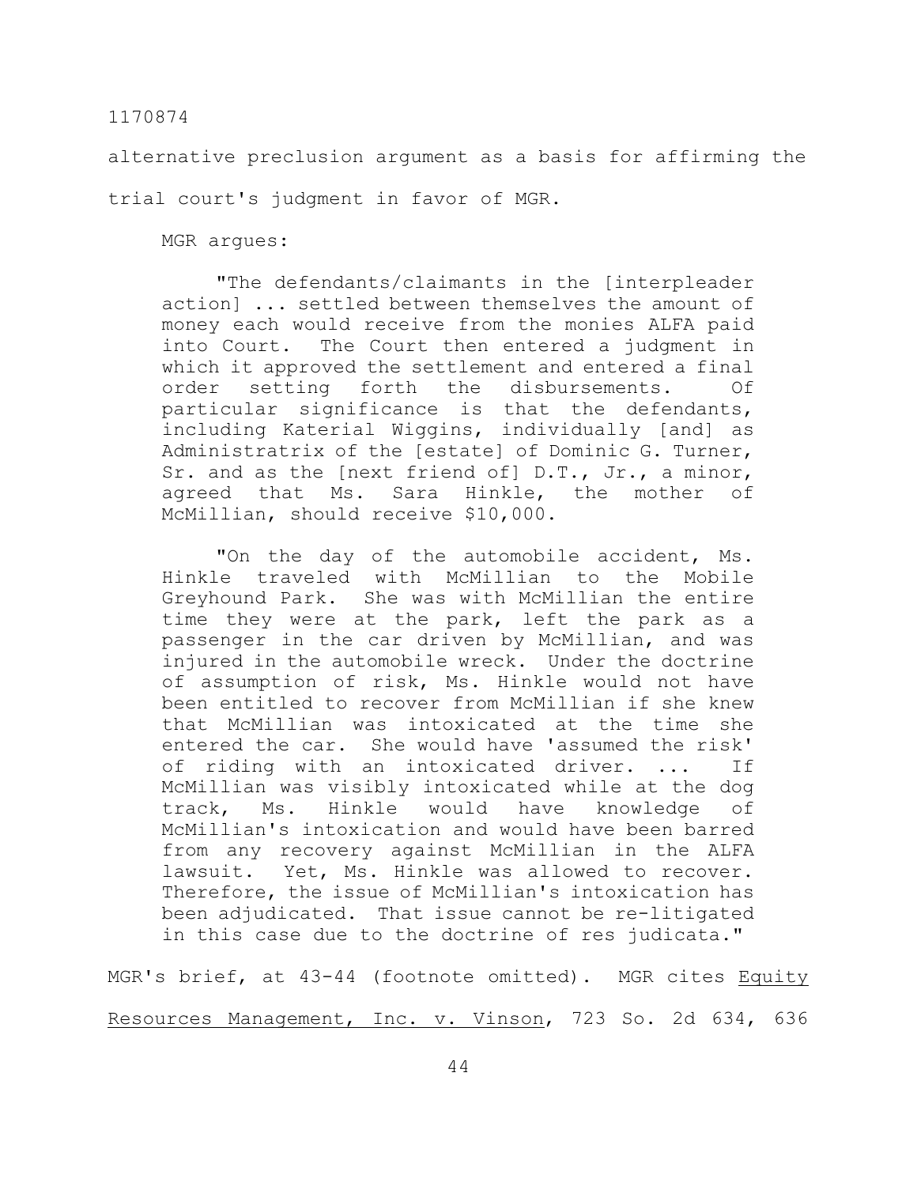alternative preclusion argument as a basis for affirming the trial court's judgment in favor of MGR.

MGR argues:

> "The defendants/claimants in the [interpleader action] ... settled between themselves the amount of money each would receive from the monies ALFA paid into Court. The Court then entered a judgment in which it approved the settlement and entered a final order setting forth the disbursements. Of particular significance is that the defendants, including Katerial Wiggins, individually [and] as Administratrix of the [estate] of Dominic G. Turner, Sr. and as the [next friend of] D.T., Jr., a minor, agreed that Ms. Sara Hinkle, the mother of McMillian, should receive $10,000.
>
> "On the day of the automobile accident, Ms. Hinkle traveled with McMillian to the Mobile Greyhound Park. She was with McMillian the entire time they were at the park, left the park as a passenger in the car driven by McMillian, and was injured in the automobile wreck. Under the doctrine of assumption of risk, Ms. Hinkle would not have been entitled to recover from McMillian if she knew that McMillian was intoxicated at the time she entered the car. She would have 'assumed the risk' of riding with an intoxicated driver. ... If McMillian was visibly intoxicated while at the dog track, Ms. Hinkle would have knowledge of McMillian's intoxication and would have been barred from any recovery against McMillian in the ALFA lawsuit. Yet, Ms. Hinkle was allowed to recover. Therefore, the issue of McMillian's intoxication has been adjudicated. That issue cannot be re-litigated in this case due to the doctrine of res judicata."

MGR's brief, at 43-44 (footnote omitted). MGR cites <u>Equity Resources Management, Inc. v. Vinson</u>, 723 So. 2d 634, 636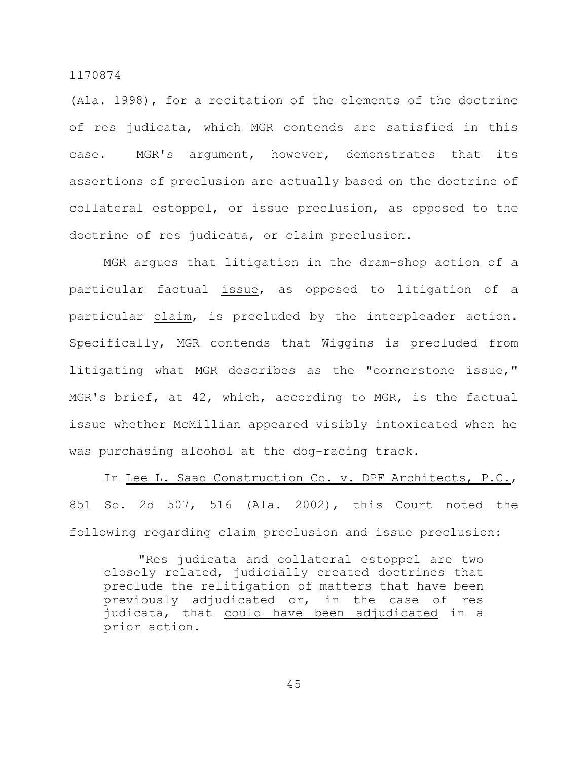(Ala. 1998), for a recitation of the elements of the doctrine of res judicata, which MGR contends are satisfied in this case. MGR's argument, however, demonstrates that its assertions of preclusion are actually based on the doctrine of collateral estoppel, or issue preclusion, as opposed to the doctrine of res judicata, or claim preclusion.

MGR argues that litigation in the dram-shop action of a particular factual _issue_, as opposed to litigation of a particular _claim_, is precluded by the interpleader action. Specifically, MGR contends that Wiggins is precluded from litigating what MGR describes as the "cornerstone issue," MGR's brief, at 42, which, according to MGR, is the factual _issue_ whether McMillian appeared visibly intoxicated when he was purchasing alcohol at the dog-racing track.

In _Lee L. Saad Construction Co. v. DPF Architects, P.C._, 851 So. 2d 507, 516 (Ala. 2002), this Court noted the following regarding _claim_ preclusion and _issue_ preclusion:

> "Res judicata and collateral estoppel are two closely related, judicially created doctrines that preclude the relitigation of matters that have been previously adjudicated or, in the case of res judicata, that _could have been adjudicated_ in a prior action.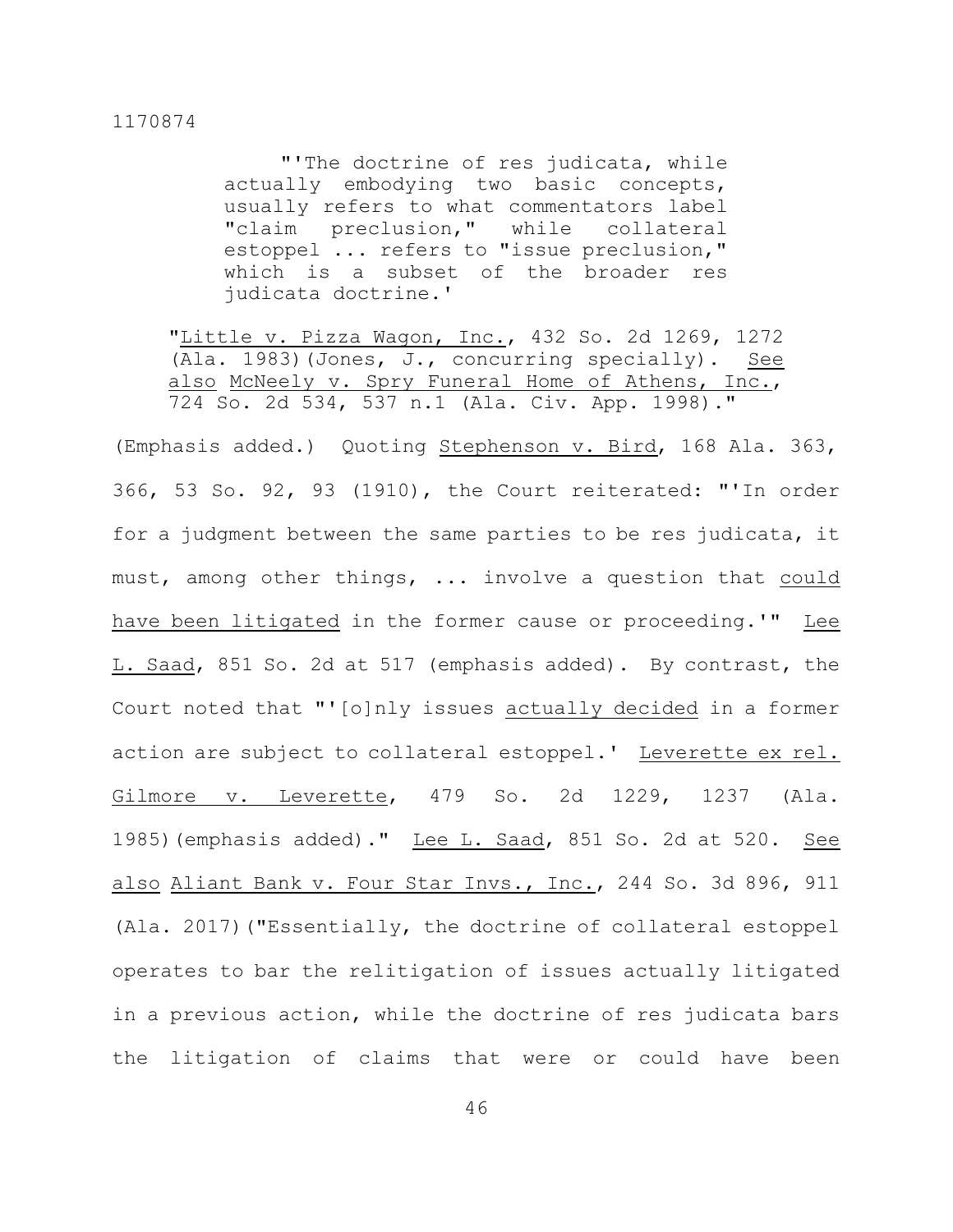> "'The doctrine of res judicata, while actually embodying two basic concepts, usually refers to what commentators label "claim preclusion," while collateral estoppel ... refers to "issue preclusion," which is a subset of the broader res judicata doctrine.'
>
> "Little v. Pizza Wagon, Inc., 432 So. 2d 1269, 1272 (Ala. 1983)(Jones, J., concurring specially). See also McNeely v. Spry Funeral Home of Athens, Inc., 724 So. 2d 534, 537 n.1 (Ala. Civ. App. 1998)."

(Emphasis added.) Quoting Stephenson v. Bird, 168 Ala. 363, 366, 53 So. 92, 93 (1910), the Court reiterated: "'In order for a judgment between the same parties to be res judicata, it must, among other things, ... involve a question that could have been litigated in the former cause or proceeding.'" Lee L. Saad, 851 So. 2d at 517 (emphasis added). By contrast, the Court noted that "'[o]nly issues actually decided in a former action are subject to collateral estoppel.' Leverette ex rel. Gilmore v. Leverette, 479 So. 2d 1229, 1237 (Ala. 1985)(emphasis added)." Lee L. Saad, 851 So. 2d at 520. See also Aliant Bank v. Four Star Invs., Inc., 244 So. 3d 896, 911 (Ala. 2017)("Essentially, the doctrine of collateral estoppel operates to bar the relitigation of issues actually litigated in a previous action, while the doctrine of res judicata bars the litigation of claims that were or could have been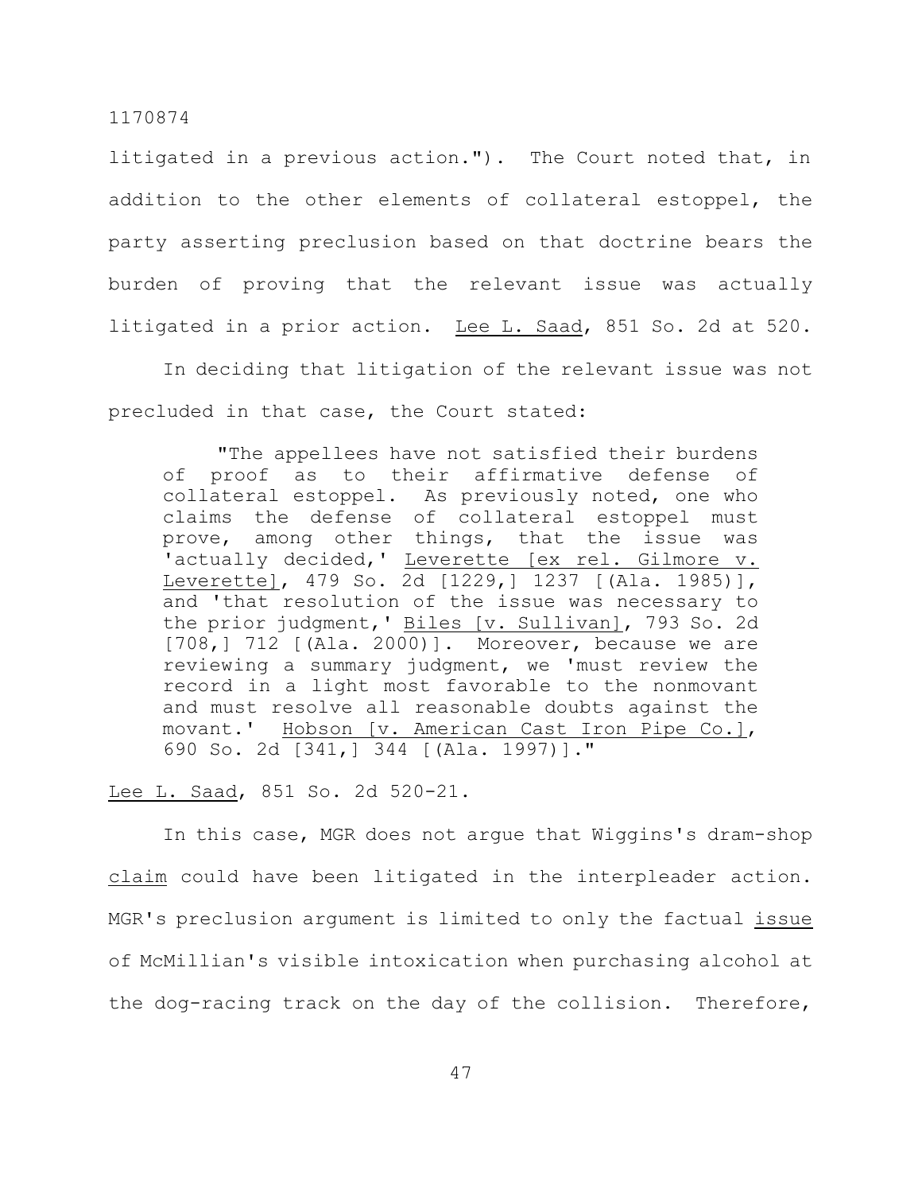litigated in a previous action."). The Court noted that, in addition to the other elements of collateral estoppel, the party asserting preclusion based on that doctrine bears the burden of proving that the relevant issue was actually litigated in a prior action. Lee L. Saad, 851 So. 2d at 520.

In deciding that litigation of the relevant issue was not precluded in that case, the Court stated:

> "The appellees have not satisfied their burdens of proof as to their affirmative defense of collateral estoppel. As previously noted, one who claims the defense of collateral estoppel must prove, among other things, that the issue was 'actually decided,' Leverette [ex rel. Gilmore v. Leverette], 479 So. 2d [1229,] 1237 [(Ala. 1985)], and 'that resolution of the issue was necessary to the prior judgment,' Biles [v. Sullivan], 793 So. 2d [708,] 712 [(Ala. 2000)]. Moreover, because we are reviewing a summary judgment, we 'must review the record in a light most favorable to the nonmovant and must resolve all reasonable doubts against the movant.' Hobson [v. American Cast Iron Pipe Co.], 690 So. 2d [341,] 344 [(Ala. 1997)]."

Lee L. Saad, 851 So. 2d 520-21.

In this case, MGR does not argue that Wiggins's dram-shop claim could have been litigated in the interpleader action. MGR's preclusion argument is limited to only the factual issue of McMillian's visible intoxication when purchasing alcohol at the dog-racing track on the day of the collision. Therefore,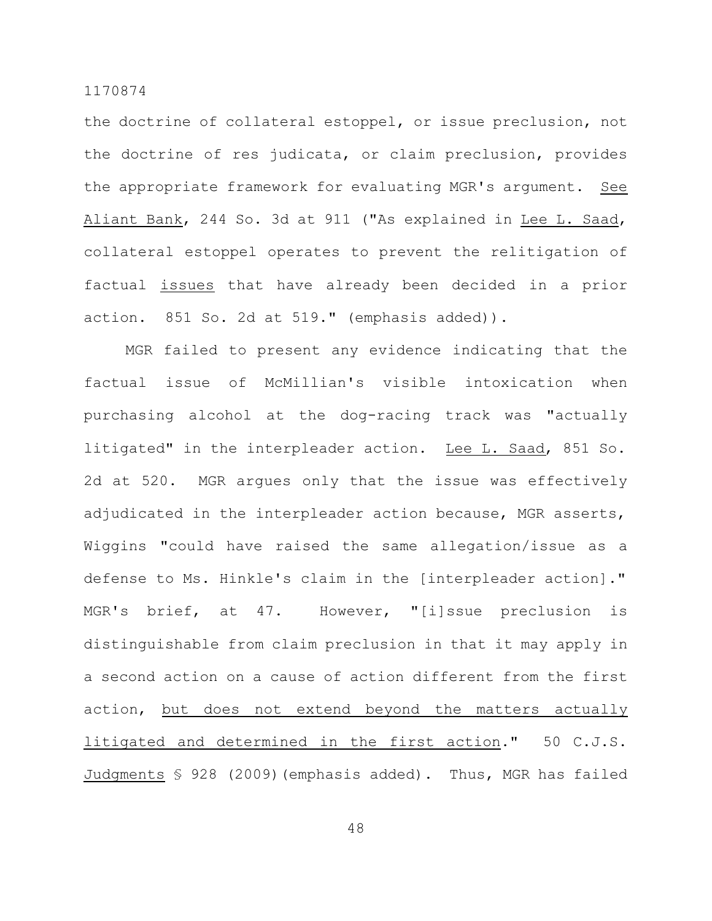the doctrine of collateral estoppel, or issue preclusion, not the doctrine of res judicata, or claim preclusion, provides the appropriate framework for evaluating MGR's argument. See Aliant Bank, 244 So. 3d at 911 ("As explained in Lee L. Saad, collateral estoppel operates to prevent the relitigation of factual issues that have already been decided in a prior action. 851 So. 2d at 519." (emphasis added)).

MGR failed to present any evidence indicating that the factual issue of McMillian's visible intoxication when purchasing alcohol at the dog-racing track was "actually litigated" in the interpleader action. Lee L. Saad, 851 So. 2d at 520. MGR argues only that the issue was effectively adjudicated in the interpleader action because, MGR asserts, Wiggins "could have raised the same allegation/issue as a defense to Ms. Hinkle's claim in the [interpleader action]." MGR's brief, at 47. However, "[i]ssue preclusion is distinguishable from claim preclusion in that it may apply in a second action on a cause of action different from the first action, but does not extend beyond the matters actually litigated and determined in the first action." 50 C.J.S. Judgments § 928 (2009)(emphasis added). Thus, MGR has failed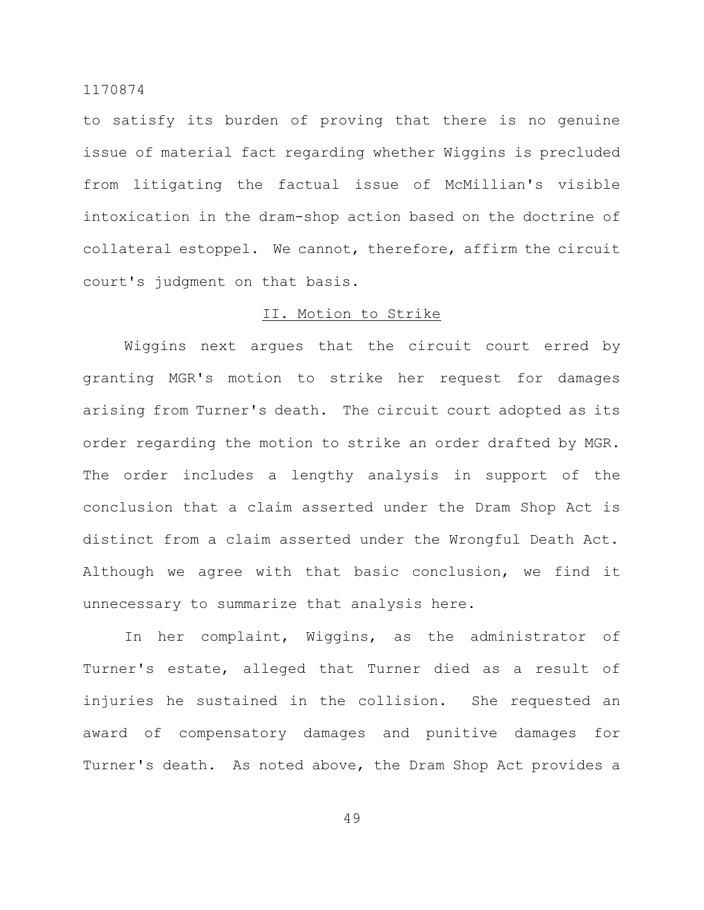to satisfy its burden of proving that there is no genuine issue of material fact regarding whether Wiggins is precluded from litigating the factual issue of McMillian's visible intoxication in the dram-shop action based on the doctrine of collateral estoppel. We cannot, therefore, affirm the circuit court's judgment on that basis.

## II. Motion to Strike

Wiggins next argues that the circuit court erred by granting MGR's motion to strike her request for damages arising from Turner's death. The circuit court adopted as its order regarding the motion to strike an order drafted by MGR. The order includes a lengthy analysis in support of the conclusion that a claim asserted under the Dram Shop Act is distinct from a claim asserted under the Wrongful Death Act. Although we agree with that basic conclusion, we find it unnecessary to summarize that analysis here.

In her complaint, Wiggins, as the administrator of Turner's estate, alleged that Turner died as a result of injuries he sustained in the collision. She requested an award of compensatory damages and punitive damages for Turner's death. As noted above, the Dram Shop Act provides a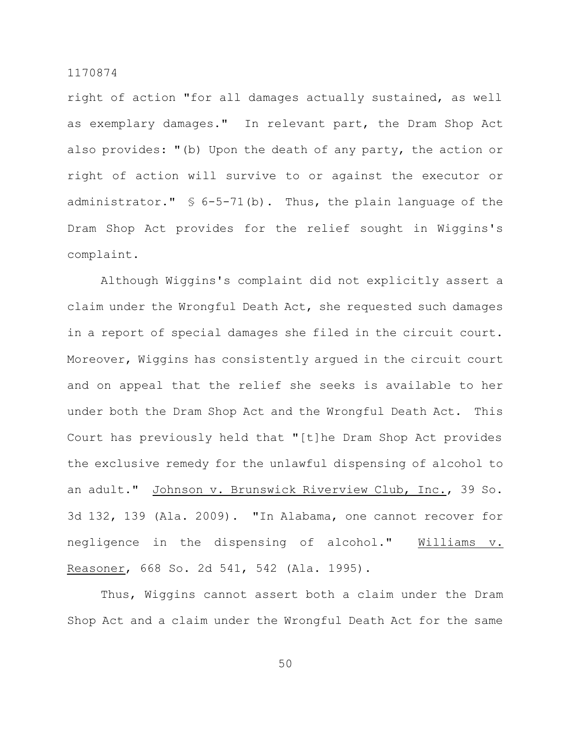right of action "for all damages actually sustained, as well as exemplary damages." In relevant part, the Dram Shop Act also provides: "(b) Upon the death of any party, the action or right of action will survive to or against the executor or administrator." § 6-5-71(b). Thus, the plain language of the Dram Shop Act provides for the relief sought in Wiggins's complaint.

Although Wiggins's complaint did not explicitly assert a claim under the Wrongful Death Act, she requested such damages in a report of special damages she filed in the circuit court. Moreover, Wiggins has consistently argued in the circuit court and on appeal that the relief she seeks is available to her under both the Dram Shop Act and the Wrongful Death Act. This Court has previously held that "[t]he Dram Shop Act provides the exclusive remedy for the unlawful dispensing of alcohol to an adult." Johnson v. Brunswick Riverview Club, Inc., 39 So. 3d 132, 139 (Ala. 2009). "In Alabama, one cannot recover for negligence in the dispensing of alcohol." Williams v. Reasoner, 668 So. 2d 541, 542 (Ala. 1995).

Thus, Wiggins cannot assert both a claim under the Dram Shop Act and a claim under the Wrongful Death Act for the same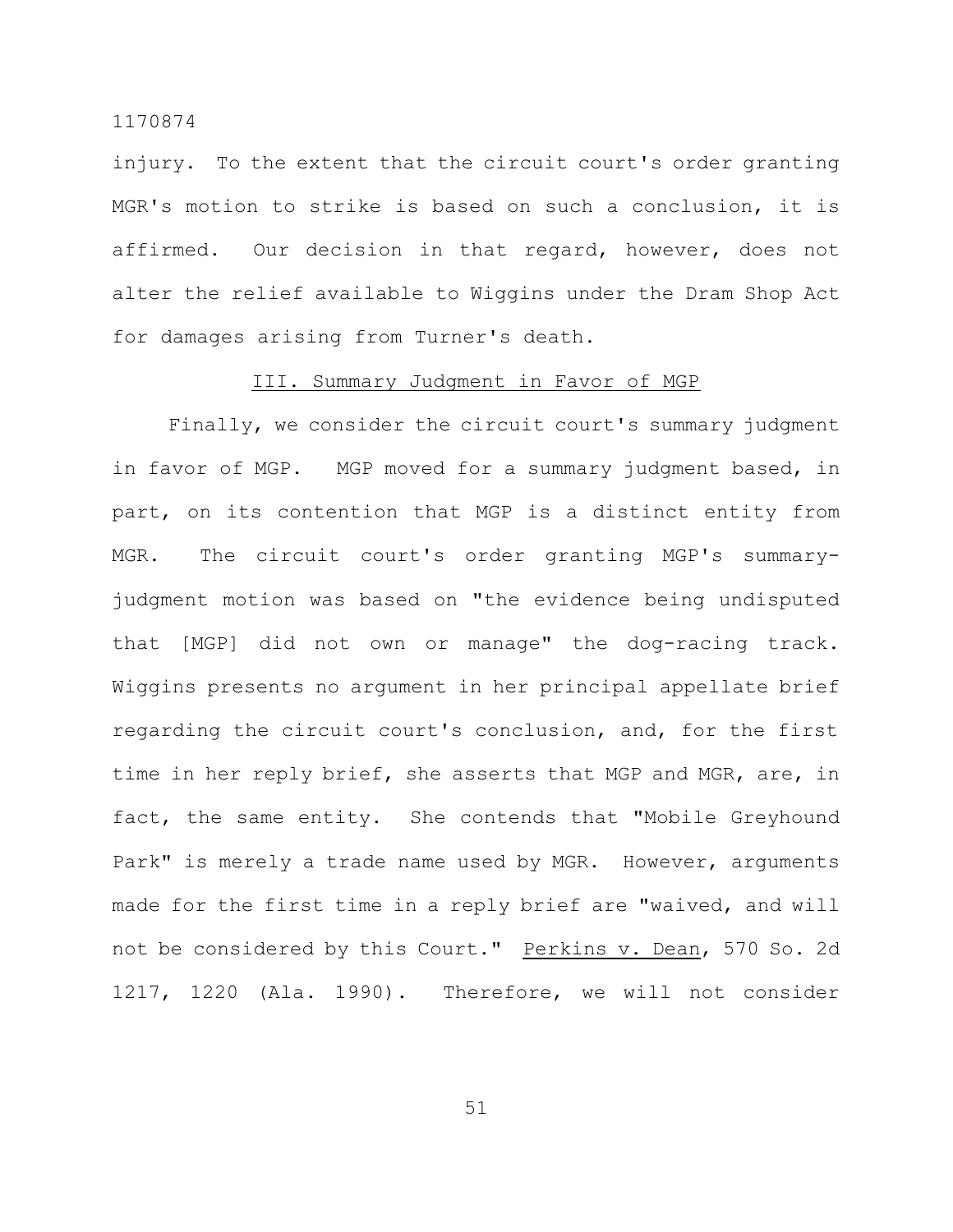injury. To the extent that the circuit court's order granting MGR's motion to strike is based on such a conclusion, it is affirmed. Our decision in that regard, however, does not alter the relief available to Wiggins under the Dram Shop Act for damages arising from Turner's death.

### III. Summary Judgment in Favor of MGP

Finally, we consider the circuit court's summary judgment in favor of MGP. MGP moved for a summary judgment based, in part, on its contention that MGP is a distinct entity from MGR. The circuit court's order granting MGP's summary-judgment motion was based on "the evidence being undisputed that [MGP] did not own or manage" the dog-racing track. Wiggins presents no argument in her principal appellate brief regarding the circuit court's conclusion, and, for the first time in her reply brief, she asserts that MGP and MGR, are, in fact, the same entity. She contends that "Mobile Greyhound Park" is merely a trade name used by MGR. However, arguments made for the first time in a reply brief are "waived, and will not be considered by this Court." Perkins v. Dean, 570 So. 2d 1217, 1220 (Ala. 1990). Therefore, we will not consider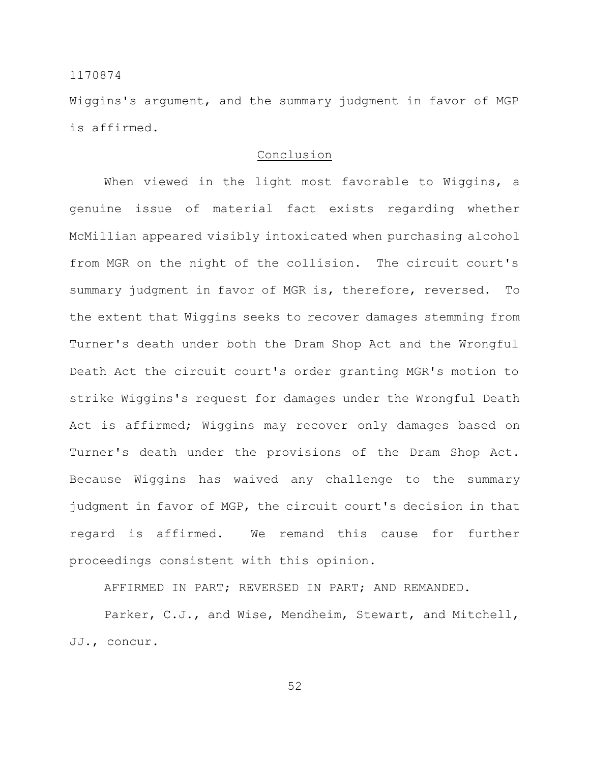Wiggins's argument, and the summary judgment in favor of MGP is affirmed.

## Conclusion

When viewed in the light most favorable to Wiggins, a genuine issue of material fact exists regarding whether McMillian appeared visibly intoxicated when purchasing alcohol from MGR on the night of the collision. The circuit court's summary judgment in favor of MGR is, therefore, reversed. To the extent that Wiggins seeks to recover damages stemming from Turner's death under both the Dram Shop Act and the Wrongful Death Act the circuit court's order granting MGR's motion to strike Wiggins's request for damages under the Wrongful Death Act is affirmed; Wiggins may recover only damages based on Turner's death under the provisions of the Dram Shop Act. Because Wiggins has waived any challenge to the summary judgment in favor of MGP, the circuit court's decision in that regard is affirmed. We remand this cause for further proceedings consistent with this opinion.

AFFIRMED IN PART; REVERSED IN PART; AND REMANDED.

Parker, C.J., and Wise, Mendheim, Stewart, and Mitchell, JJ., concur.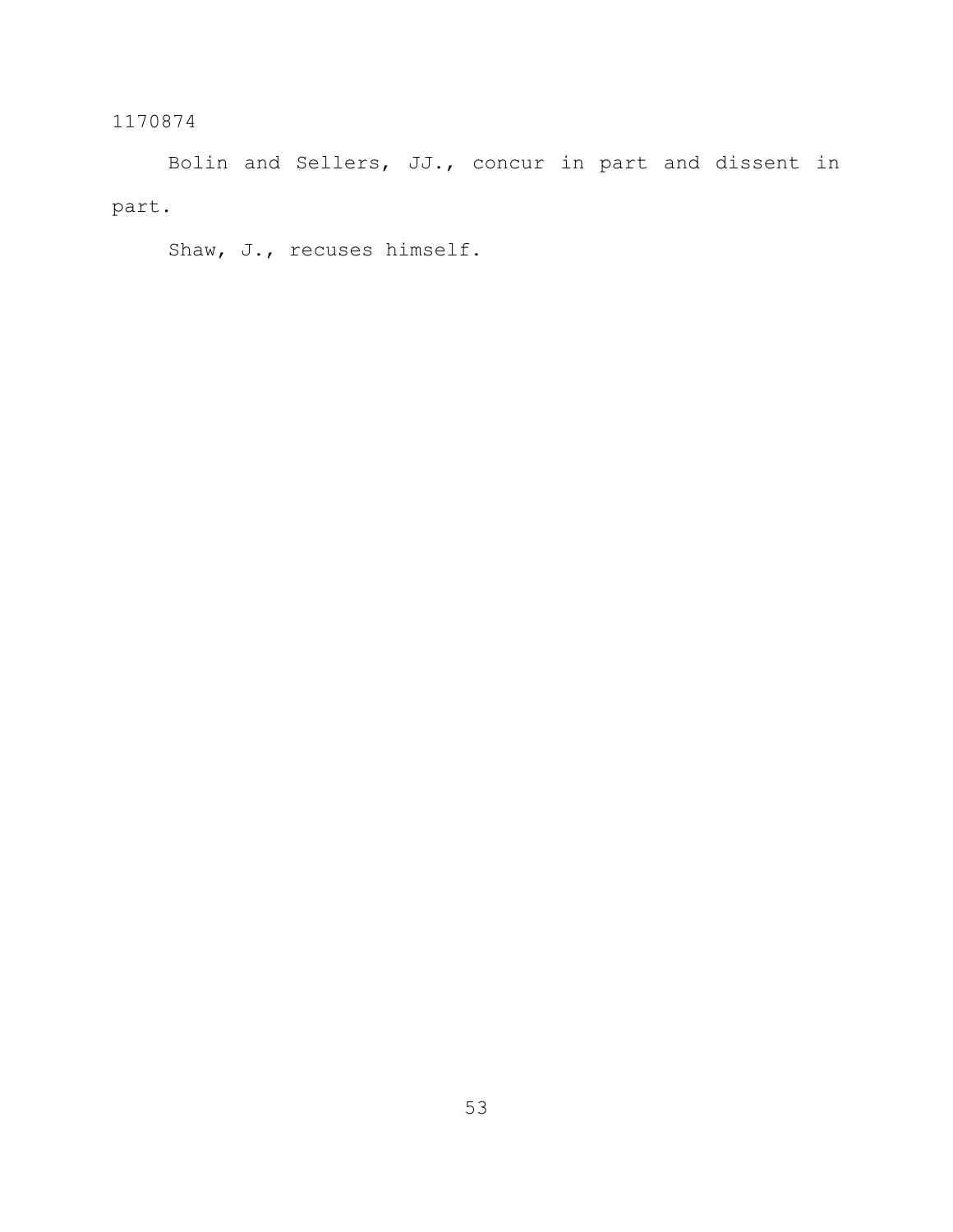Bolin and Sellers, JJ., concur in part and dissent in part.

Shaw, J., recuses himself.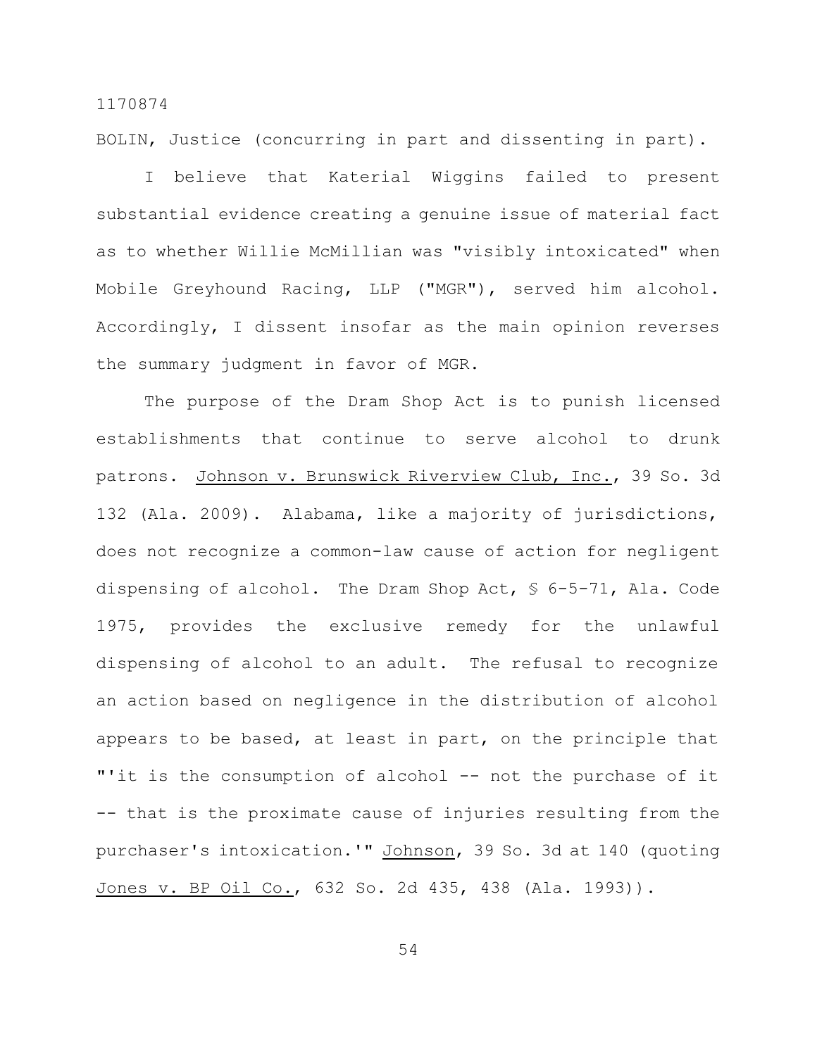BOLIN, Justice (concurring in part and dissenting in part).

I believe that Katerial Wiggins failed to present substantial evidence creating a genuine issue of material fact as to whether Willie McMillian was "visibly intoxicated" when Mobile Greyhound Racing, LLP ("MGR"), served him alcohol. Accordingly, I dissent insofar as the main opinion reverses the summary judgment in favor of MGR.

The purpose of the Dram Shop Act is to punish licensed establishments that continue to serve alcohol to drunk patrons. Johnson v. Brunswick Riverview Club, Inc., 39 So. 3d 132 (Ala. 2009). Alabama, like a majority of jurisdictions, does not recognize a common-law cause of action for negligent dispensing of alcohol. The Dram Shop Act, § 6-5-71, Ala. Code 1975, provides the exclusive remedy for the unlawful dispensing of alcohol to an adult. The refusal to recognize an action based on negligence in the distribution of alcohol appears to be based, at least in part, on the principle that "'it is the consumption of alcohol -- not the purchase of it -- that is the proximate cause of injuries resulting from the purchaser's intoxication.'" Johnson, 39 So. 3d at 140 (quoting Jones v. BP Oil Co., 632 So. 2d 435, 438 (Ala. 1993)).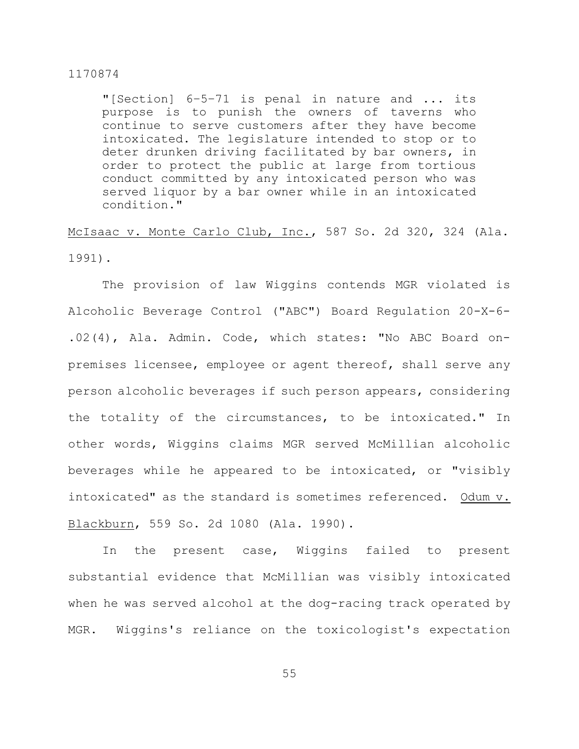> "[Section] 6-5-71 is penal in nature and ... its purpose is to punish the owners of taverns who continue to serve customers after they have become intoxicated. The legislature intended to stop or to deter drunken driving facilitated by bar owners, in order to protect the public at large from tortious conduct committed by any intoxicated person who was served liquor by a bar owner while in an intoxicated condition."

McIsaac v. Monte Carlo Club, Inc., 587 So. 2d 320, 324 (Ala. 1991).

The provision of law Wiggins contends MGR violated is Alcoholic Beverage Control ("ABC") Board Regulation 20-X-6-.02(4), Ala. Admin. Code, which states: "No ABC Board on-premises licensee, employee or agent thereof, shall serve any person alcoholic beverages if such person appears, considering the totality of the circumstances, to be intoxicated." In other words, Wiggins claims MGR served McMillian alcoholic beverages while he appeared to be intoxicated, or "visibly intoxicated" as the standard is sometimes referenced. Odum v. Blackburn, 559 So. 2d 1080 (Ala. 1990).

In the present case, Wiggins failed to present substantial evidence that McMillian was visibly intoxicated when he was served alcohol at the dog-racing track operated by MGR. Wiggins's reliance on the toxicologist's expectation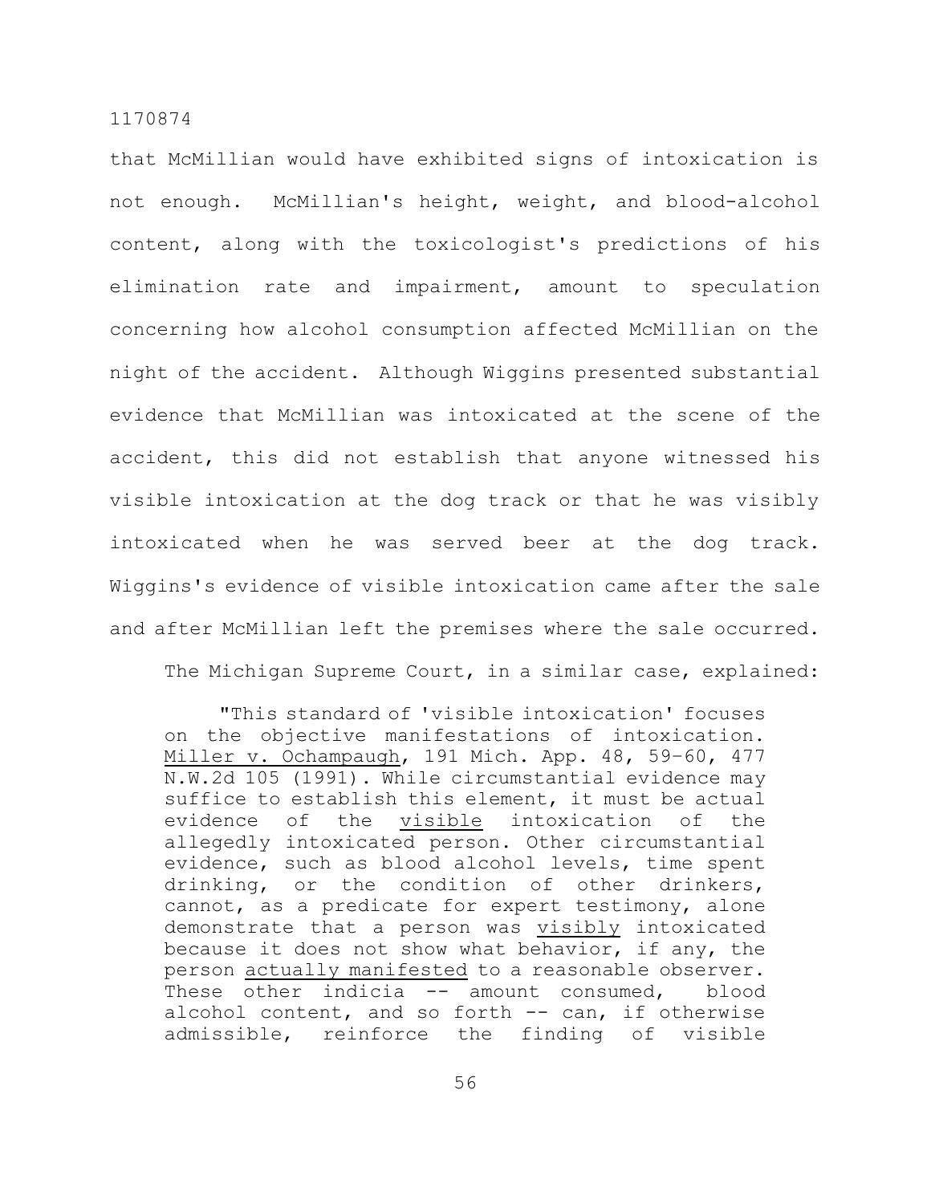that McMillian would have exhibited signs of intoxication is not enough. McMillian's height, weight, and blood-alcohol content, along with the toxicologist's predictions of his elimination rate and impairment, amount to speculation concerning how alcohol consumption affected McMillian on the night of the accident. Although Wiggins presented substantial evidence that McMillian was intoxicated at the scene of the accident, this did not establish that anyone witnessed his visible intoxication at the dog track or that he was visibly intoxicated when he was served beer at the dog track. Wiggins's evidence of visible intoxication came after the sale and after McMillian left the premises where the sale occurred.

The Michigan Supreme Court, in a similar case, explained:

> "This standard of 'visible intoxication' focuses on the objective manifestations of intoxication. Miller v. Ochampaugh, 191 Mich. App. 48, 59–60, 477 N.W.2d 105 (1991). While circumstantial evidence may suffice to establish this element, it must be actual evidence of the visible intoxication of the allegedly intoxicated person. Other circumstantial evidence, such as blood alcohol levels, time spent drinking, or the condition of other drinkers, cannot, as a predicate for expert testimony, alone demonstrate that a person was visibly intoxicated because it does not show what behavior, if any, the person actually manifested to a reasonable observer. These other indicia -- amount consumed, blood alcohol content, and so forth -- can, if otherwise admissible, reinforce the finding of visible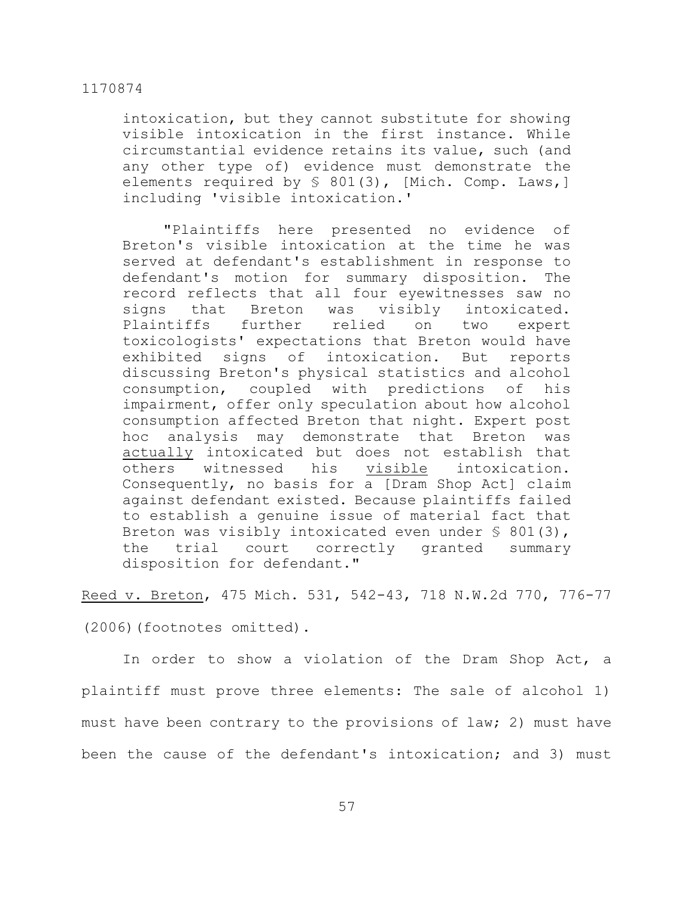> intoxication, but they cannot substitute for showing visible intoxication in the first instance. While circumstantial evidence retains its value, such (and any other type of) evidence must demonstrate the elements required by § 801(3), [Mich. Comp. Laws,] including 'visible intoxication.'
>
> "Plaintiffs here presented no evidence of Breton's visible intoxication at the time he was served at defendant's establishment in response to defendant's motion for summary disposition. The record reflects that all four eyewitnesses saw no signs that Breton was visibly intoxicated. Plaintiffs further relied on two expert toxicologists' expectations that Breton would have exhibited signs of intoxication. But reports discussing Breton's physical statistics and alcohol consumption, coupled with predictions of his impairment, offer only speculation about how alcohol consumption affected Breton that night. Expert post hoc analysis may demonstrate that Breton was <u>actually</u> intoxicated but does not establish that others witnessed his <u>visible</u> intoxication. Consequently, no basis for a [Dram Shop Act] claim against defendant existed. Because plaintiffs failed to establish a genuine issue of material fact that Breton was visibly intoxicated even under § 801(3), the trial court correctly granted summary disposition for defendant."

<u>Reed v. Breton</u>, 475 Mich. 531, 542-43, 718 N.W.2d 770, 776-77 (2006)(footnotes omitted).

In order to show a violation of the Dram Shop Act, a plaintiff must prove three elements: The sale of alcohol 1) must have been contrary to the provisions of law; 2) must have been the cause of the defendant's intoxication; and 3) must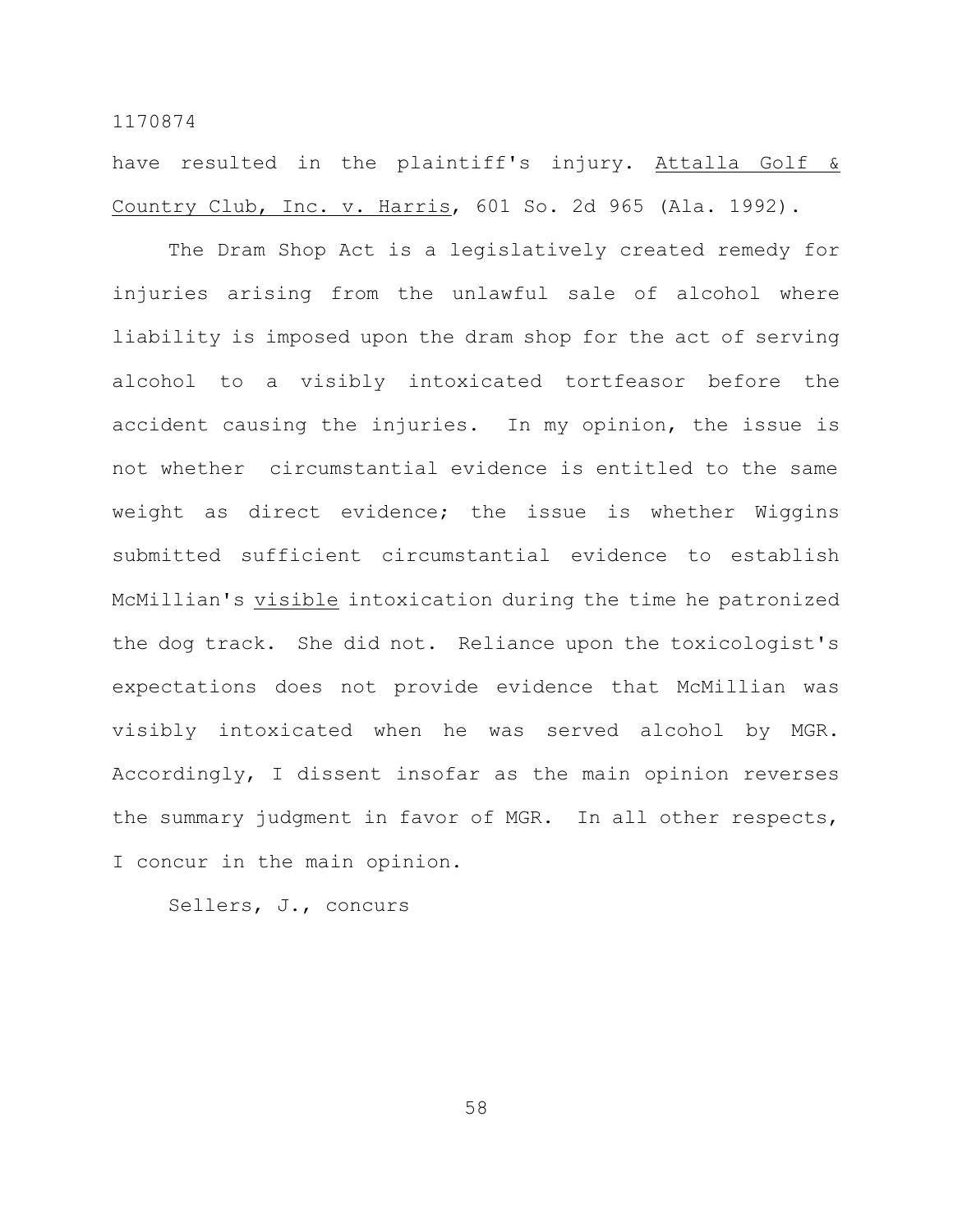have resulted in the plaintiff's injury. Attalla Golf & Country Club, Inc. v. Harris, 601 So. 2d 965 (Ala. 1992).

The Dram Shop Act is a legislatively created remedy for injuries arising from the unlawful sale of alcohol where liability is imposed upon the dram shop for the act of serving alcohol to a visibly intoxicated tortfeasor before the accident causing the injuries. In my opinion, the issue is not whether circumstantial evidence is entitled to the same weight as direct evidence; the issue is whether Wiggins submitted sufficient circumstantial evidence to establish McMillian's visible intoxication during the time he patronized the dog track. She did not. Reliance upon the toxicologist's expectations does not provide evidence that McMillian was visibly intoxicated when he was served alcohol by MGR. Accordingly, I dissent insofar as the main opinion reverses the summary judgment in favor of MGR. In all other respects, I concur in the main opinion.

Sellers, J., concurs